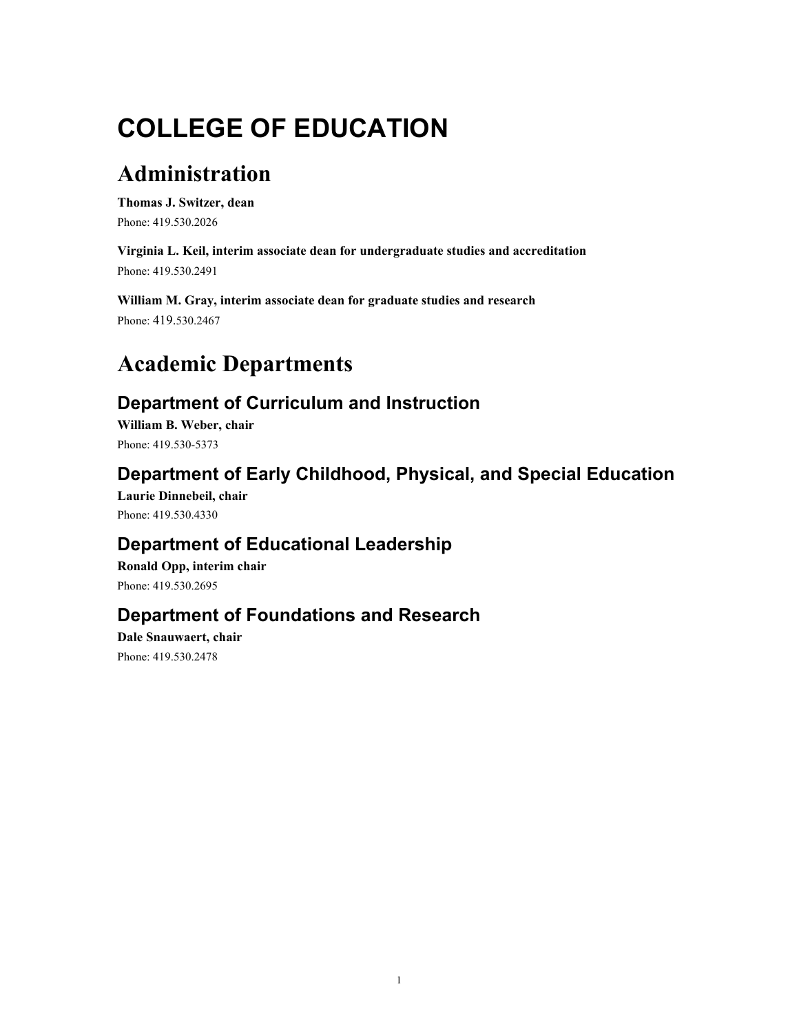# COLLEGE OF EDUCATION

## Administration

**Thomas J. Switzer, dean**
Phone: 419.530.2026

**Virginia L. Keil, interim associate dean for undergraduate studies and accreditation**
Phone: 419.530.2491

**William M. Gray, interim associate dean for graduate studies and research**
Phone: 419.530.2467

## Academic Departments

### Department of Curriculum and Instruction

**William B. Weber, chair**
Phone: 419.530-5373

### Department of Early Childhood, Physical, and Special Education

**Laurie Dinnebeil, chair**
Phone: 419.530.4330

### Department of Educational Leadership

**Ronald Opp, interim chair**
Phone: 419.530.2695

### Department of Foundations and Research

**Dale Snauwaert, chair**
Phone: 419.530.2478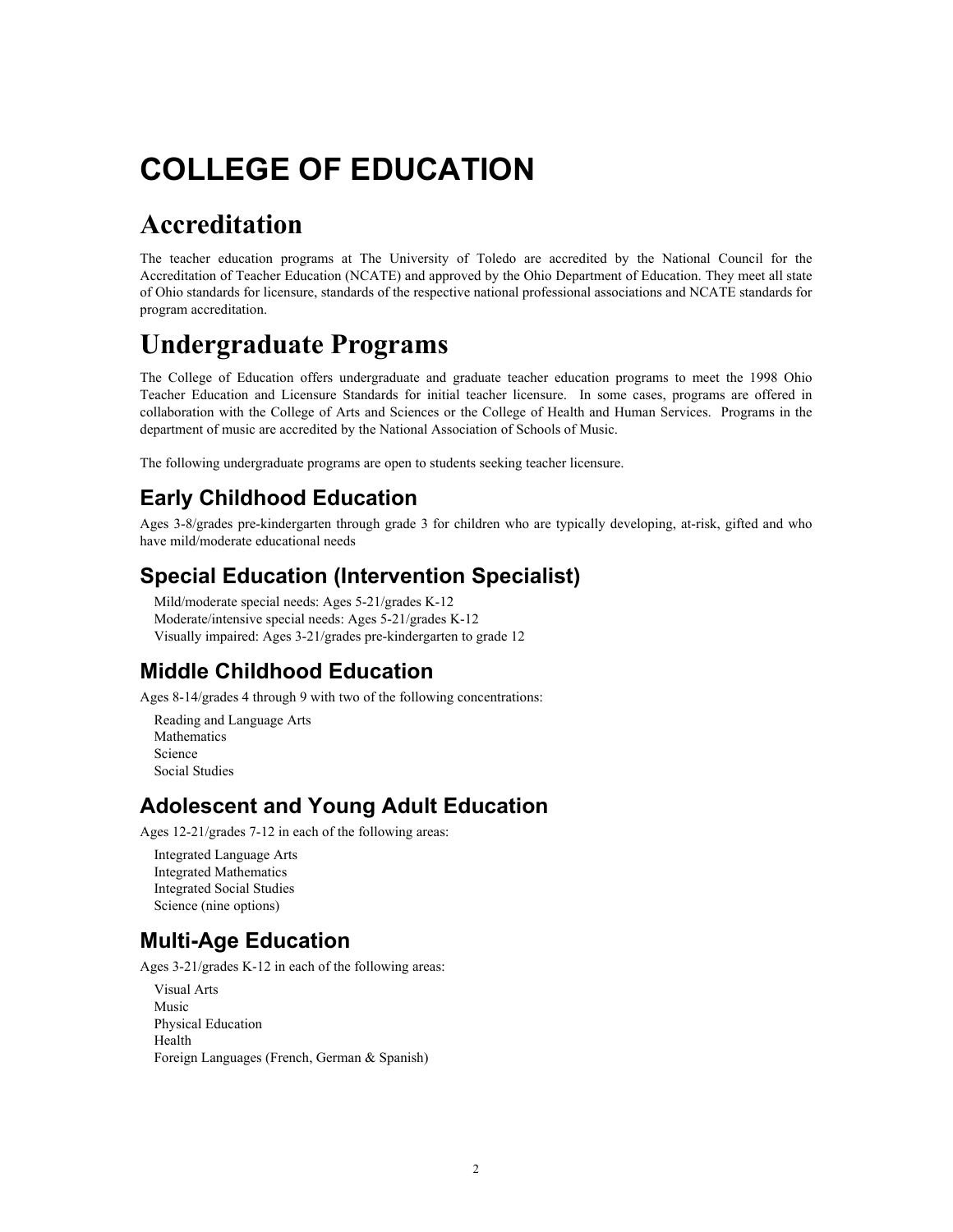# COLLEGE OF EDUCATION

## Accreditation

The teacher education programs at The University of Toledo are accredited by the National Council for the Accreditation of Teacher Education (NCATE) and approved by the Ohio Department of Education. They meet all state of Ohio standards for licensure, standards of the respective national professional associations and NCATE standards for program accreditation.

## Undergraduate Programs

The College of Education offers undergraduate and graduate teacher education programs to meet the 1998 Ohio Teacher Education and Licensure Standards for initial teacher licensure. In some cases, programs are offered in collaboration with the College of Arts and Sciences or the College of Health and Human Services. Programs in the department of music are accredited by the National Association of Schools of Music.

The following undergraduate programs are open to students seeking teacher licensure.

### Early Childhood Education

Ages 3-8/grades pre-kindergarten through grade 3 for children who are typically developing, at-risk, gifted and who have mild/moderate educational needs

### Special Education (Intervention Specialist)

Mild/moderate special needs: Ages 5-21/grades K-12
Moderate/intensive special needs: Ages 5-21/grades K-12
Visually impaired: Ages 3-21/grades pre-kindergarten to grade 12

### Middle Childhood Education

Ages 8-14/grades 4 through 9 with two of the following concentrations:

Reading and Language Arts
Mathematics
Science
Social Studies

### Adolescent and Young Adult Education

Ages 12-21/grades 7-12 in each of the following areas:

Integrated Language Arts
Integrated Mathematics
Integrated Social Studies
Science (nine options)

### Multi-Age Education

Ages 3-21/grades K-12 in each of the following areas:

Visual Arts
Music
Physical Education
Health
Foreign Languages (French, German & Spanish)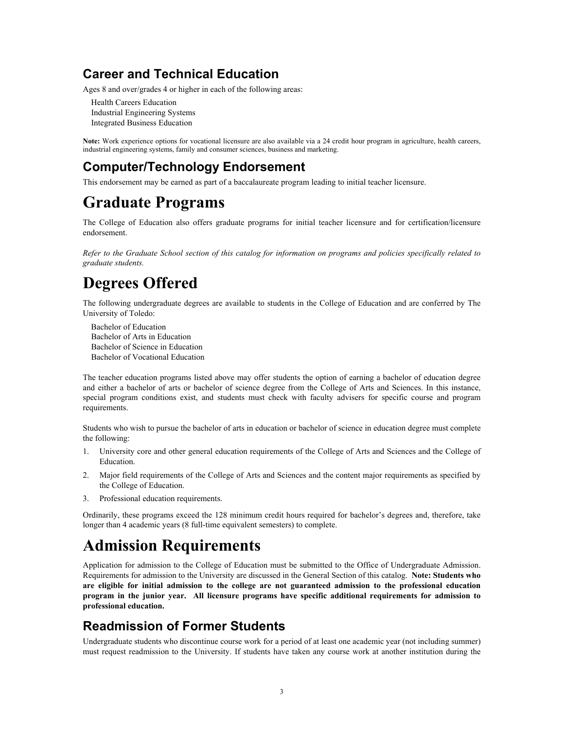## Career and Technical Education

Ages 8 and over/grades 4 or higher in each of the following areas:

Health Careers Education
Industrial Engineering Systems
Integrated Business Education

**Note:** Work experience options for vocational licensure are also available via a 24 credit hour program in agriculture, health careers, industrial engineering systems, family and consumer sciences, business and marketing.

## Computer/Technology Endorsement

This endorsement may be earned as part of a baccalaureate program leading to initial teacher licensure.

# Graduate Programs

The College of Education also offers graduate programs for initial teacher licensure and for certification/licensure endorsement.

*Refer to the Graduate School section of this catalog for information on programs and policies specifically related to graduate students.*

# Degrees Offered

The following undergraduate degrees are available to students in the College of Education and are conferred by The University of Toledo:

Bachelor of Education
Bachelor of Arts in Education
Bachelor of Science in Education
Bachelor of Vocational Education

The teacher education programs listed above may offer students the option of earning a bachelor of education degree and either a bachelor of arts or bachelor of science degree from the College of Arts and Sciences. In this instance, special program conditions exist, and students must check with faculty advisers for specific course and program requirements.

Students who wish to pursue the bachelor of arts in education or bachelor of science in education degree must complete the following:

1. University core and other general education requirements of the College of Arts and Sciences and the College of Education.
2. Major field requirements of the College of Arts and Sciences and the content major requirements as specified by the College of Education.
3. Professional education requirements.

Ordinarily, these programs exceed the 128 minimum credit hours required for bachelor's degrees and, therefore, take longer than 4 academic years (8 full-time equivalent semesters) to complete.

# Admission Requirements

Application for admission to the College of Education must be submitted to the Office of Undergraduate Admission. Requirements for admission to the University are discussed in the General Section of this catalog. **Note: Students who are eligible for initial admission to the college are not guaranteed admission to the professional education program in the junior year. All licensure programs have specific additional requirements for admission to professional education.**

## Readmission of Former Students

Undergraduate students who discontinue course work for a period of at least one academic year (not including summer) must request readmission to the University. If students have taken any course work at another institution during the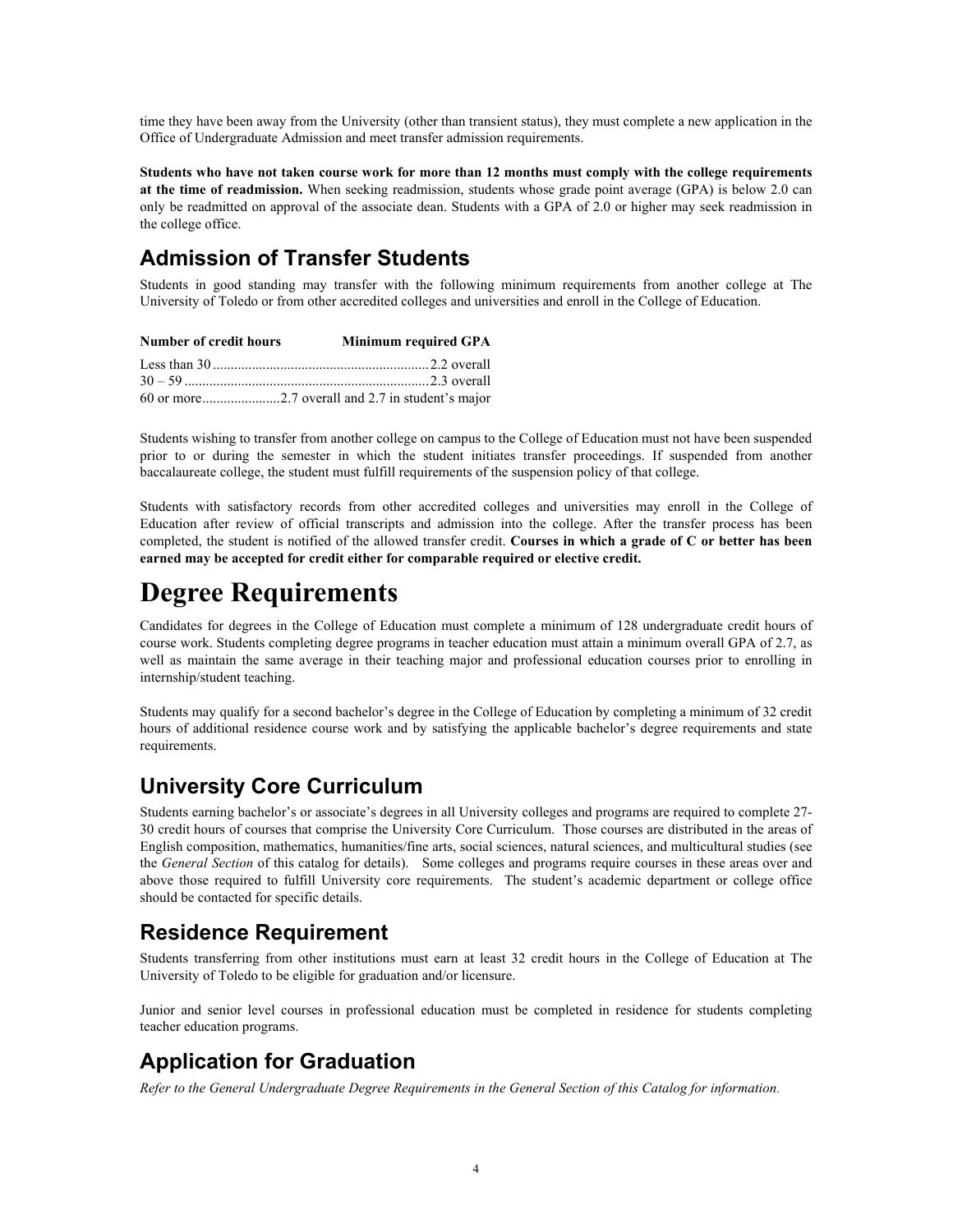time they have been away from the University (other than transient status), they must complete a new application in the Office of Undergraduate Admission and meet transfer admission requirements.

**Students who have not taken course work for more than 12 months must comply with the college requirements at the time of readmission.** When seeking readmission, students whose grade point average (GPA) is below 2.0 can only be readmitted on approval of the associate dean. Students with a GPA of 2.0 or higher may seek readmission in the college office.

## Admission of Transfer Students

Students in good standing may transfer with the following minimum requirements from another college at The University of Toledo or from other accredited colleges and universities and enroll in the College of Education.

| Number of credit hours | Minimum required GPA |
|---|---|
| Less than 30 | 2.2 overall |
| 30 – 59 | 2.3 overall |
| 60 or more | 2.7 overall and 2.7 in student's major |

Students wishing to transfer from another college on campus to the College of Education must not have been suspended prior to or during the semester in which the student initiates transfer proceedings. If suspended from another baccalaureate college, the student must fulfill requirements of the suspension policy of that college.

Students with satisfactory records from other accredited colleges and universities may enroll in the College of Education after review of official transcripts and admission into the college. After the transfer process has been completed, the student is notified of the allowed transfer credit. **Courses in which a grade of C or better has been earned may be accepted for credit either for comparable required or elective credit.**

# Degree Requirements

Candidates for degrees in the College of Education must complete a minimum of 128 undergraduate credit hours of course work. Students completing degree programs in teacher education must attain a minimum overall GPA of 2.7, as well as maintain the same average in their teaching major and professional education courses prior to enrolling in internship/student teaching.

Students may qualify for a second bachelor's degree in the College of Education by completing a minimum of 32 credit hours of additional residence course work and by satisfying the applicable bachelor's degree requirements and state requirements.

## University Core Curriculum

Students earning bachelor's or associate's degrees in all University colleges and programs are required to complete 27-30 credit hours of courses that comprise the University Core Curriculum. Those courses are distributed in the areas of English composition, mathematics, humanities/fine arts, social sciences, natural sciences, and multicultural studies (see the *General Section* of this catalog for details). Some colleges and programs require courses in these areas over and above those required to fulfill University core requirements. The student's academic department or college office should be contacted for specific details.

## Residence Requirement

Students transferring from other institutions must earn at least 32 credit hours in the College of Education at The University of Toledo to be eligible for graduation and/or licensure.

Junior and senior level courses in professional education must be completed in residence for students completing teacher education programs.

## Application for Graduation

*Refer to the General Undergraduate Degree Requirements in the General Section of this Catalog for information.*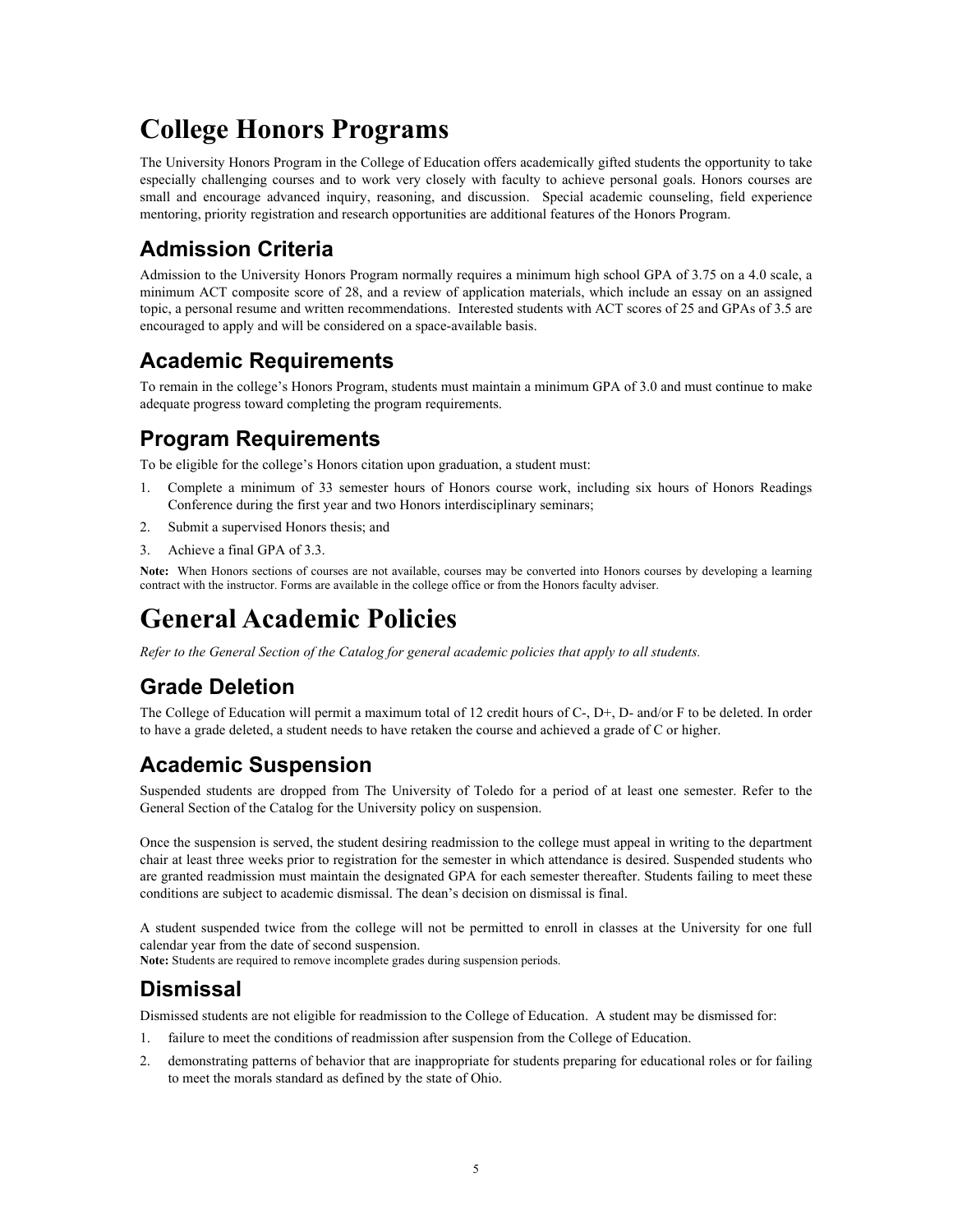# College Honors Programs

The University Honors Program in the College of Education offers academically gifted students the opportunity to take especially challenging courses and to work very closely with faculty to achieve personal goals. Honors courses are small and encourage advanced inquiry, reasoning, and discussion. Special academic counseling, field experience mentoring, priority registration and research opportunities are additional features of the Honors Program.

## Admission Criteria

Admission to the University Honors Program normally requires a minimum high school GPA of 3.75 on a 4.0 scale, a minimum ACT composite score of 28, and a review of application materials, which include an essay on an assigned topic, a personal resume and written recommendations. Interested students with ACT scores of 25 and GPAs of 3.5 are encouraged to apply and will be considered on a space-available basis.

## Academic Requirements

To remain in the college's Honors Program, students must maintain a minimum GPA of 3.0 and must continue to make adequate progress toward completing the program requirements.

## Program Requirements

To be eligible for the college's Honors citation upon graduation, a student must:

1. Complete a minimum of 33 semester hours of Honors course work, including six hours of Honors Readings Conference during the first year and two Honors interdisciplinary seminars;
2. Submit a supervised Honors thesis; and
3. Achieve a final GPA of 3.3.

**Note:** When Honors sections of courses are not available, courses may be converted into Honors courses by developing a learning contract with the instructor. Forms are available in the college office or from the Honors faculty adviser.

# General Academic Policies

*Refer to the General Section of the Catalog for general academic policies that apply to all students.*

## Grade Deletion

The College of Education will permit a maximum total of 12 credit hours of C-, D+, D- and/or F to be deleted. In order to have a grade deleted, a student needs to have retaken the course and achieved a grade of C or higher.

## Academic Suspension

Suspended students are dropped from The University of Toledo for a period of at least one semester. Refer to the General Section of the Catalog for the University policy on suspension.

Once the suspension is served, the student desiring readmission to the college must appeal in writing to the department chair at least three weeks prior to registration for the semester in which attendance is desired. Suspended students who are granted readmission must maintain the designated GPA for each semester thereafter. Students failing to meet these conditions are subject to academic dismissal. The dean's decision on dismissal is final.

A student suspended twice from the college will not be permitted to enroll in classes at the University for one full calendar year from the date of second suspension.

**Note:** Students are required to remove incomplete grades during suspension periods.

## Dismissal

Dismissed students are not eligible for readmission to the College of Education. A student may be dismissed for:

1. failure to meet the conditions of readmission after suspension from the College of Education.
2. demonstrating patterns of behavior that are inappropriate for students preparing for educational roles or for failing to meet the morals standard as defined by the state of Ohio.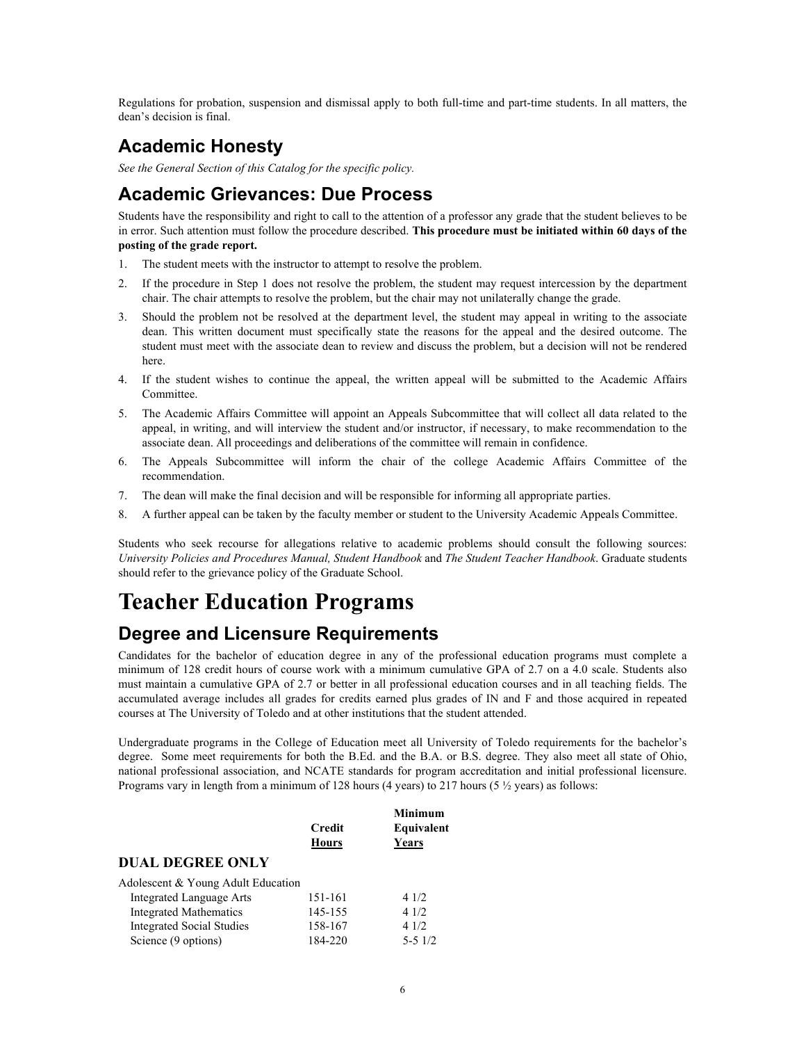Regulations for probation, suspension and dismissal apply to both full-time and part-time students. In all matters, the dean's decision is final.

## Academic Honesty

*See the General Section of this Catalog for the specific policy.*

## Academic Grievances: Due Process

Students have the responsibility and right to call to the attention of a professor any grade that the student believes to be in error. Such attention must follow the procedure described. **This procedure must be initiated within 60 days of the posting of the grade report.**

1. The student meets with the instructor to attempt to resolve the problem.
2. If the procedure in Step 1 does not resolve the problem, the student may request intercession by the department chair. The chair attempts to resolve the problem, but the chair may not unilaterally change the grade.
3. Should the problem not be resolved at the department level, the student may appeal in writing to the associate dean. This written document must specifically state the reasons for the appeal and the desired outcome. The student must meet with the associate dean to review and discuss the problem, but a decision will not be rendered here.
4. If the student wishes to continue the appeal, the written appeal will be submitted to the Academic Affairs Committee.
5. The Academic Affairs Committee will appoint an Appeals Subcommittee that will collect all data related to the appeal, in writing, and will interview the student and/or instructor, if necessary, to make recommendation to the associate dean. All proceedings and deliberations of the committee will remain in confidence.
6. The Appeals Subcommittee will inform the chair of the college Academic Affairs Committee of the recommendation.
7. The dean will make the final decision and will be responsible for informing all appropriate parties.
8. A further appeal can be taken by the faculty member or student to the University Academic Appeals Committee.

Students who seek recourse for allegations relative to academic problems should consult the following sources: *University Policies and Procedures Manual, Student Handbook* and *The Student Teacher Handbook*. Graduate students should refer to the grievance policy of the Graduate School.

# Teacher Education Programs

## Degree and Licensure Requirements

Candidates for the bachelor of education degree in any of the professional education programs must complete a minimum of 128 credit hours of course work with a minimum cumulative GPA of 2.7 on a 4.0 scale. Students also must maintain a cumulative GPA of 2.7 or better in all professional education courses and in all teaching fields. The accumulated average includes all grades for credits earned plus grades of IN and F and those acquired in repeated courses at The University of Toledo and at other institutions that the student attended.

Undergraduate programs in the College of Education meet all University of Toledo requirements for the bachelor's degree. Some meet requirements for both the B.Ed. and the B.A. or B.S. degree. They also meet all state of Ohio, national professional association, and NCATE standards for program accreditation and initial professional licensure. Programs vary in length from a minimum of 128 hours (4 years) to 217 hours (5 ½ years) as follows:

| | Credit Hours | Minimum Equivalent Years |
|---|---|---|
| **DUAL DEGREE ONLY** | | |
| Adolescent & Young Adult Education | | |
| Integrated Language Arts | 151-161 | 4 1/2 |
| Integrated Mathematics | 145-155 | 4 1/2 |
| Integrated Social Studies | 158-167 | 4 1/2 |
| Science (9 options) | 184-220 | 5-5 1/2 |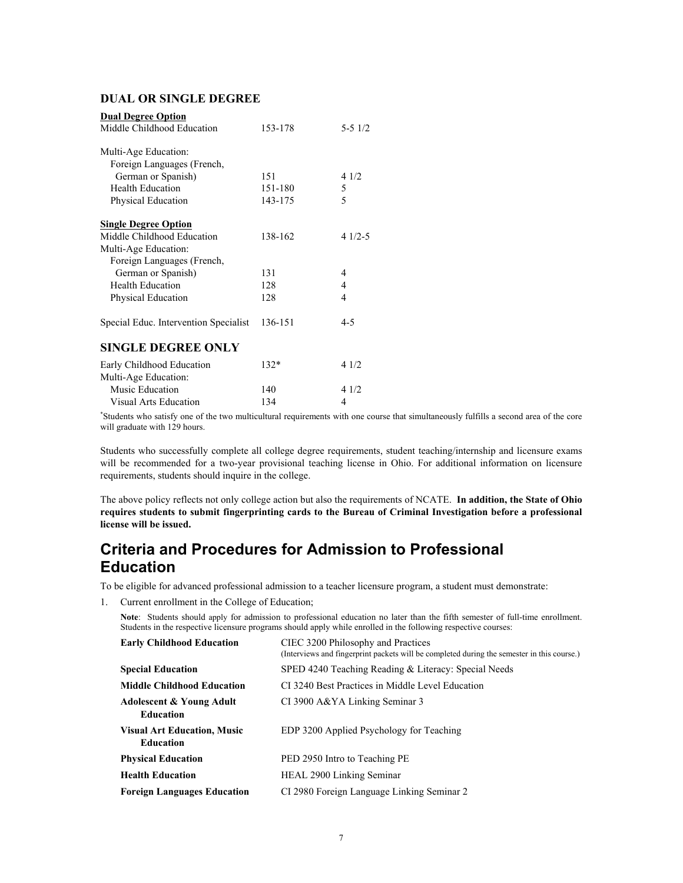### DUAL OR SINGLE DEGREE

| | | |
|---|---|---|
| **Dual Degree Option** | | |
| Middle Childhood Education | 153-178 | 5-5 1/2 |
| Multi-Age Education: | | |
| Foreign Languages (French, German or Spanish) | 151 | 4 1/2 |
| Health Education | 151-180 | 5 |
| Physical Education | 143-175 | 5 |
| **Single Degree Option** | | |
| Middle Childhood Education | 138-162 | 4 1/2-5 |
| Multi-Age Education: | | |
| Foreign Languages (French, German or Spanish) | 131 | 4 |
| Health Education | 128 | 4 |
| Physical Education | 128 | 4 |
| Special Educ. Intervention Specialist | 136-151 | 4-5 |

### SINGLE DEGREE ONLY

| | | |
|---|---|---|
| Early Childhood Education | 132* | 4 1/2 |
| Multi-Age Education: | | |
| Music Education | 140 | 4 1/2 |
| Visual Arts Education | 134 | 4 |

*Students who satisfy one of the two multicultural requirements with one course that simultaneously fulfills a second area of the core will graduate with 129 hours.

Students who successfully complete all college degree requirements, student teaching/internship and licensure exams will be recommended for a two-year provisional teaching license in Ohio. For additional information on licensure requirements, students should inquire in the college.

The above policy reflects not only college action but also the requirements of NCATE. **In addition, the State of Ohio requires students to submit fingerprinting cards to the Bureau of Criminal Investigation before a professional license will be issued.**

## Criteria and Procedures for Admission to Professional Education

To be eligible for advanced professional admission to a teacher licensure program, a student must demonstrate:

1. Current enrollment in the College of Education;

   **Note**: Students should apply for admission to professional education no later than the fifth semester of full-time enrollment. Students in the respective licensure programs should apply while enrolled in the following respective courses:

| | |
|---|---|
| **Early Childhood Education** | CIEC 3200 Philosophy and Practices (Interviews and fingerprint packets will be completed during the semester in this course.) |
| **Special Education** | SPED 4240 Teaching Reading & Literacy: Special Needs |
| **Middle Childhood Education** | CI 3240 Best Practices in Middle Level Education |
| **Adolescent & Young Adult Education** | CI 3900 A&YA Linking Seminar 3 |
| **Visual Art Education, Music Education** | EDP 3200 Applied Psychology for Teaching |
| **Physical Education** | PED 2950 Intro to Teaching PE |
| **Health Education** | HEAL 2900 Linking Seminar |
| **Foreign Languages Education** | CI 2980 Foreign Language Linking Seminar 2 |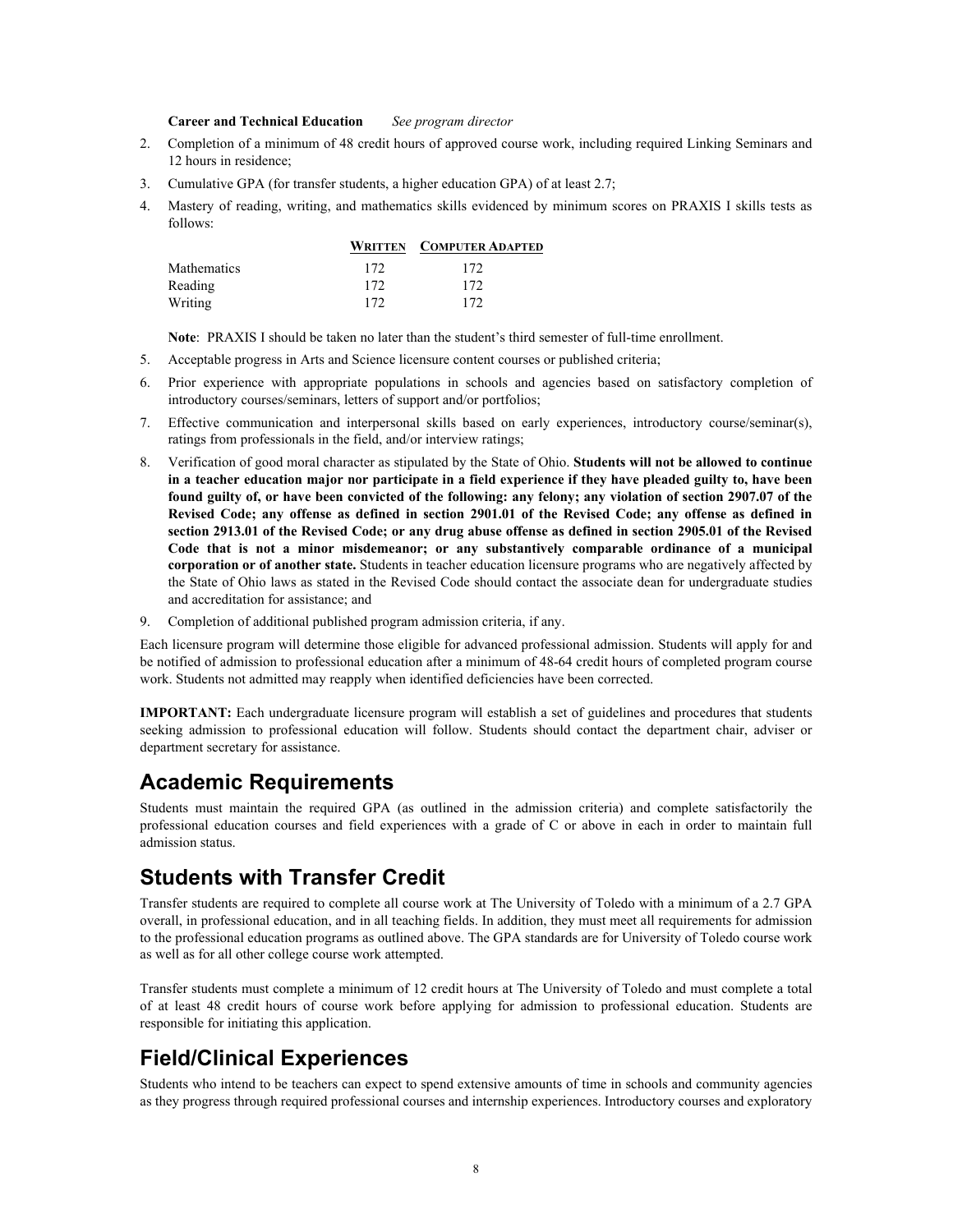**Career and Technical Education** *See program director*

2. Completion of a minimum of 48 credit hours of approved course work, including required Linking Seminars and 12 hours in residence;
3. Cumulative GPA (for transfer students, a higher education GPA) of at least 2.7;
4. Mastery of reading, writing, and mathematics skills evidenced by minimum scores on PRAXIS I skills tests as follows:

| | WRITTEN | COMPUTER ADAPTED |
|---|---|---|
| Mathematics | 172 | 172 |
| Reading | 172 | 172 |
| Writing | 172 | 172 |

**Note**: PRAXIS I should be taken no later than the student's third semester of full-time enrollment.

5. Acceptable progress in Arts and Science licensure content courses or published criteria;
6. Prior experience with appropriate populations in schools and agencies based on satisfactory completion of introductory courses/seminars, letters of support and/or portfolios;
7. Effective communication and interpersonal skills based on early experiences, introductory course/seminar(s), ratings from professionals in the field, and/or interview ratings;
8. Verification of good moral character as stipulated by the State of Ohio. **Students will not be allowed to continue in a teacher education major nor participate in a field experience if they have pleaded guilty to, have been found guilty of, or have been convicted of the following: any felony; any violation of section 2907.07 of the Revised Code; any offense as defined in section 2901.01 of the Revised Code; any offense as defined in section 2913.01 of the Revised Code; or any drug abuse offense as defined in section 2905.01 of the Revised Code that is not a minor misdemeanor; or any substantively comparable ordinance of a municipal corporation or of another state.** Students in teacher education licensure programs who are negatively affected by the State of Ohio laws as stated in the Revised Code should contact the associate dean for undergraduate studies and accreditation for assistance; and
9. Completion of additional published program admission criteria, if any.

Each licensure program will determine those eligible for advanced professional admission. Students will apply for and be notified of admission to professional education after a minimum of 48-64 credit hours of completed program course work. Students not admitted may reapply when identified deficiencies have been corrected.

**IMPORTANT:** Each undergraduate licensure program will establish a set of guidelines and procedures that students seeking admission to professional education will follow. Students should contact the department chair, adviser or department secretary for assistance.

## Academic Requirements

Students must maintain the required GPA (as outlined in the admission criteria) and complete satisfactorily the professional education courses and field experiences with a grade of C or above in each in order to maintain full admission status.

## Students with Transfer Credit

Transfer students are required to complete all course work at The University of Toledo with a minimum of a 2.7 GPA overall, in professional education, and in all teaching fields. In addition, they must meet all requirements for admission to the professional education programs as outlined above. The GPA standards are for University of Toledo course work as well as for all other college course work attempted.

Transfer students must complete a minimum of 12 credit hours at The University of Toledo and must complete a total of at least 48 credit hours of course work before applying for admission to professional education. Students are responsible for initiating this application.

## Field/Clinical Experiences

Students who intend to be teachers can expect to spend extensive amounts of time in schools and community agencies as they progress through required professional courses and internship experiences. Introductory courses and exploratory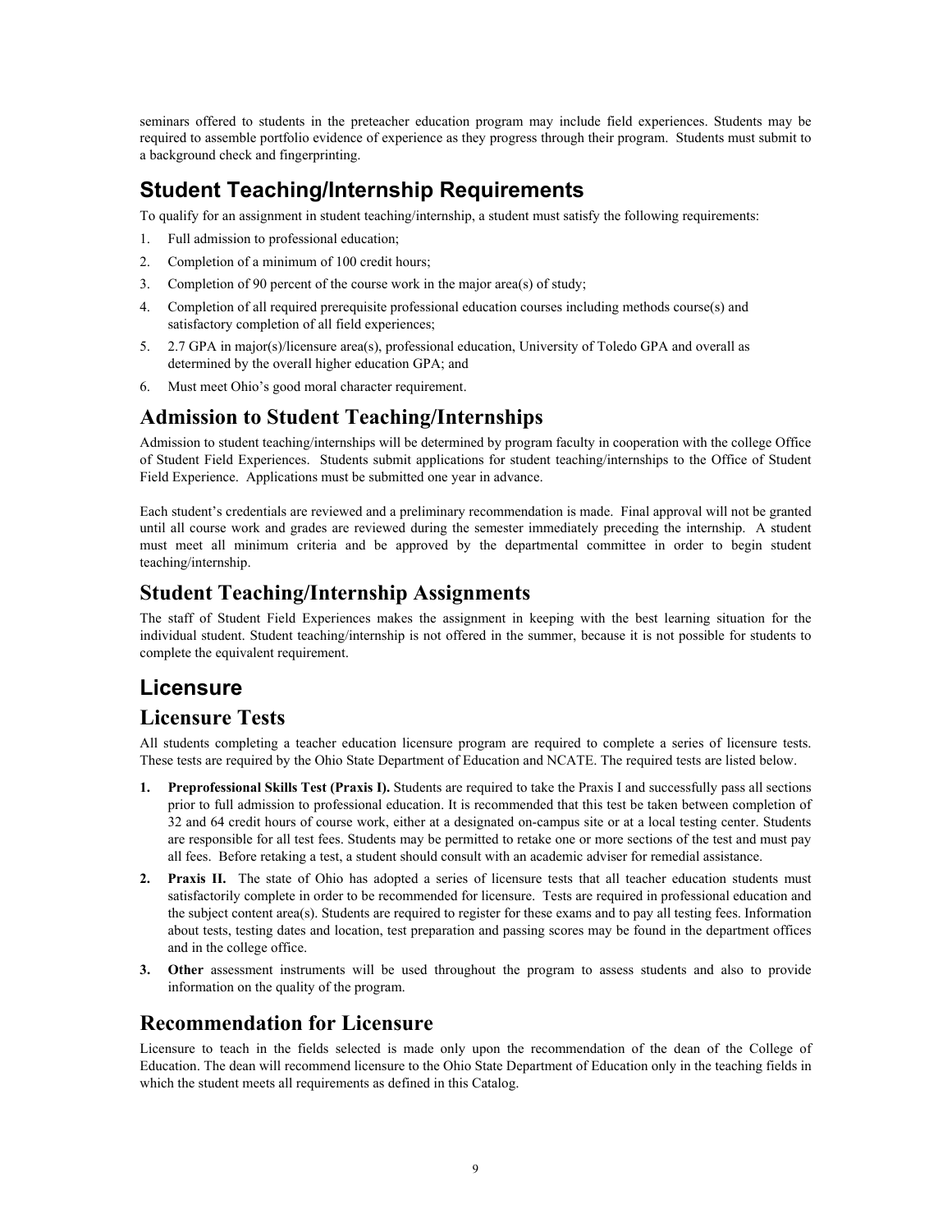seminars offered to students in the preteacher education program may include field experiences. Students may be required to assemble portfolio evidence of experience as they progress through their program. Students must submit to a background check and fingerprinting.

## Student Teaching/Internship Requirements

To qualify for an assignment in student teaching/internship, a student must satisfy the following requirements:

1. Full admission to professional education;
2. Completion of a minimum of 100 credit hours;
3. Completion of 90 percent of the course work in the major area(s) of study;
4. Completion of all required prerequisite professional education courses including methods course(s) and satisfactory completion of all field experiences;
5. 2.7 GPA in major(s)/licensure area(s), professional education, University of Toledo GPA and overall as determined by the overall higher education GPA; and
6. Must meet Ohio's good moral character requirement.

## Admission to Student Teaching/Internships

Admission to student teaching/internships will be determined by program faculty in cooperation with the college Office of Student Field Experiences. Students submit applications for student teaching/internships to the Office of Student Field Experience. Applications must be submitted one year in advance.

Each student's credentials are reviewed and a preliminary recommendation is made. Final approval will not be granted until all course work and grades are reviewed during the semester immediately preceding the internship. A student must meet all minimum criteria and be approved by the departmental committee in order to begin student teaching/internship.

## Student Teaching/Internship Assignments

The staff of Student Field Experiences makes the assignment in keeping with the best learning situation for the individual student. Student teaching/internship is not offered in the summer, because it is not possible for students to complete the equivalent requirement.

# Licensure

## Licensure Tests

All students completing a teacher education licensure program are required to complete a series of licensure tests. These tests are required by the Ohio State Department of Education and NCATE. The required tests are listed below.

1. **Preprofessional Skills Test (Praxis I).** Students are required to take the Praxis I and successfully pass all sections prior to full admission to professional education. It is recommended that this test be taken between completion of 32 and 64 credit hours of course work, either at a designated on-campus site or at a local testing center. Students are responsible for all test fees. Students may be permitted to retake one or more sections of the test and must pay all fees. Before retaking a test, a student should consult with an academic adviser for remedial assistance.
2. **Praxis II.** The state of Ohio has adopted a series of licensure tests that all teacher education students must satisfactorily complete in order to be recommended for licensure. Tests are required in professional education and the subject content area(s). Students are required to register for these exams and to pay all testing fees. Information about tests, testing dates and location, test preparation and passing scores may be found in the department offices and in the college office.
3. **Other** assessment instruments will be used throughout the program to assess students and also to provide information on the quality of the program.

## Recommendation for Licensure

Licensure to teach in the fields selected is made only upon the recommendation of the dean of the College of Education. The dean will recommend licensure to the Ohio State Department of Education only in the teaching fields in which the student meets all requirements as defined in this Catalog.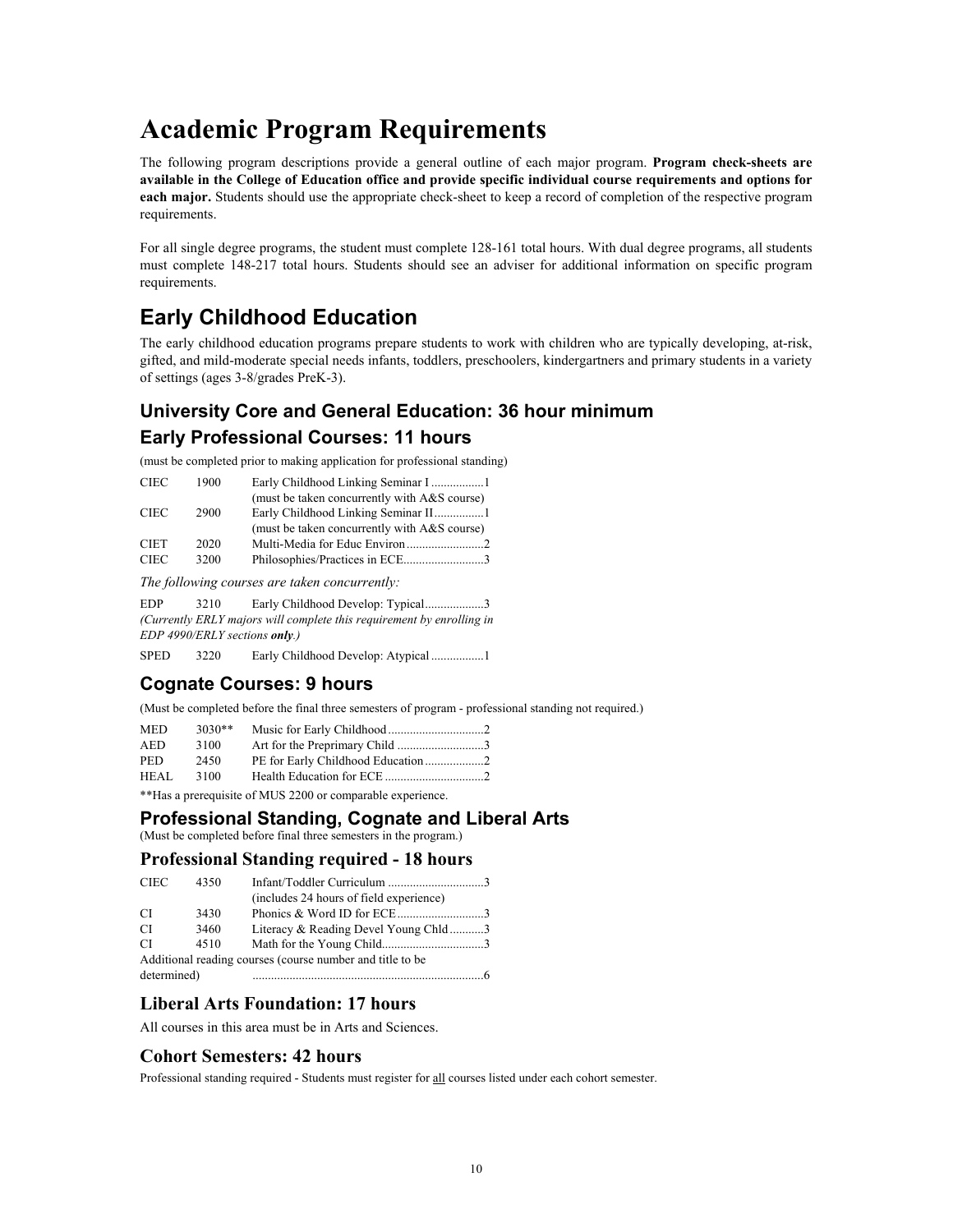# Academic Program Requirements

The following program descriptions provide a general outline of each major program. **Program check-sheets are available in the College of Education office and provide specific individual course requirements and options for each major.** Students should use the appropriate check-sheet to keep a record of completion of the respective program requirements.

For all single degree programs, the student must complete 128-161 total hours. With dual degree programs, all students must complete 148-217 total hours. Students should see an adviser for additional information on specific program requirements.

## Early Childhood Education

The early childhood education programs prepare students to work with children who are typically developing, at-risk, gifted, and mild-moderate special needs infants, toddlers, preschoolers, kindergartners and primary students in a variety of settings (ages 3-8/grades PreK-3).

### University Core and General Education: 36 hour minimum

### Early Professional Courses: 11 hours

(must be completed prior to making application for professional standing)

| | | | |
|---|---|---|---|
| CIEC | 1900 | Early Childhood Linking Seminar I (must be taken concurrently with A&S course) | 1 |
| CIEC | 2900 | Early Childhood Linking Seminar II (must be taken concurrently with A&S course) | 1 |
| CIET | 2020 | Multi-Media for Educ Environ | 2 |
| CIEC | 3200 | Philosophies/Practices in ECE | 3 |

*The following courses are taken concurrently:*

| | | | |
|---|---|---|---|
| EDP | 3210 | Early Childhood Develop: Typical | 3 |

*(Currently ERLY majors will complete this requirement by enrolling in EDP 4990/ERLY sections **only**.)*

| | | | |
|---|---|---|---|
| SPED | 3220 | Early Childhood Develop: Atypical | 1 |

### Cognate Courses: 9 hours

(Must be completed before the final three semesters of program - professional standing not required.)

| | | | |
|---|---|---|---|
| MED | 3030** | Music for Early Childhood | 2 |
| AED | 3100 | Art for the Preprimary Child | 3 |
| PED | 2450 | PE for Early Childhood Education | 2 |
| HEAL | 3100 | Health Education for ECE | 2 |

**Has a prerequisite of MUS 2200 or comparable experience.

### Professional Standing, Cognate and Liberal Arts

(Must be completed before final three semesters in the program.)

### Professional Standing required - 18 hours

| | | | |
|---|---|---|---|
| CIEC | 4350 | Infant/Toddler Curriculum (includes 24 hours of field experience) | 3 |
| CI | 3430 | Phonics & Word ID for ECE | 3 |
| CI | 3460 | Literacy & Reading Devel Young Chld | 3 |
| CI | 4510 | Math for the Young Child | 3 |
| Additional reading courses (course number and title to be determined) | | | 6 |

### Liberal Arts Foundation: 17 hours

All courses in this area must be in Arts and Sciences.

### Cohort Semesters: 42 hours

Professional standing required - Students must register for all courses listed under each cohort semester.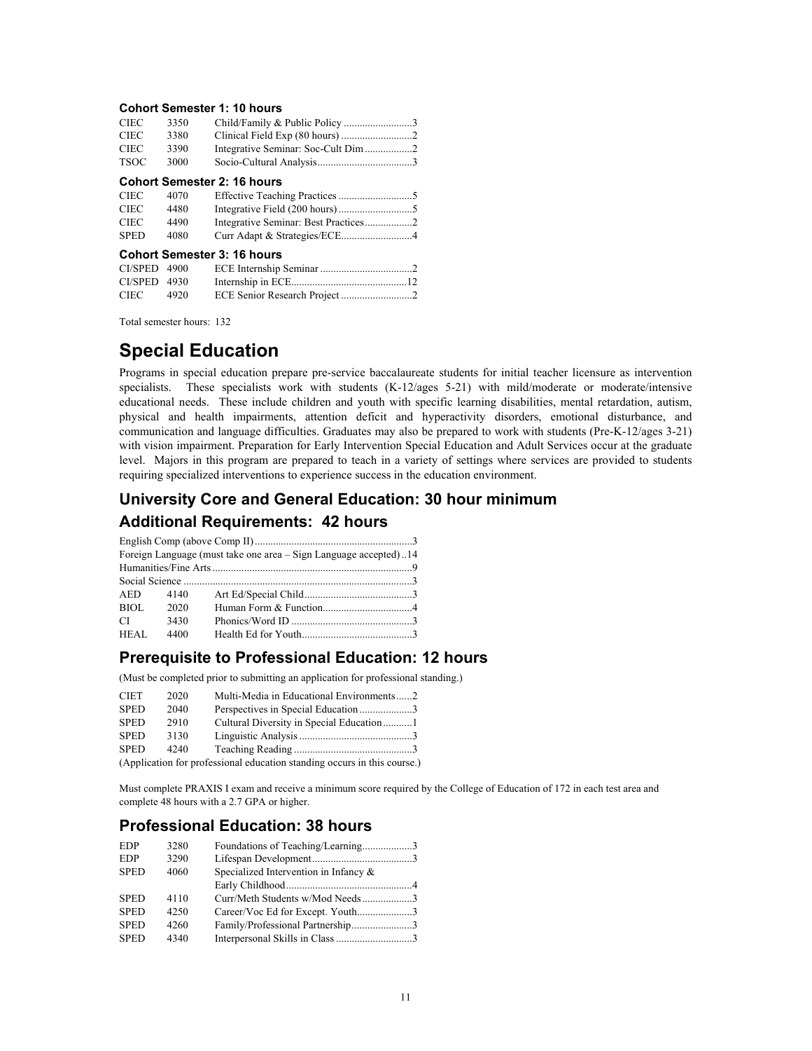### Cohort Semester 1: 10 hours

| | | | |
|---|---|---|---|
| CIEC | 3350 | Child/Family & Public Policy | 3 |
| CIEC | 3380 | Clinical Field Exp (80 hours) | 2 |
| CIEC | 3390 | Integrative Seminar: Soc-Cult Dim | 2 |
| TSOC | 3000 | Socio-Cultural Analysis | 3 |

### Cohort Semester 2: 16 hours

| | | | |
|---|---|---|---|
| CIEC | 4070 | Effective Teaching Practices | 5 |
| CIEC | 4480 | Integrative Field (200 hours) | 5 |
| CIEC | 4490 | Integrative Seminar: Best Practices | 2 |
| SPED | 4080 | Curr Adapt & Strategies/ECE | 4 |

### Cohort Semester 3: 16 hours

| | | | |
|---|---|---|---|
| CI/SPED | 4900 | ECE Internship Seminar | 2 |
| CI/SPED | 4930 | Internship in ECE | 12 |
| CIEC | 4920 | ECE Senior Research Project | 2 |

Total semester hours: 132

# Special Education

Programs in special education prepare pre-service baccalaureate students for initial teacher licensure as intervention specialists. These specialists work with students (K-12/ages 5-21) with mild/moderate or moderate/intensive educational needs. These include children and youth with specific learning disabilities, mental retardation, autism, physical and health impairments, attention deficit and hyperactivity disorders, emotional disturbance, and communication and language difficulties. Graduates may also be prepared to work with students (Pre-K-12/ages 3-21) with vision impairment. Preparation for Early Intervention Special Education and Adult Services occur at the graduate level. Majors in this program are prepared to teach in a variety of settings where services are provided to students requiring specialized interventions to experience success in the education environment.

## University Core and General Education: 30 hour minimum

## Additional Requirements: 42 hours

| | | | |
|---|---|---|---|
| English Comp (above Comp II) | | | 3 |
| Foreign Language (must take one area – Sign Language accepted) | | | 14 |
| Humanities/Fine Arts | | | 9 |
| Social Science | | | 3 |
| AED | 4140 | Art Ed/Special Child | 3 |
| BIOL | 2020 | Human Form & Function | 4 |
| CI | 3430 | Phonics/Word ID | 3 |
| HEAL | 4400 | Health Ed for Youth | 3 |

## Prerequisite to Professional Education: 12 hours

(Must be completed prior to submitting an application for professional standing.)

| | | | |
|---|---|---|---|
| CIET | 2020 | Multi-Media in Educational Environments | 2 |
| SPED | 2040 | Perspectives in Special Education | 3 |
| SPED | 2910 | Cultural Diversity in Special Education | 1 |
| SPED | 3130 | Linguistic Analysis | 3 |
| SPED | 4240 | Teaching Reading | 3 |

(Application for professional education standing occurs in this course.)

Must complete PRAXIS I exam and receive a minimum score required by the College of Education of 172 in each test area and complete 48 hours with a 2.7 GPA or higher.

## Professional Education: 38 hours

| | | | |
|---|---|---|---|
| EDP | 3280 | Foundations of Teaching/Learning | 3 |
| EDP | 3290 | Lifespan Development | 3 |
| SPED | 4060 | Specialized Intervention in Infancy & Early Childhood | 4 |
| SPED | 4110 | Curr/Meth Students w/Mod Needs | 3 |
| SPED | 4250 | Career/Voc Ed for Except. Youth | 3 |
| SPED | 4260 | Family/Professional Partnership | 3 |
| SPED | 4340 | Interpersonal Skills in Class | 3 |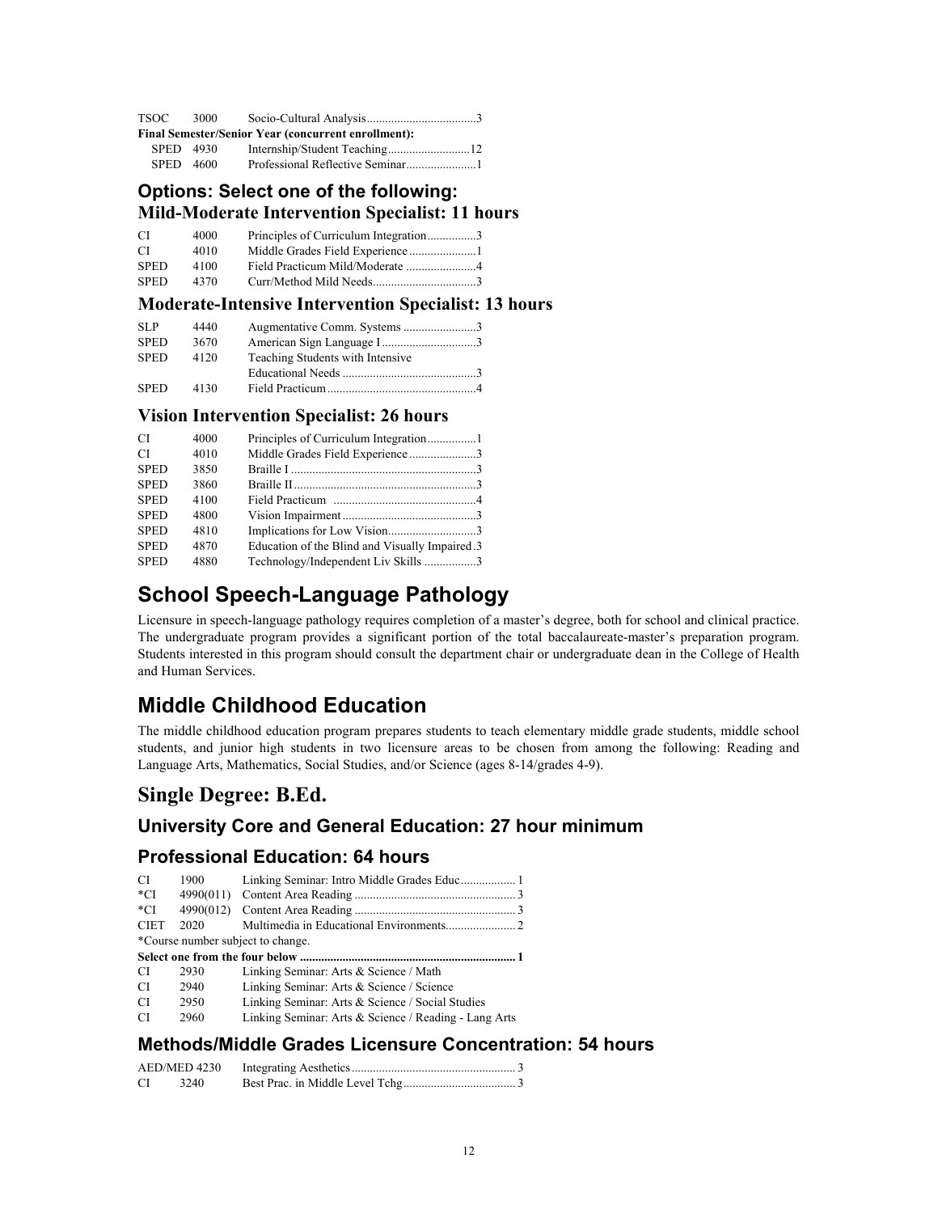| | | | |
|---|---|---|---|
| TSOC | 3000 | Socio-Cultural Analysis | 3 |

**Final Semester/Senior Year (concurrent enrollment):**

| | | | |
|---|---|---|---|
| SPED | 4930 | Internship/Student Teaching | 12 |
| SPED | 4600 | Professional Reflective Seminar | 1 |

### Options: Select one of the following:

### Mild-Moderate Intervention Specialist: 11 hours

| | | | |
|---|---|---|---|
| CI | 4000 | Principles of Curriculum Integration | 3 |
| CI | 4010 | Middle Grades Field Experience | 1 |
| SPED | 4100 | Field Practicum Mild/Moderate | 4 |
| SPED | 4370 | Curr/Method Mild Needs | 3 |

### Moderate-Intensive Intervention Specialist: 13 hours

| | | | |
|---|---|---|---|
| SLP | 4440 | Augmentative Comm. Systems | 3 |
| SPED | 3670 | American Sign Language I | 3 |
| SPED | 4120 | Teaching Students with Intensive Educational Needs | 3 |
| SPED | 4130 | Field Practicum | 4 |

### Vision Intervention Specialist: 26 hours

| | | | |
|---|---|---|---|
| CI | 4000 | Principles of Curriculum Integration | 1 |
| CI | 4010 | Middle Grades Field Experience | 3 |
| SPED | 3850 | Braille I | 3 |
| SPED | 3860 | Braille II | 3 |
| SPED | 4100 | Field Practicum | 4 |
| SPED | 4800 | Vision Impairment | 3 |
| SPED | 4810 | Implications for Low Vision | 3 |
| SPED | 4870 | Education of the Blind and Visually Impaired | 3 |
| SPED | 4880 | Technology/Independent Liv Skills | 3 |

## School Speech-Language Pathology

Licensure in speech-language pathology requires completion of a master's degree, both for school and clinical practice. The undergraduate program provides a significant portion of the total baccalaureate-master's preparation program. Students interested in this program should consult the department chair or undergraduate dean in the College of Health and Human Services.

## Middle Childhood Education

The middle childhood education program prepares students to teach elementary middle grade students, middle school students, and junior high students in two licensure areas to be chosen from among the following: Reading and Language Arts, Mathematics, Social Studies, and/or Science (ages 8-14/grades 4-9).

## Single Degree: B.Ed.

### University Core and General Education: 27 hour minimum

### Professional Education: 64 hours

| | | | |
|---|---|---|---|
| CI | 1900 | Linking Seminar: Intro Middle Grades Educ | 1 |
| *CI | 4990(011) | Content Area Reading | 3 |
| *CI | 4990(012) | Content Area Reading | 3 |
| CIET | 2020 | Multimedia in Educational Environments | 2 |

*Course number subject to change.

**Select one from the four below ... 1**

| | | |
|---|---|---|
| CI | 2930 | Linking Seminar: Arts & Science / Math |
| CI | 2940 | Linking Seminar: Arts & Science / Science |
| CI | 2950 | Linking Seminar: Arts & Science / Social Studies |
| CI | 2960 | Linking Seminar: Arts & Science / Reading - Lang Arts |

### Methods/Middle Grades Licensure Concentration: 54 hours

| | | | |
|---|---|---|---|
| AED/MED | 4230 | Integrating Aesthetics | 3 |
| CI | 3240 | Best Prac. in Middle Level Tchg | 3 |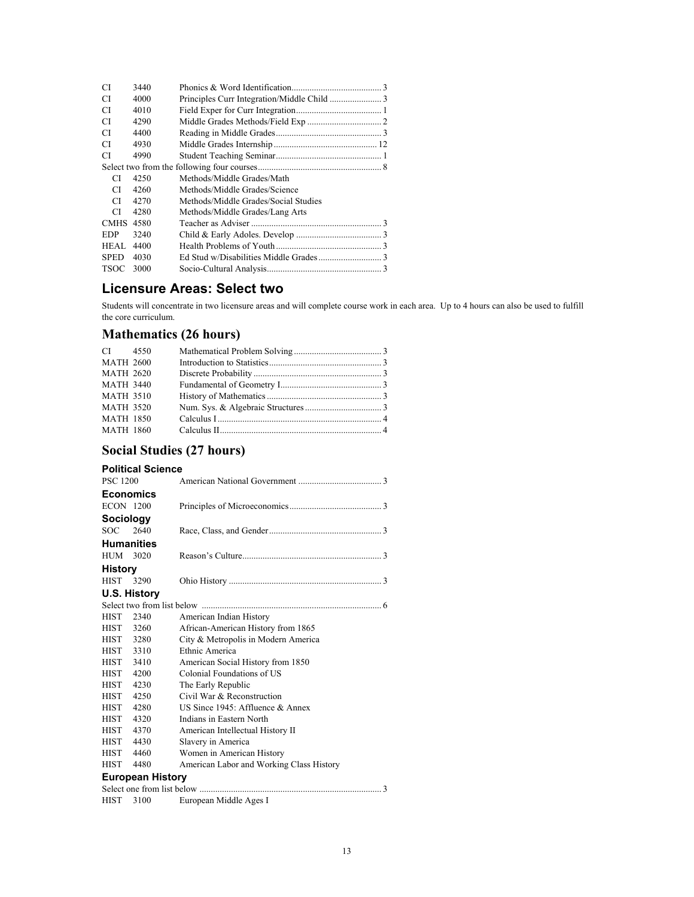| | | | |
|---|---|---|---|
| CI | 3440 | Phonics & Word Identification | 3 |
| CI | 4000 | Principles Curr Integration/Middle Child | 3 |
| CI | 4010 | Field Exper for Curr Integration | 1 |
| CI | 4290 | Middle Grades Methods/Field Exp | 2 |
| CI | 4400 | Reading in Middle Grades | 3 |
| CI | 4930 | Middle Grades Internship | 12 |
| CI | 4990 | Student Teaching Seminar | 1 |
| Select two from the following four courses | | | 8 |
| CI | 4250 | Methods/Middle Grades/Math | |
| CI | 4260 | Methods/Middle Grades/Science | |
| CI | 4270 | Methods/Middle Grades/Social Studies | |
| CI | 4280 | Methods/Middle Grades/Lang Arts | |
| CMHS | 4580 | Teacher as Adviser | 3 |
| EDP | 3240 | Child & Early Adoles. Develop | 3 |
| HEAL | 4400 | Health Problems of Youth | 3 |
| SPED | 4030 | Ed Stud w/Disabilities Middle Grades | 3 |
| TSOC | 3000 | Socio-Cultural Analysis | 3 |

## Licensure Areas: Select two

Students will concentrate in two licensure areas and will complete course work in each area. Up to 4 hours can also be used to fulfill the core curriculum.

## Mathematics (26 hours)

| | | | |
|---|---|---|---|
| CI | 4550 | Mathematical Problem Solving | 3 |
| MATH | 2600 | Introduction to Statistics | 3 |
| MATH | 2620 | Discrete Probability | 3 |
| MATH | 3440 | Fundamental of Geometry I | 3 |
| MATH | 3510 | History of Mathematics | 3 |
| MATH | 3520 | Num. Sys. & Algebraic Structures | 3 |
| MATH | 1850 | Calculus I | 4 |
| MATH | 1860 | Calculus II | 4 |

## Social Studies (27 hours)

### Political Science

| | | | |
|---|---|---|---|
| PSC | 1200 | American National Government | 3 |

### Economics

| | | | |
|---|---|---|---|
| ECON | 1200 | Principles of Microeconomics | 3 |

### Sociology

| | | | |
|---|---|---|---|
| SOC | 2640 | Race, Class, and Gender | 3 |

### Humanities

| | | | |
|---|---|---|---|
| HUM | 3020 | Reason's Culture | 3 |

### History

| | | | |
|---|---|---|---|
| HIST | 3290 | Ohio History | 3 |

### U.S. History

| | | | |
|---|---|---|---|
| Select two from list below | | | 6 |
| HIST | 2340 | American Indian History | |
| HIST | 3260 | African-American History from 1865 | |
| HIST | 3280 | City & Metropolis in Modern America | |
| HIST | 3310 | Ethnic America | |
| HIST | 3410 | American Social History from 1850 | |
| HIST | 4200 | Colonial Foundations of US | |
| HIST | 4230 | The Early Republic | |
| HIST | 4250 | Civil War & Reconstruction | |
| HIST | 4280 | US Since 1945: Affluence & Annex | |
| HIST | 4320 | Indians in Eastern North | |
| HIST | 4370 | American Intellectual History II | |
| HIST | 4430 | Slavery in America | |
| HIST | 4460 | Women in American History | |
| HIST | 4480 | American Labor and Working Class History | |

### European History

| | | | |
|---|---|---|---|
| Select one from list below | | | 3 |
| HIST | 3100 | European Middle Ages I | |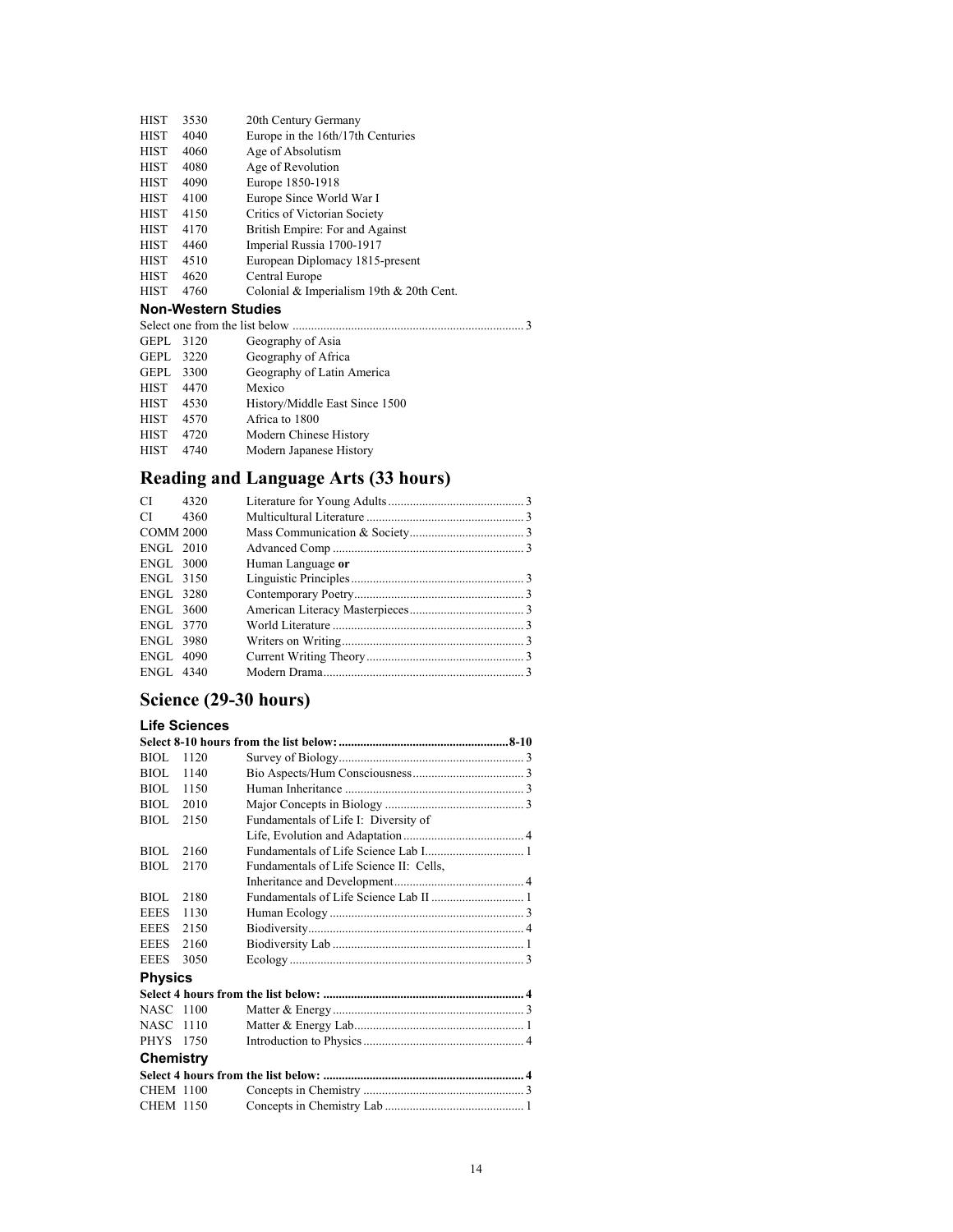| | | |
|---|---|---|
| HIST | 3530 | 20th Century Germany |
| HIST | 4040 | Europe in the 16th/17th Centuries |
| HIST | 4060 | Age of Absolutism |
| HIST | 4080 | Age of Revolution |
| HIST | 4090 | Europe 1850-1918 |
| HIST | 4100 | Europe Since World War I |
| HIST | 4150 | Critics of Victorian Society |
| HIST | 4170 | British Empire: For and Against |
| HIST | 4460 | Imperial Russia 1700-1917 |
| HIST | 4510 | European Diplomacy 1815-present |
| HIST | 4620 | Central Europe |
| HIST | 4760 | Colonial & Imperialism 19th & 20th Cent. |

### Non-Western Studies

Select one from the list below .......................................................................... 3

| | | |
|---|---|---|
| GEPL | 3120 | Geography of Asia |
| GEPL | 3220 | Geography of Africa |
| GEPL | 3300 | Geography of Latin America |
| HIST | 4470 | Mexico |
| HIST | 4530 | History/Middle East Since 1500 |
| HIST | 4570 | Africa to 1800 |
| HIST | 4720 | Modern Chinese History |
| HIST | 4740 | Modern Japanese History |

## Reading and Language Arts (33 hours)

| | | | |
|---|---|---|---|
| CI | 4320 | Literature for Young Adults | 3 |
| CI | 4360 | Multicultural Literature | 3 |
| COMM | 2000 | Mass Communication & Society | 3 |
| ENGL | 2010 | Advanced Comp | 3 |
| ENGL | 3000 | Human Language **or** | |
| ENGL | 3150 | Linguistic Principles | 3 |
| ENGL | 3280 | Contemporary Poetry | 3 |
| ENGL | 3600 | American Literacy Masterpieces | 3 |
| ENGL | 3770 | World Literature | 3 |
| ENGL | 3980 | Writers on Writing | 3 |
| ENGL | 4090 | Current Writing Theory | 3 |
| ENGL | 4340 | Modern Drama | 3 |

## Science (29-30 hours)

### Life Sciences

**Select 8-10 hours from the list below: .......................................................8-10**

| | | | |
|---|---|---|---|
| BIOL | 1120 | Survey of Biology | 3 |
| BIOL | 1140 | Bio Aspects/Hum Consciousness | 3 |
| BIOL | 1150 | Human Inheritance | 3 |
| BIOL | 2010 | Major Concepts in Biology | 3 |
| BIOL | 2150 | Fundamentals of Life I: Diversity of Life, Evolution and Adaptation | 4 |
| BIOL | 2160 | Fundamentals of Life Science Lab I | 1 |
| BIOL | 2170 | Fundamentals of Life Science II: Cells, Inheritance and Development | 4 |
| BIOL | 2180 | Fundamentals of Life Science Lab II | 1 |
| EEES | 1130 | Human Ecology | 3 |
| EEES | 2150 | Biodiversity | 4 |
| EEES | 2160 | Biodiversity Lab | 1 |
| EEES | 3050 | Ecology | 3 |

### Physics

**Select 4 hours from the list below: ................................................................ 4**

| | | | |
|---|---|---|---|
| NASC | 1100 | Matter & Energy | 3 |
| NASC | 1110 | Matter & Energy Lab | 1 |
| PHYS | 1750 | Introduction to Physics | 4 |

### Chemistry

**Select 4 hours from the list below: ................................................................ 4**

| | | | |
|---|---|---|---|
| CHEM | 1100 | Concepts in Chemistry | 3 |
| CHEM | 1150 | Concepts in Chemistry Lab | 1 |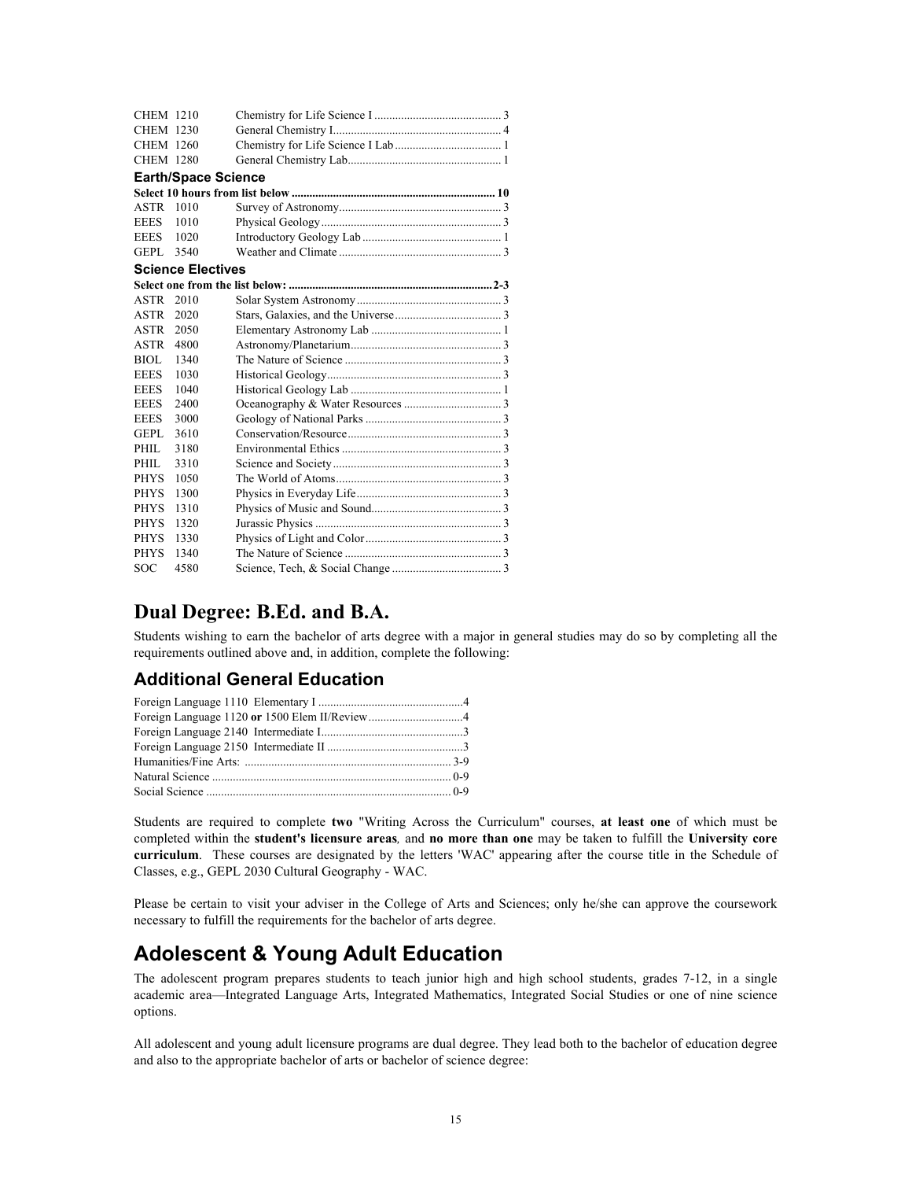| | | | |
|---|---|---|---|
| CHEM | 1210 | Chemistry for Life Science I | 3 |
| CHEM | 1230 | General Chemistry I | 4 |
| CHEM | 1260 | Chemistry for Life Science I Lab | 1 |
| CHEM | 1280 | General Chemistry Lab | 1 |

**Earth/Space Science**

**Select 10 hours from list below .................... 10**

| | | | |
|---|---|---|---|
| ASTR | 1010 | Survey of Astronomy | 3 |
| EEES | 1010 | Physical Geology | 3 |
| EEES | 1020 | Introductory Geology Lab | 1 |
| GEPL | 3540 | Weather and Climate | 3 |

**Science Electives**

**Select one from the list below: .................... 2-3**

| | | | |
|---|---|---|---|
| ASTR | 2010 | Solar System Astronomy | 3 |
| ASTR | 2020 | Stars, Galaxies, and the Universe | 3 |
| ASTR | 2050 | Elementary Astronomy Lab | 1 |
| ASTR | 4800 | Astronomy/Planetarium | 3 |
| BIOL | 1340 | The Nature of Science | 3 |
| EEES | 1030 | Historical Geology | 3 |
| EEES | 1040 | Historical Geology Lab | 1 |
| EEES | 2400 | Oceanography & Water Resources | 3 |
| EEES | 3000 | Geology of National Parks | 3 |
| GEPL | 3610 | Conservation/Resource | 3 |
| PHIL | 3180 | Environmental Ethics | 3 |
| PHIL | 3310 | Science and Society | 3 |
| PHYS | 1050 | The World of Atoms | 3 |
| PHYS | 1300 | Physics in Everyday Life | 3 |
| PHYS | 1310 | Physics of Music and Sound | 3 |
| PHYS | 1320 | Jurassic Physics | 3 |
| PHYS | 1330 | Physics of Light and Color | 3 |
| PHYS | 1340 | The Nature of Science | 3 |
| SOC | 4580 | Science, Tech, & Social Change | 3 |

# Dual Degree: B.Ed. and B.A.

Students wishing to earn the bachelor of arts degree with a major in general studies may do so by completing all the requirements outlined above and, in addition, complete the following:

## Additional General Education

| | |
|---|---|
| Foreign Language 1110 Elementary I | 4 |
| Foreign Language 1120 **or** 1500 Elem II/Review | 4 |
| Foreign Language 2140 Intermediate I | 3 |
| Foreign Language 2150 Intermediate II | 3 |
| Humanities/Fine Arts: | 3-9 |
| Natural Science | 0-9 |
| Social Science | 0-9 |

Students are required to complete **two** "Writing Across the Curriculum" courses, **at least one** of which must be completed within the **student's licensure areas**, and **no more than one** may be taken to fulfill the **University core curriculum**. These courses are designated by the letters 'WAC' appearing after the course title in the Schedule of Classes, e.g., GEPL 2030 Cultural Geography - WAC.

Please be certain to visit your adviser in the College of Arts and Sciences; only he/she can approve the coursework necessary to fulfill the requirements for the bachelor of arts degree.

# Adolescent & Young Adult Education

The adolescent program prepares students to teach junior high and high school students, grades 7-12, in a single academic area—Integrated Language Arts, Integrated Mathematics, Integrated Social Studies or one of nine science options.

All adolescent and young adult licensure programs are dual degree. They lead both to the bachelor of education degree and also to the appropriate bachelor of arts or bachelor of science degree: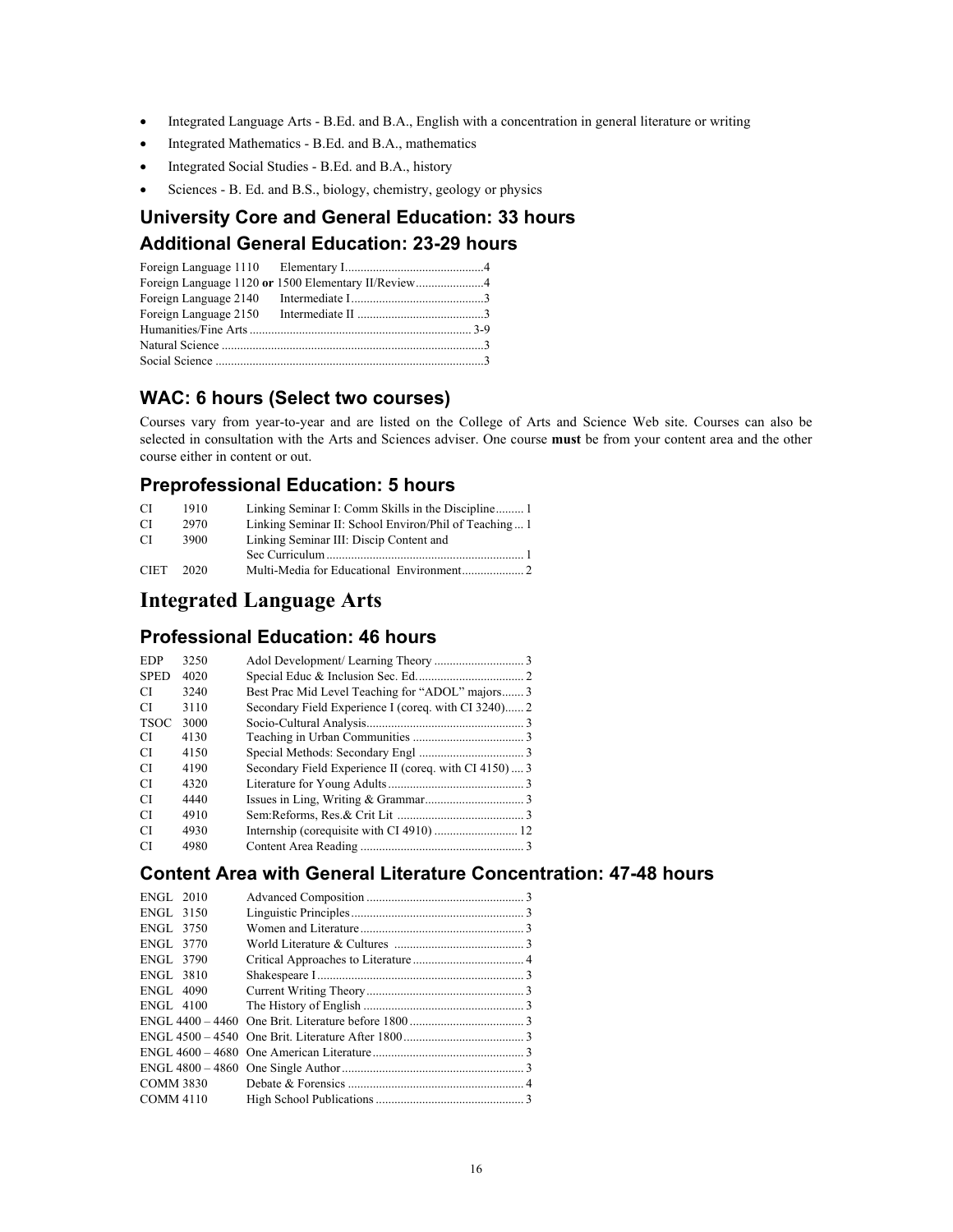- Integrated Language Arts - B.Ed. and B.A., English with a concentration in general literature or writing
- Integrated Mathematics - B.Ed. and B.A., mathematics
- Integrated Social Studies - B.Ed. and B.A., history
- Sciences - B. Ed. and B.S., biology, chemistry, geology or physics

## University Core and General Education: 33 hours

## Additional General Education: 23-29 hours

| Course | Title | Hours |
|---|---|---|
| Foreign Language 1110 | Elementary I | 4 |
| Foreign Language 1120 **or** 1500 | Elementary II/Review | 4 |
| Foreign Language 2140 | Intermediate I | 3 |
| Foreign Language 2150 | Intermediate II | 3 |
| Humanities/Fine Arts | | 3-9 |
| Natural Science | | 3 |
| Social Science | | 3 |

### WAC: 6 hours (Select two courses)

Courses vary from year-to-year and are listed on the College of Arts and Science Web site. Courses can also be selected in consultation with the Arts and Sciences adviser. One course **must** be from your content area and the other course either in content or out.

### Preprofessional Education: 5 hours

| Dept | No. | Title | Hours |
|---|---|---|---|
| CI | 1910 | Linking Seminar I: Comm Skills in the Discipline | 1 |
| CI | 2970 | Linking Seminar II: School Environ/Phil of Teaching | 1 |
| CI | 3900 | Linking Seminar III: Discip Content and Sec Curriculum | 1 |
| CIET | 2020 | Multi-Media for Educational Environment | 2 |

# Integrated Language Arts

### Professional Education: 46 hours

| Dept | No. | Title | Hours |
|---|---|---|---|
| EDP | 3250 | Adol Development/ Learning Theory | 3 |
| SPED | 4020 | Special Educ & Inclusion Sec. Ed. | 2 |
| CI | 3240 | Best Prac Mid Level Teaching for "ADOL" majors | 3 |
| CI | 3110 | Secondary Field Experience I (coreq. with CI 3240) | 2 |
| TSOC | 3000 | Socio-Cultural Analysis | 3 |
| CI | 4130 | Teaching in Urban Communities | 3 |
| CI | 4150 | Special Methods: Secondary Engl | 3 |
| CI | 4190 | Secondary Field Experience II (coreq. with CI 4150) | 3 |
| CI | 4320 | Literature for Young Adults | 3 |
| CI | 4440 | Issues in Ling, Writing & Grammar | 3 |
| CI | 4910 | Sem:Reforms, Res.& Crit Lit | 3 |
| CI | 4930 | Internship (corequisite with CI 4910) | 12 |
| CI | 4980 | Content Area Reading | 3 |

### Content Area with General Literature Concentration: 47-48 hours

| Course | Title | Hours |
|---|---|---|
| ENGL 2010 | Advanced Composition | 3 |
| ENGL 3150 | Linguistic Principles | 3 |
| ENGL 3750 | Women and Literature | 3 |
| ENGL 3770 | World Literature & Cultures | 3 |
| ENGL 3790 | Critical Approaches to Literature | 4 |
| ENGL 3810 | Shakespeare I | 3 |
| ENGL 4090 | Current Writing Theory | 3 |
| ENGL 4100 | The History of English | 3 |
| ENGL 4400 – 4460 | One Brit. Literature before 1800 | 3 |
| ENGL 4500 – 4540 | One Brit. Literature After 1800 | 3 |
| ENGL 4600 – 4680 | One American Literature | 3 |
| ENGL 4800 – 4860 | One Single Author | 3 |
| COMM 3830 | Debate & Forensics | 4 |
| COMM 4110 | High School Publications | 3 |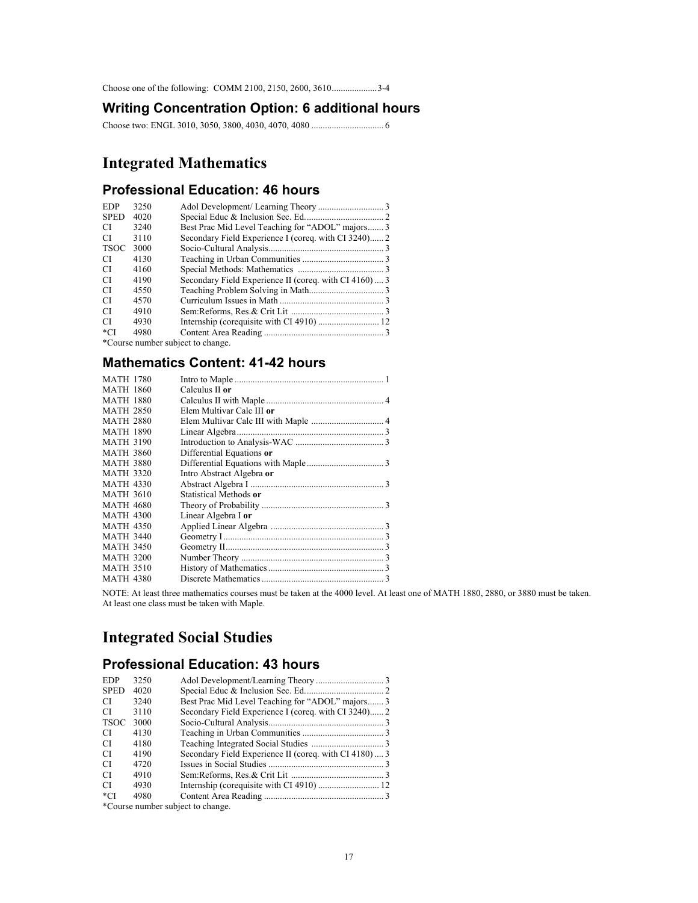Choose one of the following: COMM 2100, 2150, 2600, 3610....................3-4

### Writing Concentration Option: 6 additional hours

Choose two: ENGL 3010, 3050, 3800, 4030, 4070, 4080 ................................ 6

## Integrated Mathematics

### Professional Education: 46 hours

| | | | |
|---|---|---|---|
| EDP | 3250 | Adol Development/ Learning Theory | 3 |
| SPED | 4020 | Special Educ & Inclusion Sec. Ed. | 2 |
| CI | 3240 | Best Prac Mid Level Teaching for "ADOL" majors | 3 |
| CI | 3110 | Secondary Field Experience I (coreq. with CI 3240) | 2 |
| TSOC | 3000 | Socio-Cultural Analysis | 3 |
| CI | 4130 | Teaching in Urban Communities | 3 |
| CI | 4160 | Special Methods: Mathematics | 3 |
| CI | 4190 | Secondary Field Experience II (coreq. with CI 4160) | 3 |
| CI | 4550 | Teaching Problem Solving in Math | 3 |
| CI | 4570 | Curriculum Issues in Math | 3 |
| CI | 4910 | Sem:Reforms, Res.& Crit Lit | 3 |
| CI | 4930 | Internship (corequisite with CI 4910) | 12 |
| *CI | 4980 | Content Area Reading | 3 |

*Course number subject to change.

### Mathematics Content: 41-42 hours

| | | |
|---|---|---|
| MATH 1780 | Intro to Maple | 1 |
| MATH 1860 | Calculus II **or** | |
| MATH 1880 | Calculus II with Maple | 4 |
| MATH 2850 | Elem Multivar Calc III **or** | |
| MATH 2880 | Elem Multivar Calc III with Maple | 4 |
| MATH 1890 | Linear Algebra | 3 |
| MATH 3190 | Introduction to Analysis-WAC | 3 |
| MATH 3860 | Differential Equations **or** | |
| MATH 3880 | Differential Equations with Maple | 3 |
| MATH 3320 | Intro Abstract Algebra **or** | |
| MATH 4330 | Abstract Algebra I | 3 |
| MATH 3610 | Statistical Methods **or** | |
| MATH 4680 | Theory of Probability | 3 |
| MATH 4300 | Linear Algebra I **or** | |
| MATH 4350 | Applied Linear Algebra | 3 |
| MATH 3440 | Geometry I | 3 |
| MATH 3450 | Geometry II | 3 |
| MATH 3200 | Number Theory | 3 |
| MATH 3510 | History of Mathematics | 3 |
| MATH 4380 | Discrete Mathematics | 3 |

NOTE: At least three mathematics courses must be taken at the 4000 level. At least one of MATH 1880, 2880, or 3880 must be taken. At least one class must be taken with Maple.

## Integrated Social Studies

### Professional Education: 43 hours

| | | | |
|---|---|---|---|
| EDP | 3250 | Adol Development/Learning Theory | 3 |
| SPED | 4020 | Special Educ & Inclusion Sec. Ed. | 2 |
| CI | 3240 | Best Prac Mid Level Teaching for "ADOL" majors | 3 |
| CI | 3110 | Secondary Field Experience I (coreq. with CI 3240) | 2 |
| TSOC | 3000 | Socio-Cultural Analysis | 3 |
| CI | 4130 | Teaching in Urban Communities | 3 |
| CI | 4180 | Teaching Integrated Social Studies | 3 |
| CI | 4190 | Secondary Field Experience II (coreq. with CI 4180) | 3 |
| CI | 4720 | Issues in Social Studies | 3 |
| CI | 4910 | Sem:Reforms, Res.& Crit Lit | 3 |
| CI | 4930 | Internship (corequisite with CI 4910) | 12 |
| *CI | 4980 | Content Area Reading | 3 |

*Course number subject to change.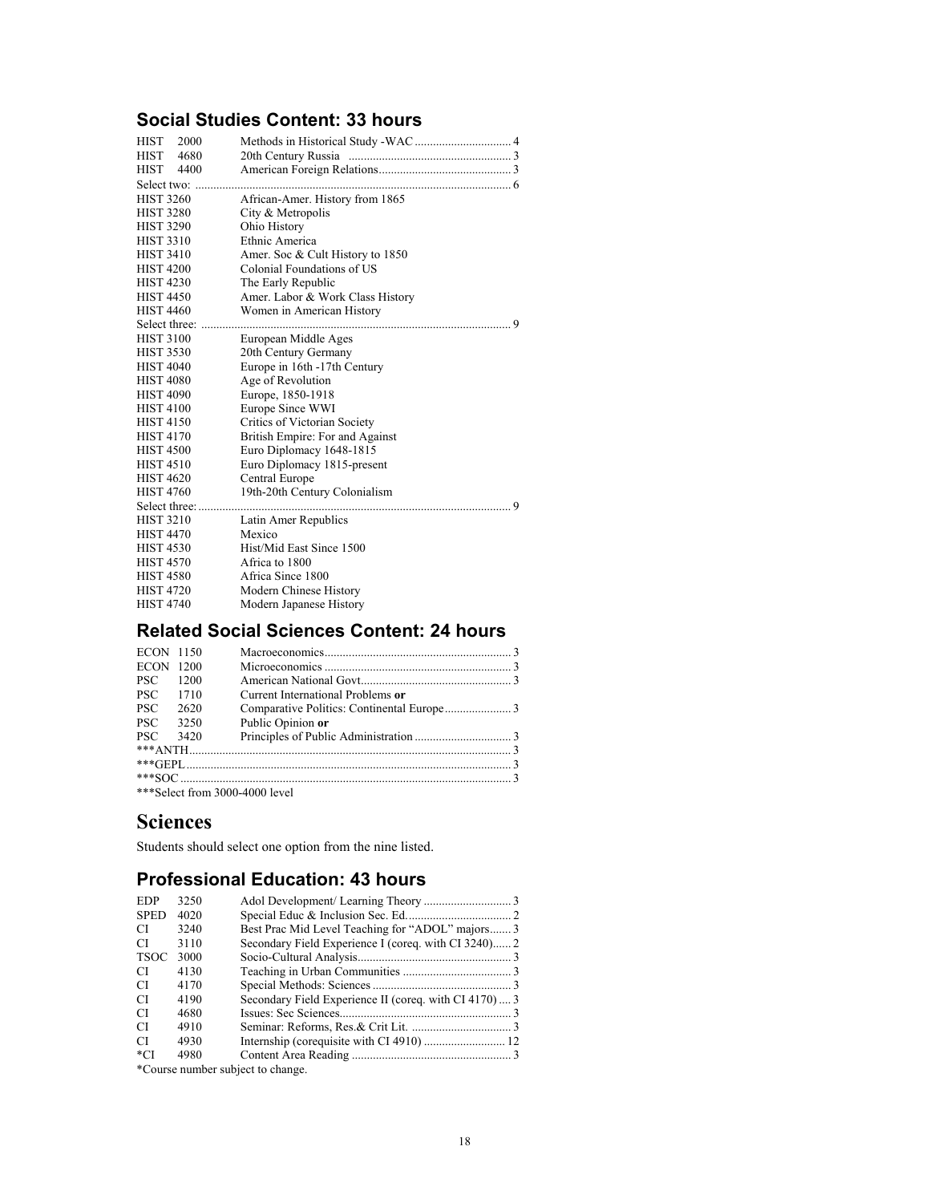## Social Studies Content: 33 hours

| | | |
|---|---|---|
| HIST 2000 | Methods in Historical Study -WAC | 4 |
| HIST 4680 | 20th Century Russia | 3 |
| HIST 4400 | American Foreign Relations | 3 |
| Select two: | | 6 |
| HIST 3260 | African-Amer. History from 1865 | |
| HIST 3280 | City & Metropolis | |
| HIST 3290 | Ohio History | |
| HIST 3310 | Ethnic America | |
| HIST 3410 | Amer. Soc & Cult History to 1850 | |
| HIST 4200 | Colonial Foundations of US | |
| HIST 4230 | The Early Republic | |
| HIST 4450 | Amer. Labor & Work Class History | |
| HIST 4460 | Women in American History | |
| Select three: | | 9 |
| HIST 3100 | European Middle Ages | |
| HIST 3530 | 20th Century Germany | |
| HIST 4040 | Europe in 16th -17th Century | |
| HIST 4080 | Age of Revolution | |
| HIST 4090 | Europe, 1850-1918 | |
| HIST 4100 | Europe Since WWI | |
| HIST 4150 | Critics of Victorian Society | |
| HIST 4170 | British Empire: For and Against | |
| HIST 4500 | Euro Diplomacy 1648-1815 | |
| HIST 4510 | Euro Diplomacy 1815-present | |
| HIST 4620 | Central Europe | |
| HIST 4760 | 19th-20th Century Colonialism | |
| Select three: | | 9 |
| HIST 3210 | Latin Amer Republics | |
| HIST 4470 | Mexico | |
| HIST 4530 | Hist/Mid East Since 1500 | |
| HIST 4570 | Africa to 1800 | |
| HIST 4580 | Africa Since 1800 | |
| HIST 4720 | Modern Chinese History | |
| HIST 4740 | Modern Japanese History | |

## Related Social Sciences Content: 24 hours

| | | |
|---|---|---|
| ECON 1150 | Macroeconomics | 3 |
| ECON 1200 | Microeconomics | 3 |
| PSC 1200 | American National Govt. | 3 |
| PSC 1710 | Current International Problems **or** | |
| PSC 2620 | Comparative Politics: Continental Europe | 3 |
| PSC 3250 | Public Opinion **or** | |
| PSC 3420 | Principles of Public Administration | 3 |
| ***ANTH | | 3 |
| ***GEPL | | 3 |
| ***SOC | | 3 |

***Select from 3000-4000 level

# Sciences

Students should select one option from the nine listed.

## Professional Education: 43 hours

| | | |
|---|---|---|
| EDP 3250 | Adol Development/ Learning Theory | 3 |
| SPED 4020 | Special Educ & Inclusion Sec. Ed. | 2 |
| CI 3240 | Best Prac Mid Level Teaching for "ADOL" majors | 3 |
| CI 3110 | Secondary Field Experience I (coreq. with CI 3240) | 2 |
| TSOC 3000 | Socio-Cultural Analysis | 3 |
| CI 4130 | Teaching in Urban Communities | 3 |
| CI 4170 | Special Methods: Sciences | 3 |
| CI 4190 | Secondary Field Experience II (coreq. with CI 4170) | 3 |
| CI 4680 | Issues: Sec Sciences | 3 |
| CI 4910 | Seminar: Reforms, Res.& Crit Lit. | 3 |
| CI 4930 | Internship (corequisite with CI 4910) | 12 |
| *CI 4980 | Content Area Reading | 3 |

*Course number subject to change.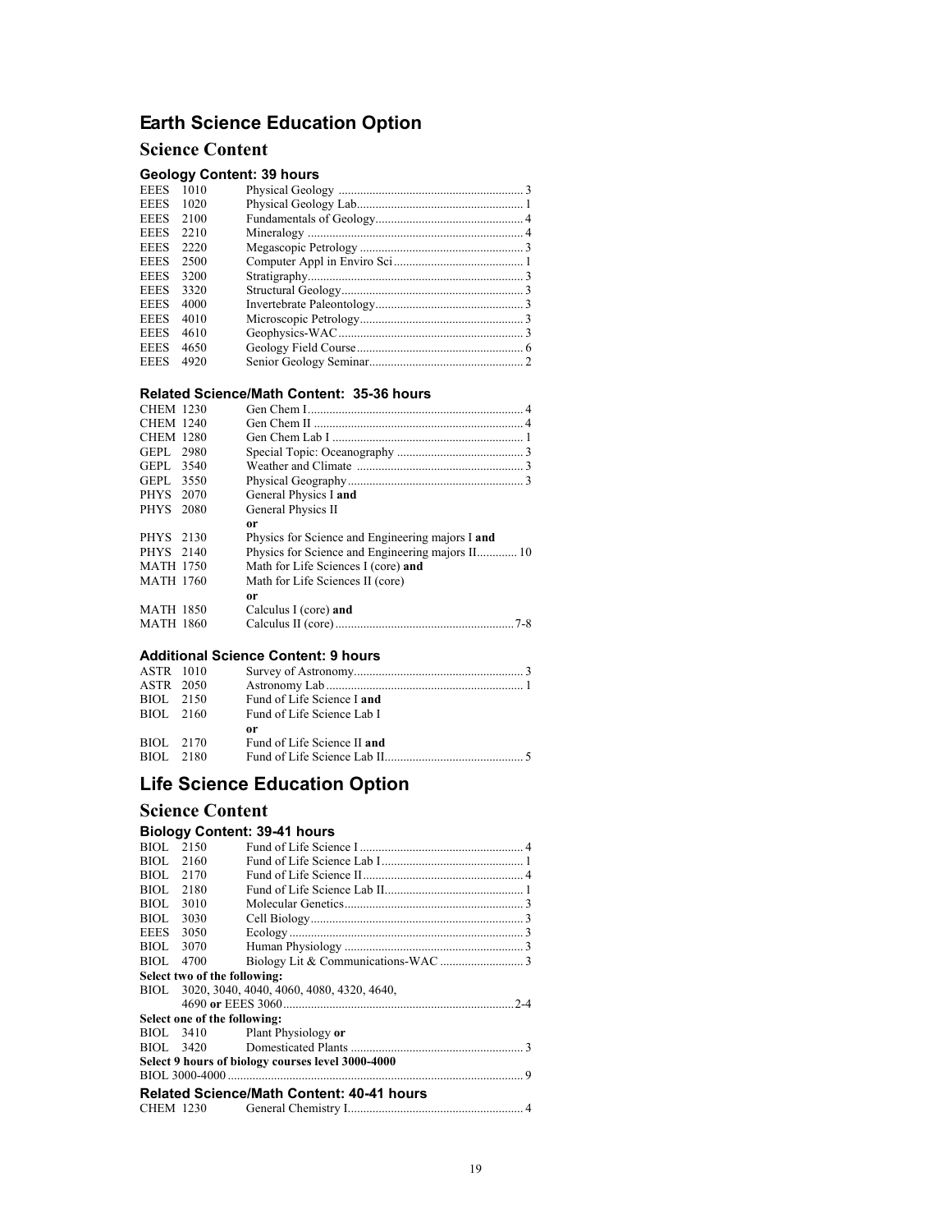# Earth Science Education Option

## Science Content

### Geology Content: 39 hours

| | | | |
|---|---|---|---|
| EEES | 1010 | Physical Geology | 3 |
| EEES | 1020 | Physical Geology Lab | 1 |
| EEES | 2100 | Fundamentals of Geology | 4 |
| EEES | 2210 | Mineralogy | 4 |
| EEES | 2220 | Megascopic Petrology | 3 |
| EEES | 2500 | Computer Appl in Enviro Sci | 1 |
| EEES | 3200 | Stratigraphy | 3 |
| EEES | 3320 | Structural Geology | 3 |
| EEES | 4000 | Invertebrate Paleontology | 3 |
| EEES | 4010 | Microscopic Petrology | 3 |
| EEES | 4610 | Geophysics-WAC | 3 |
| EEES | 4650 | Geology Field Course | 6 |
| EEES | 4920 | Senior Geology Seminar | 2 |

### Related Science/Math Content: 35-36 hours

| | | | |
|---|---|---|---|
| CHEM | 1230 | Gen Chem I | 4 |
| CHEM | 1240 | Gen Chem II | 4 |
| CHEM | 1280 | Gen Chem Lab I | 1 |
| GEPL | 2980 | Special Topic: Oceanography | 3 |
| GEPL | 3540 | Weather and Climate | 3 |
| GEPL | 3550 | Physical Geography | 3 |
| PHYS | 2070 | General Physics I **and** | |
| PHYS | 2080 | General Physics II | |
| | | **or** | |
| PHYS | 2130 | Physics for Science and Engineering majors I **and** | |
| PHYS | 2140 | Physics for Science and Engineering majors II | 10 |
| MATH | 1750 | Math for Life Sciences I (core) **and** | |
| MATH | 1760 | Math for Life Sciences II (core) | |
| | | **or** | |
| MATH | 1850 | Calculus I (core) **and** | |
| MATH | 1860 | Calculus II (core) | 7-8 |

### Additional Science Content: 9 hours

| | | | |
|---|---|---|---|
| ASTR | 1010 | Survey of Astronomy | 3 |
| ASTR | 2050 | Astronomy Lab | 1 |
| BIOL | 2150 | Fund of Life Science I **and** | |
| BIOL | 2160 | Fund of Life Science Lab I | |
| | | **or** | |
| BIOL | 2170 | Fund of Life Science II **and** | |
| BIOL | 2180 | Fund of Life Science Lab II | 5 |

# Life Science Education Option

## Science Content

### Biology Content: 39-41 hours

| | | | |
|---|---|---|---|
| BIOL | 2150 | Fund of Life Science I | 4 |
| BIOL | 2160 | Fund of Life Science Lab I | 1 |
| BIOL | 2170 | Fund of Life Science II | 4 |
| BIOL | 2180 | Fund of Life Science Lab II | 1 |
| BIOL | 3010 | Molecular Genetics | 3 |
| BIOL | 3030 | Cell Biology | 3 |
| EEES | 3050 | Ecology | 3 |
| BIOL | 3070 | Human Physiology | 3 |
| BIOL | 4700 | Biology Lit & Communications-WAC | 3 |

**Select two of the following:**

BIOL 3020, 3040, 4040, 4060, 4080, 4320, 4640, 4690 **or** EEES 3060 ... 2-4

**Select one of the following:**

| | | | |
|---|---|---|---|
| BIOL | 3410 | Plant Physiology **or** | |
| BIOL | 3420 | Domesticated Plants | 3 |

**Select 9 hours of biology courses level 3000-4000**

BIOL 3000-4000 ... 9

### Related Science/Math Content: 40-41 hours

| | | | |
|---|---|---|---|
| CHEM | 1230 | General Chemistry I | 4 |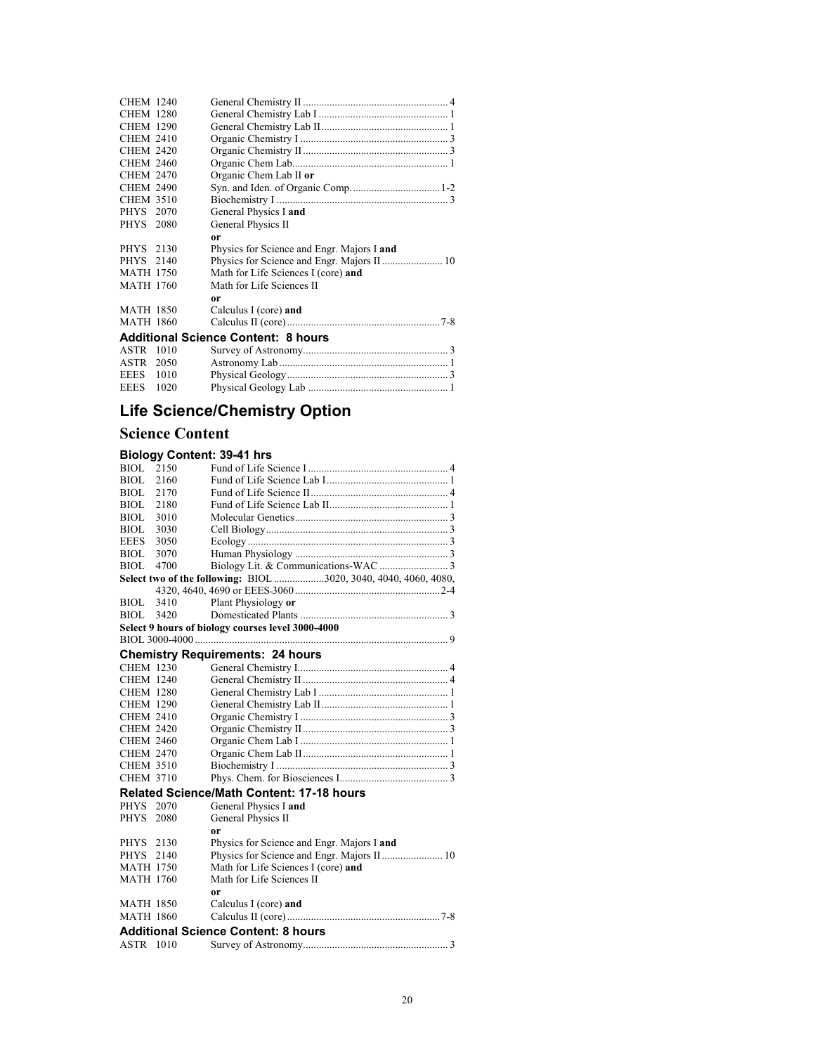| | | |
|---|---|---|
| CHEM 1240 | General Chemistry II | 4 |
| CHEM 1280 | General Chemistry Lab I | 1 |
| CHEM 1290 | General Chemistry Lab II | 1 |
| CHEM 2410 | Organic Chemistry I | 3 |
| CHEM 2420 | Organic Chemistry II | 3 |
| CHEM 2460 | Organic Chem Lab | 1 |
| CHEM 2470 | Organic Chem Lab II **or** | |
| CHEM 2490 | Syn. and Iden. of Organic Comp. | 1-2 |
| CHEM 3510 | Biochemistry I | 3 |
| PHYS 2070 | General Physics I **and** | |
| PHYS 2080 | General Physics II | |
| | **or** | |
| PHYS 2130 | Physics for Science and Engr. Majors I **and** | |
| PHYS 2140 | Physics for Science and Engr. Majors II | 10 |
| MATH 1750 | Math for Life Sciences I (core) **and** | |
| MATH 1760 | Math for Life Sciences II | |
| | **or** | |
| MATH 1850 | Calculus I (core) **and** | |
| MATH 1860 | Calculus II (core) | 7-8 |

### Additional Science Content: 8 hours

| | | |
|---|---|---|
| ASTR 1010 | Survey of Astronomy | 3 |
| ASTR 2050 | Astronomy Lab | 1 |
| EEES 1010 | Physical Geology | 3 |
| EEES 1020 | Physical Geology Lab | 1 |

# Life Science/Chemistry Option

## Science Content

### Biology Content: 39-41 hrs

| | | |
|---|---|---|
| BIOL 2150 | Fund of Life Science I | 4 |
| BIOL 2160 | Fund of Life Science Lab I | 1 |
| BIOL 2170 | Fund of Life Science II | 4 |
| BIOL 2180 | Fund of Life Science Lab II | 1 |
| BIOL 3010 | Molecular Genetics | 3 |
| BIOL 3030 | Cell Biology | 3 |
| EEES 3050 | Ecology | 3 |
| BIOL 3070 | Human Physiology | 3 |
| BIOL 4700 | Biology Lit. & Communications-WAC | 3 |

**Select two of the following:** BIOL 3020, 3040, 4040, 4060, 4080, 4320, 4640, 4690 or EEES-3060 ........ 2-4

| | | |
|---|---|---|
| BIOL 3410 | Plant Physiology **or** | |
| BIOL 3420 | Domesticated Plants | 3 |

**Select 9 hours of biology courses level 3000-4000**

BIOL 3000-4000 ........ 9

### Chemistry Requirements: 24 hours

| | | |
|---|---|---|
| CHEM 1230 | General Chemistry I | 4 |
| CHEM 1240 | General Chemistry II | 4 |
| CHEM 1280 | General Chemistry Lab I | 1 |
| CHEM 1290 | General Chemistry Lab II | 1 |
| CHEM 2410 | Organic Chemistry I | 3 |
| CHEM 2420 | Organic Chemistry II | 3 |
| CHEM 2460 | Organic Chem Lab I | 1 |
| CHEM 2470 | Organic Chem Lab II | 1 |
| CHEM 3510 | Biochemistry I | 3 |
| CHEM 3710 | Phys. Chem. for Biosciences I | 3 |

### Related Science/Math Content: 17-18 hours

| | | |
|---|---|---|
| PHYS 2070 | General Physics I **and** | |
| PHYS 2080 | General Physics II | |
| | **or** | |
| PHYS 2130 | Physics for Science and Engr. Majors I **and** | |
| PHYS 2140 | Physics for Science and Engr. Majors II | 10 |
| MATH 1750 | Math for Life Sciences I (core) **and** | |
| MATH 1760 | Math for Life Sciences II | |
| | **or** | |
| MATH 1850 | Calculus I (core) **and** | |
| MATH 1860 | Calculus II (core) | 7-8 |

### Additional Science Content: 8 hours

| | | |
|---|---|---|
| ASTR 1010 | Survey of Astronomy | 3 |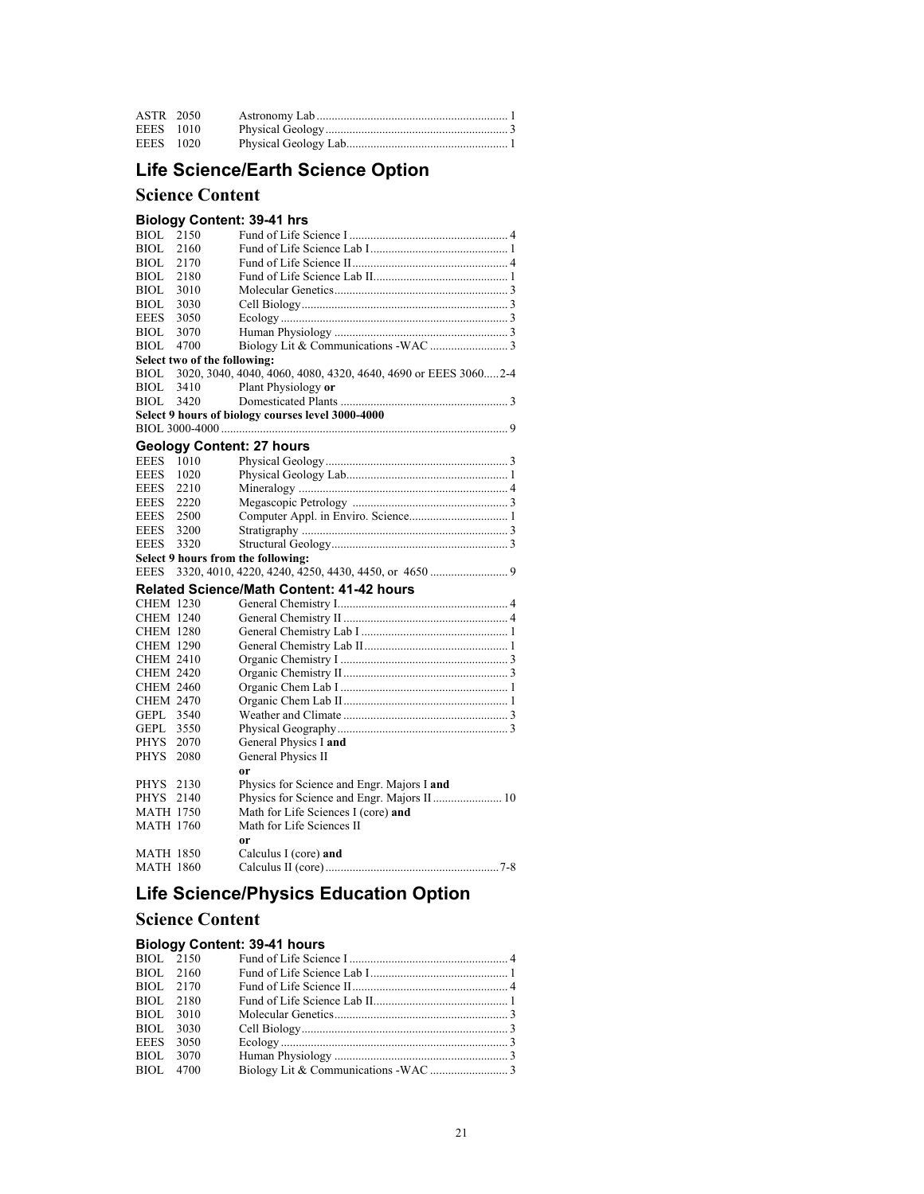| | | | |
|---|---|---|---|
| ASTR | 2050 | Astronomy Lab | 1 |
| EEES | 1010 | Physical Geology | 3 |
| EEES | 1020 | Physical Geology Lab | 1 |

## Life Science/Earth Science Option

### Science Content

#### Biology Content: 39-41 hrs

| | | | |
|---|---|---|---|
| BIOL | 2150 | Fund of Life Science I | 4 |
| BIOL | 2160 | Fund of Life Science Lab I | 1 |
| BIOL | 2170 | Fund of Life Science II | 4 |
| BIOL | 2180 | Fund of Life Science Lab II | 1 |
| BIOL | 3010 | Molecular Genetics | 3 |
| BIOL | 3030 | Cell Biology | 3 |
| EEES | 3050 | Ecology | 3 |
| BIOL | 3070 | Human Physiology | 3 |
| BIOL | 4700 | Biology Lit & Communications -WAC | 3 |
| **Select two of the following:** | | | |
| BIOL | 3020, 3040, 4040, 4060, 4080, 4320, 4640, 4690 or EEES 3060 | | 2-4 |
| BIOL | 3410 | Plant Physiology **or** | |
| BIOL | 3420 | Domesticated Plants | 3 |
| **Select 9 hours of biology courses level 3000-4000** | | | |
| BIOL 3000-4000 | | | 9 |

#### Geology Content: 27 hours

| | | | |
|---|---|---|---|
| EEES | 1010 | Physical Geology | 3 |
| EEES | 1020 | Physical Geology Lab | 1 |
| EEES | 2210 | Mineralogy | 4 |
| EEES | 2220 | Megascopic Petrology | 3 |
| EEES | 2500 | Computer Appl. in Enviro. Science | 1 |
| EEES | 3200 | Stratigraphy | 3 |
| EEES | 3320 | Structural Geology | 3 |
| **Select 9 hours from the following:** | | | |
| EEES | 3320, 4010, 4220, 4240, 4250, 4430, 4450, or 4650 | | 9 |

#### Related Science/Math Content: 41-42 hours

| | | | |
|---|---|---|---|
| CHEM | 1230 | General Chemistry I | 4 |
| CHEM | 1240 | General Chemistry II | 4 |
| CHEM | 1280 | General Chemistry Lab I | 1 |
| CHEM | 1290 | General Chemistry Lab II | 1 |
| CHEM | 2410 | Organic Chemistry I | 3 |
| CHEM | 2420 | Organic Chemistry II | 3 |
| CHEM | 2460 | Organic Chem Lab I | 1 |
| CHEM | 2470 | Organic Chem Lab II | 1 |
| GEPL | 3540 | Weather and Climate | 3 |
| GEPL | 3550 | Physical Geography | 3 |
| PHYS | 2070 | General Physics I **and** | |
| PHYS | 2080 | General Physics II | |
| | | **or** | |
| PHYS | 2130 | Physics for Science and Engr. Majors I **and** | |
| PHYS | 2140 | Physics for Science and Engr. Majors II | 10 |
| MATH | 1750 | Math for Life Sciences I (core) **and** | |
| MATH | 1760 | Math for Life Sciences II | |
| | | **or** | |
| MATH | 1850 | Calculus I (core) **and** | |
| MATH | 1860 | Calculus II (core) | 7-8 |

## Life Science/Physics Education Option

### Science Content

#### Biology Content: 39-41 hours

| | | | |
|---|---|---|---|
| BIOL | 2150 | Fund of Life Science I | 4 |
| BIOL | 2160 | Fund of Life Science Lab I | 1 |
| BIOL | 2170 | Fund of Life Science II | 4 |
| BIOL | 2180 | Fund of Life Science Lab II | 1 |
| BIOL | 3010 | Molecular Genetics | 3 |
| BIOL | 3030 | Cell Biology | 3 |
| EEES | 3050 | Ecology | 3 |
| BIOL | 3070 | Human Physiology | 3 |
| BIOL | 4700 | Biology Lit & Communications -WAC | 3 |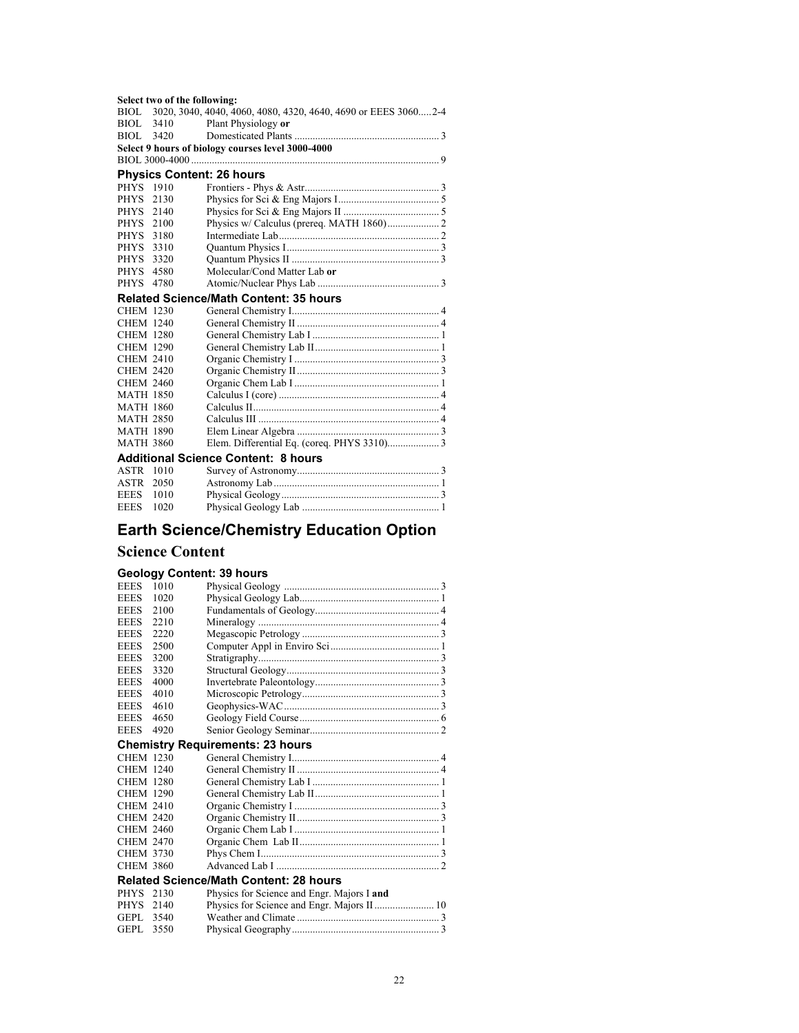**Select two of the following:**

| | | |
|---|---|---|
| BIOL | 3020, 3040, 4040, 4060, 4080, 4320, 4640, 4690 or EEES 3060 | 2-4 |
| BIOL 3410 | Plant Physiology **or** | |
| BIOL 3420 | Domesticated Plants | 3 |

**Select 9 hours of biology courses level 3000-4000**

| | | |
|---|---|---|
| BIOL 3000-4000 | | 9 |

### Physics Content: 26 hours

| | | |
|---|---|---|
| PHYS 1910 | Frontiers - Phys & Astr | 3 |
| PHYS 2130 | Physics for Sci & Eng Majors I | 5 |
| PHYS 2140 | Physics for Sci & Eng Majors II | 5 |
| PHYS 2100 | Physics w/ Calculus (prereq. MATH 1860) | 2 |
| PHYS 3180 | Intermediate Lab | 2 |
| PHYS 3310 | Quantum Physics I | 3 |
| PHYS 3320 | Quantum Physics II | 3 |
| PHYS 4580 | Molecular/Cond Matter Lab **or** | |
| PHYS 4780 | Atomic/Nuclear Phys Lab | 3 |

### Related Science/Math Content: 35 hours

| | | |
|---|---|---|
| CHEM 1230 | General Chemistry I | 4 |
| CHEM 1240 | General Chemistry II | 4 |
| CHEM 1280 | General Chemistry Lab I | 1 |
| CHEM 1290 | General Chemistry Lab II | 1 |
| CHEM 2410 | Organic Chemistry I | 3 |
| CHEM 2420 | Organic Chemistry II | 3 |
| CHEM 2460 | Organic Chem Lab I | 1 |
| MATH 1850 | Calculus I (core) | 4 |
| MATH 1860 | Calculus II | 4 |
| MATH 2850 | Calculus III | 4 |
| MATH 1890 | Elem Linear Algebra | 3 |
| MATH 3860 | Elem. Differential Eq. (coreq. PHYS 3310) | 3 |

### Additional Science Content: 8 hours

| | | |
|---|---|---|
| ASTR 1010 | Survey of Astronomy | 3 |
| ASTR 2050 | Astronomy Lab | 1 |
| EEES 1010 | Physical Geology | 3 |
| EEES 1020 | Physical Geology Lab | 1 |

# Earth Science/Chemistry Education Option

## Science Content

### Geology Content: 39 hours

| | | |
|---|---|---|
| EEES 1010 | Physical Geology | 3 |
| EEES 1020 | Physical Geology Lab | 1 |
| EEES 2100 | Fundamentals of Geology | 4 |
| EEES 2210 | Mineralogy | 4 |
| EEES 2220 | Megascopic Petrology | 3 |
| EEES 2500 | Computer Appl in Enviro Sci | 1 |
| EEES 3200 | Stratigraphy | 3 |
| EEES 3320 | Structural Geology | 3 |
| EEES 4000 | Invertebrate Paleontology | 3 |
| EEES 4010 | Microscopic Petrology | 3 |
| EEES 4610 | Geophysics-WAC | 3 |
| EEES 4650 | Geology Field Course | 6 |
| EEES 4920 | Senior Geology Seminar | 2 |

### Chemistry Requirements: 23 hours

| | | |
|---|---|---|
| CHEM 1230 | General Chemistry I | 4 |
| CHEM 1240 | General Chemistry II | 4 |
| CHEM 1280 | General Chemistry Lab I | 1 |
| CHEM 1290 | General Chemistry Lab II | 1 |
| CHEM 2410 | Organic Chemistry I | 3 |
| CHEM 2420 | Organic Chemistry II | 3 |
| CHEM 2460 | Organic Chem Lab I | 1 |
| CHEM 2470 | Organic Chem Lab II | 1 |
| CHEM 3730 | Phys Chem I | 3 |
| CHEM 3860 | Advanced Lab I | 2 |

### Related Science/Math Content: 28 hours

| | | |
|---|---|---|
| PHYS 2130 | Physics for Science and Engr. Majors I **and** | |
| PHYS 2140 | Physics for Science and Engr. Majors II | 10 |
| GEPL 3540 | Weather and Climate | 3 |
| GEPL 3550 | Physical Geography | 3 |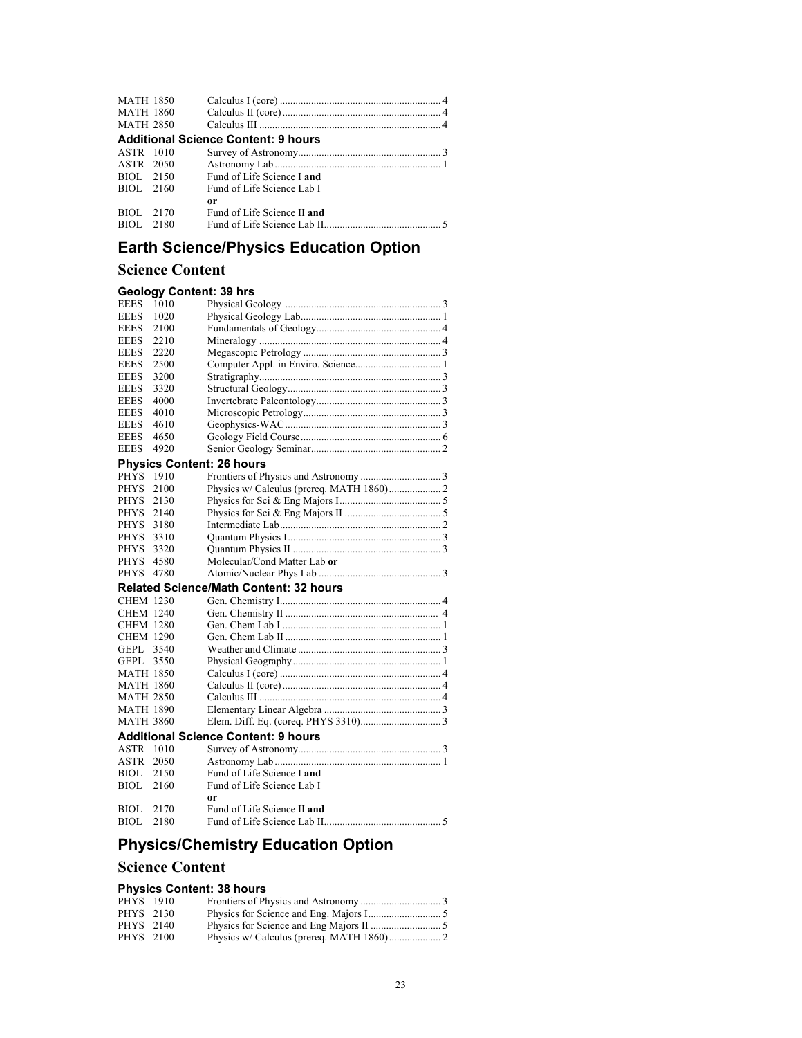| | | |
|---|---|---|
| MATH 1850 | Calculus I (core) | 4 |
| MATH 1860 | Calculus II (core) | 4 |
| MATH 2850 | Calculus III | 4 |

**Additional Science Content: 9 hours**

| | | |
|---|---|---|
| ASTR 1010 | Survey of Astronomy | 3 |
| ASTR 2050 | Astronomy Lab | 1 |
| BIOL 2150 | Fund of Life Science I **and** | |
| BIOL 2160 | Fund of Life Science Lab I | |
| | **or** | |
| BIOL 2170 | Fund of Life Science II **and** | |
| BIOL 2180 | Fund of Life Science Lab II | 5 |

# Earth Science/Physics Education Option

## Science Content

**Geology Content: 39 hrs**

| | | |
|---|---|---|
| EEES 1010 | Physical Geology | 3 |
| EEES 1020 | Physical Geology Lab | 1 |
| EEES 2100 | Fundamentals of Geology | 4 |
| EEES 2210 | Mineralogy | 4 |
| EEES 2220 | Megascopic Petrology | 3 |
| EEES 2500 | Computer Appl. in Enviro. Science | 1 |
| EEES 3200 | Stratigraphy | 3 |
| EEES 3320 | Structural Geology | 3 |
| EEES 4000 | Invertebrate Paleontology | 3 |
| EEES 4010 | Microscopic Petrology | 3 |
| EEES 4610 | Geophysics-WAC | 3 |
| EEES 4650 | Geology Field Course | 6 |
| EEES 4920 | Senior Geology Seminar | 2 |

**Physics Content: 26 hours**

| | | |
|---|---|---|
| PHYS 1910 | Frontiers of Physics and Astronomy | 3 |
| PHYS 2100 | Physics w/ Calculus (prereq. MATH 1860) | 2 |
| PHYS 2130 | Physics for Sci & Eng Majors I | 5 |
| PHYS 2140 | Physics for Sci & Eng Majors II | 5 |
| PHYS 3180 | Intermediate Lab | 2 |
| PHYS 3310 | Quantum Physics I | 3 |
| PHYS 3320 | Quantum Physics II | 3 |
| PHYS 4580 | Molecular/Cond Matter Lab **or** | |
| PHYS 4780 | Atomic/Nuclear Phys Lab | 3 |

**Related Science/Math Content: 32 hours**

| | | |
|---|---|---|
| CHEM 1230 | Gen. Chemistry I | 4 |
| CHEM 1240 | Gen. Chemistry II | 4 |
| CHEM 1280 | Gen. Chem Lab I | 1 |
| CHEM 1290 | Gen. Chem Lab II | 1 |
| GEPL 3540 | Weather and Climate | 3 |
| GEPL 3550 | Physical Geography | 1 |
| MATH 1850 | Calculus I (core) | 4 |
| MATH 1860 | Calculus II (core) | 4 |
| MATH 2850 | Calculus III | 4 |
| MATH 1890 | Elementary Linear Algebra | 3 |
| MATH 3860 | Elem. Diff. Eq. (coreq. PHYS 3310) | 3 |

**Additional Science Content: 9 hours**

| | | |
|---|---|---|
| ASTR 1010 | Survey of Astronomy | 3 |
| ASTR 2050 | Astronomy Lab | 1 |
| BIOL 2150 | Fund of Life Science I **and** | |
| BIOL 2160 | Fund of Life Science Lab I | |
| | **or** | |
| BIOL 2170 | Fund of Life Science II **and** | |
| BIOL 2180 | Fund of Life Science Lab II | 5 |

# Physics/Chemistry Education Option

## Science Content

**Physics Content: 38 hours**

| | | |
|---|---|---|
| PHYS 1910 | Frontiers of Physics and Astronomy | 3 |
| PHYS 2130 | Physics for Science and Eng. Majors I | 5 |
| PHYS 2140 | Physics for Science and Eng Majors II | 5 |
| PHYS 2100 | Physics w/ Calculus (prereq. MATH 1860) | 2 |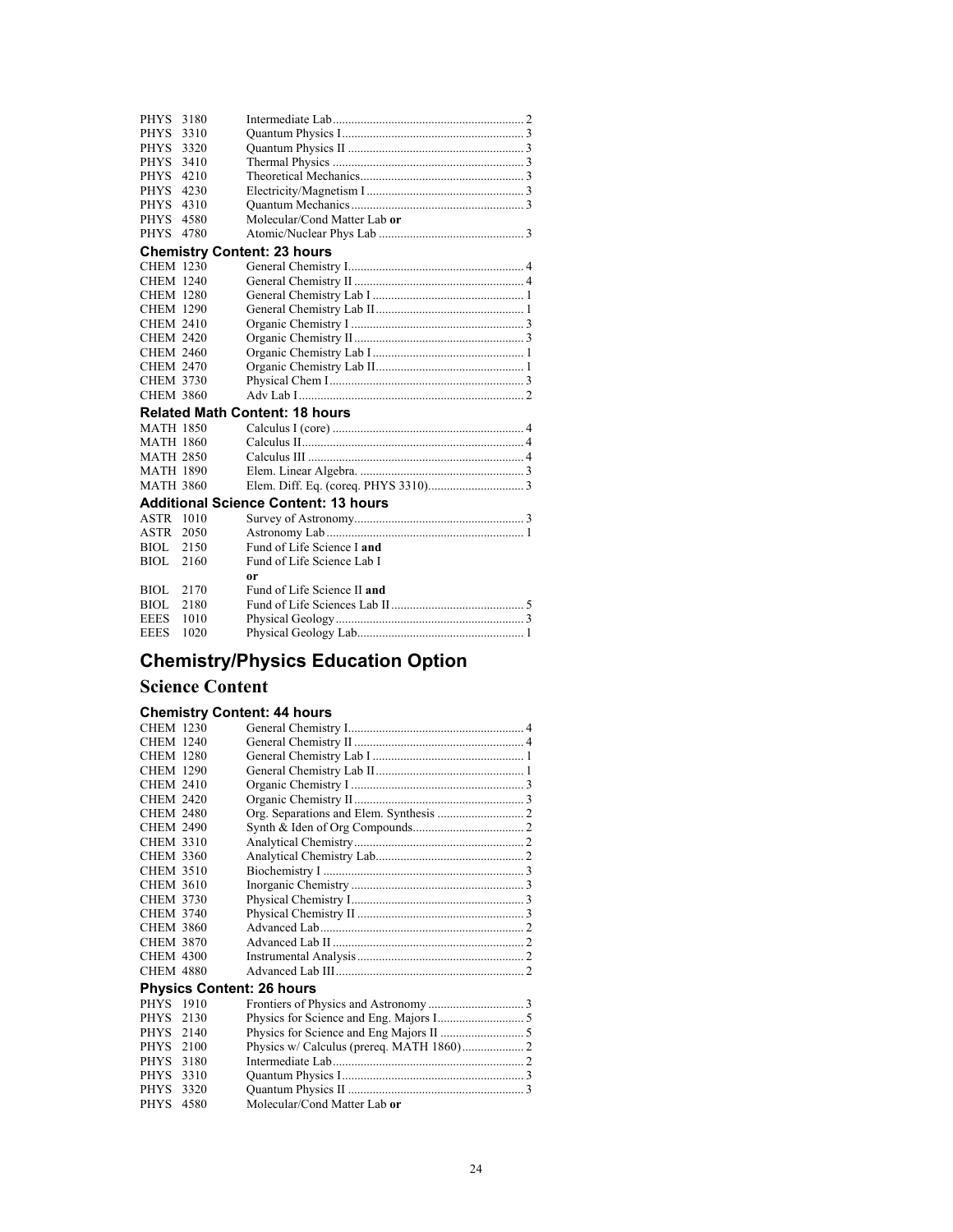| | | | |
|---|---|---|---|
| PHYS | 3180 | Intermediate Lab | 2 |
| PHYS | 3310 | Quantum Physics I | 3 |
| PHYS | 3320 | Quantum Physics II | 3 |
| PHYS | 3410 | Thermal Physics | 3 |
| PHYS | 4210 | Theoretical Mechanics | 3 |
| PHYS | 4230 | Electricity/Magnetism I | 3 |
| PHYS | 4310 | Quantum Mechanics | 3 |
| PHYS | 4580 | Molecular/Cond Matter Lab **or** | |
| PHYS | 4780 | Atomic/Nuclear Phys Lab | 3 |

### Chemistry Content: 23 hours

| | | | |
|---|---|---|---|
| CHEM | 1230 | General Chemistry I | 4 |
| CHEM | 1240 | General Chemistry II | 4 |
| CHEM | 1280 | General Chemistry Lab I | 1 |
| CHEM | 1290 | General Chemistry Lab II | 1 |
| CHEM | 2410 | Organic Chemistry I | 3 |
| CHEM | 2420 | Organic Chemistry II | 3 |
| CHEM | 2460 | Organic Chemistry Lab I | 1 |
| CHEM | 2470 | Organic Chemistry Lab II | 1 |
| CHEM | 3730 | Physical Chem I | 3 |
| CHEM | 3860 | Adv Lab I | 2 |

### Related Math Content: 18 hours

| | | | |
|---|---|---|---|
| MATH | 1850 | Calculus I (core) | 4 |
| MATH | 1860 | Calculus II | 4 |
| MATH | 2850 | Calculus III | 4 |
| MATH | 1890 | Elem. Linear Algebra. | 3 |
| MATH | 3860 | Elem. Diff. Eq. (coreq. PHYS 3310) | 3 |

### Additional Science Content: 13 hours

| | | | |
|---|---|---|---|
| ASTR | 1010 | Survey of Astronomy | 3 |
| ASTR | 2050 | Astronomy Lab | 1 |
| BIOL | 2150 | Fund of Life Science I **and** | |
| BIOL | 2160 | Fund of Life Science Lab I | |
| | | **or** | |
| BIOL | 2170 | Fund of Life Science II **and** | |
| BIOL | 2180 | Fund of Life Sciences Lab II | 5 |
| EEES | 1010 | Physical Geology | 3 |
| EEES | 1020 | Physical Geology Lab | 1 |

## Chemistry/Physics Education Option

## Science Content

### Chemistry Content: 44 hours

| | | | |
|---|---|---|---|
| CHEM | 1230 | General Chemistry I | 4 |
| CHEM | 1240 | General Chemistry II | 4 |
| CHEM | 1280 | General Chemistry Lab I | 1 |
| CHEM | 1290 | General Chemistry Lab II | 1 |
| CHEM | 2410 | Organic Chemistry I | 3 |
| CHEM | 2420 | Organic Chemistry II | 3 |
| CHEM | 2480 | Org. Separations and Elem. Synthesis | 2 |
| CHEM | 2490 | Synth & Iden of Org Compounds | 2 |
| CHEM | 3310 | Analytical Chemistry | 2 |
| CHEM | 3360 | Analytical Chemistry Lab | 2 |
| CHEM | 3510 | Biochemistry I | 3 |
| CHEM | 3610 | Inorganic Chemistry | 3 |
| CHEM | 3730 | Physical Chemistry I | 3 |
| CHEM | 3740 | Physical Chemistry II | 3 |
| CHEM | 3860 | Advanced Lab | 2 |
| CHEM | 3870 | Advanced Lab II | 2 |
| CHEM | 4300 | Instrumental Analysis | 2 |
| CHEM | 4880 | Advanced Lab III | 2 |

### Physics Content: 26 hours

| | | | |
|---|---|---|---|
| PHYS | 1910 | Frontiers of Physics and Astronomy | 3 |
| PHYS | 2130 | Physics for Science and Eng. Majors I | 5 |
| PHYS | 2140 | Physics for Science and Eng Majors II | 5 |
| PHYS | 2100 | Physics w/ Calculus (prereq. MATH 1860) | 2 |
| PHYS | 3180 | Intermediate Lab | 2 |
| PHYS | 3310 | Quantum Physics I | 3 |
| PHYS | 3320 | Quantum Physics II | 3 |
| PHYS | 4580 | Molecular/Cond Matter Lab **or** | |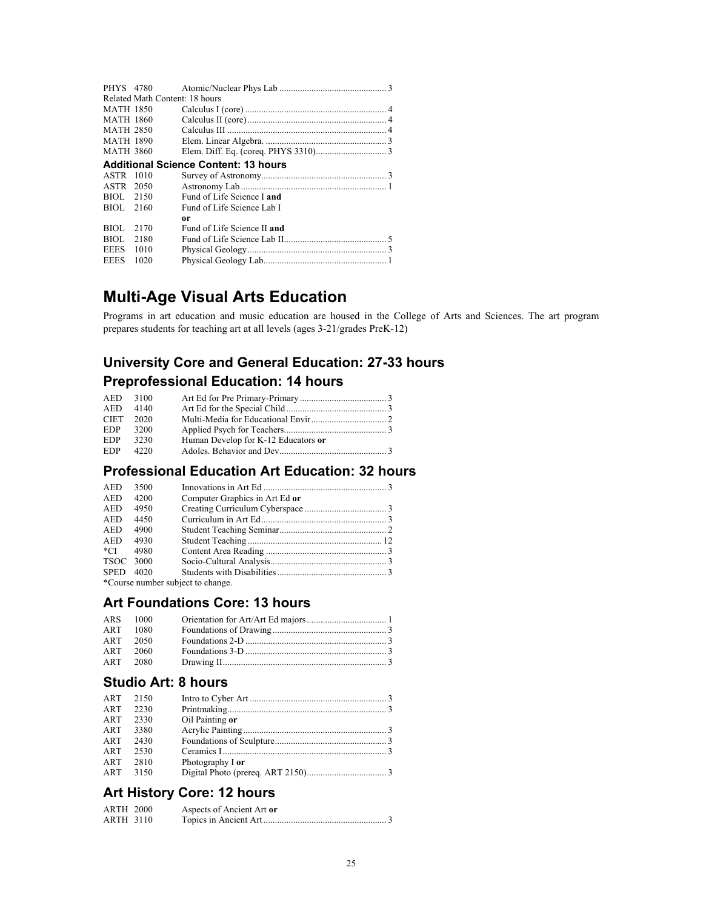| | | | |
|---|---|---|---|
| PHYS | 4780 | Atomic/Nuclear Phys Lab | 3 |

Related Math Content: 18 hours

| | | | |
|---|---|---|---|
| MATH | 1850 | Calculus I (core) | 4 |
| MATH | 1860 | Calculus II (core) | 4 |
| MATH | 2850 | Calculus III | 4 |
| MATH | 1890 | Elem. Linear Algebra. | 3 |
| MATH | 3860 | Elem. Diff. Eq. (coreq. PHYS 3310) | 3 |

### Additional Science Content: 13 hours

| | | | |
|---|---|---|---|
| ASTR | 1010 | Survey of Astronomy | 3 |
| ASTR | 2050 | Astronomy Lab | 1 |
| BIOL | 2150 | Fund of Life Science I **and** | |
| BIOL | 2160 | Fund of Life Science Lab I | |
| | | **or** | |
| BIOL | 2170 | Fund of Life Science II **and** | |
| BIOL | 2180 | Fund of Life Science Lab II | 5 |
| EEES | 1010 | Physical Geology | 3 |
| EEES | 1020 | Physical Geology Lab | 1 |

# Multi-Age Visual Arts Education

Programs in art education and music education are housed in the College of Arts and Sciences. The art program prepares students for teaching art at all levels (ages 3-21/grades PreK-12)

## University Core and General Education: 27-33 hours

## Preprofessional Education: 14 hours

| | | | |
|---|---|---|---|
| AED | 3100 | Art Ed for Pre Primary-Primary | 3 |
| AED | 4140 | Art Ed for the Special Child | 3 |
| CIET | 2020 | Multi-Media for Educational Envir | 2 |
| EDP | 3200 | Applied Psych for Teachers | 3 |
| EDP | 3230 | Human Develop for K-12 Educators **or** | |
| EDP | 4220 | Adoles. Behavior and Dev | 3 |

## Professional Education Art Education: 32 hours

| | | | |
|---|---|---|---|
| AED | 3500 | Innovations in Art Ed | 3 |
| AED | 4200 | Computer Graphics in Art Ed **or** | |
| AED | 4950 | Creating Curriculum Cyberspace | 3 |
| AED | 4450 | Curriculum in Art Ed | 3 |
| AED | 4900 | Student Teaching Seminar | 2 |
| AED | 4930 | Student Teaching | 12 |
| *CI | 4980 | Content Area Reading | 3 |
| TSOC | 3000 | Socio-Cultural Analysis | 3 |
| SPED | 4020 | Students with Disabilities | 3 |

*Course number subject to change.

## Art Foundations Core: 13 hours

| | | | |
|---|---|---|---|
| ARS | 1000 | Orientation for Art/Art Ed majors | 1 |
| ART | 1080 | Foundations of Drawing | 3 |
| ART | 2050 | Foundations 2-D | 3 |
| ART | 2060 | Foundations 3-D | 3 |
| ART | 2080 | Drawing II | 3 |

## Studio Art: 8 hours

| | | | |
|---|---|---|---|
| ART | 2150 | Intro to Cyber Art | 3 |
| ART | 2230 | Printmaking | 3 |
| ART | 2330 | Oil Painting **or** | |
| ART | 3380 | Acrylic Painting | 3 |
| ART | 2430 | Foundations of Sculpture | 3 |
| ART | 2530 | Ceramics I | 3 |
| ART | 2810 | Photography I **or** | |
| ART | 3150 | Digital Photo (prereq. ART 2150) | 3 |

## Art History Core: 12 hours

| | | | |
|---|---|---|---|
| ARTH | 2000 | Aspects of Ancient Art **or** | |
| ARTH | 3110 | Topics in Ancient Art | 3 |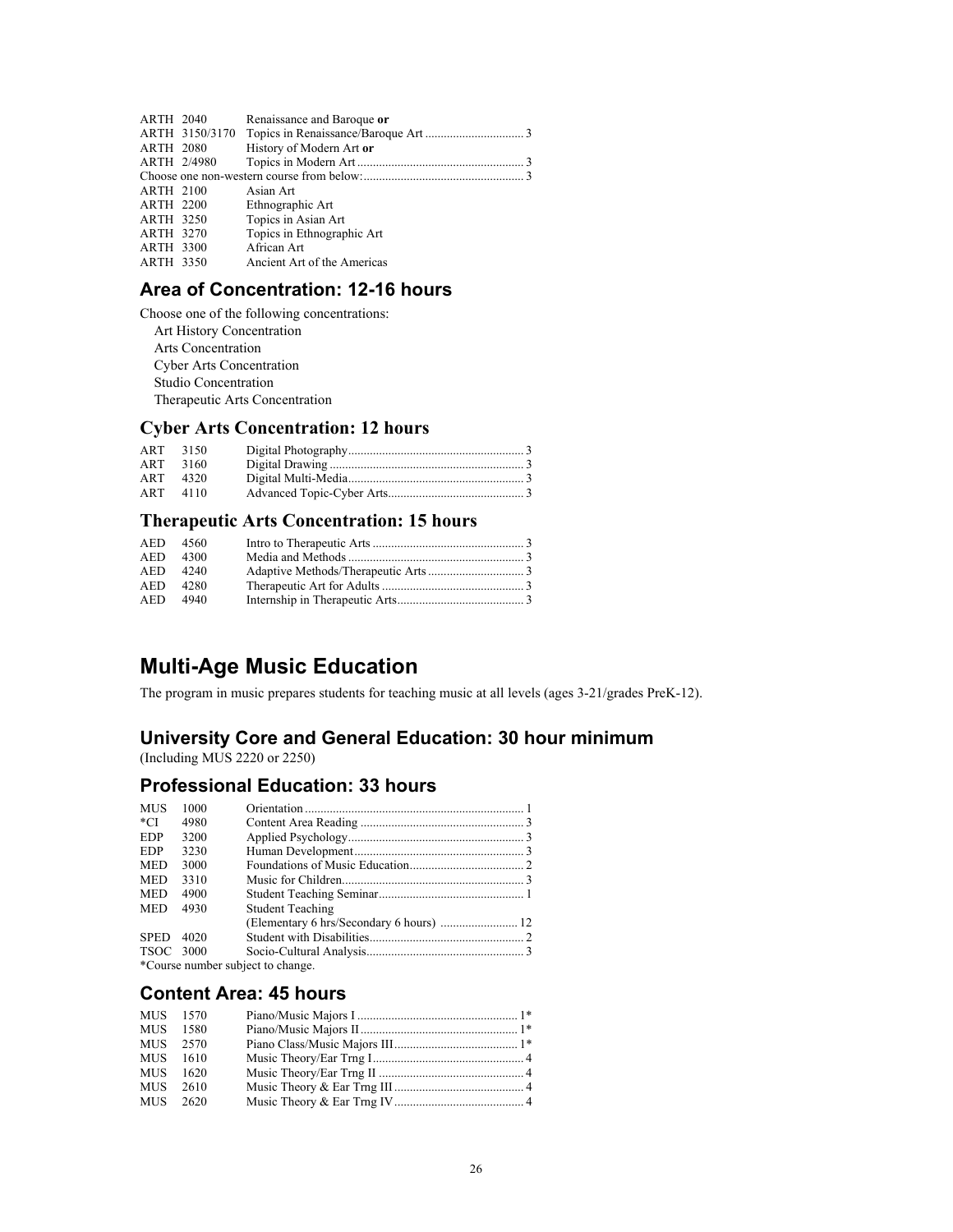| | | | |
|---|---|---|---|
| ARTH | 2040 | Renaissance and Baroque **or** | |
| ARTH | 3150/3170 | Topics in Renaissance/Baroque Art | 3 |
| ARTH | 2080 | History of Modern Art **or** | |
| ARTH | 2/4980 | Topics in Modern Art | 3 |
| Choose one non-western course from below: | | | 3 |
| ARTH | 2100 | Asian Art | |
| ARTH | 2200 | Ethnographic Art | |
| ARTH | 3250 | Topics in Asian Art | |
| ARTH | 3270 | Topics in Ethnographic Art | |
| ARTH | 3300 | African Art | |
| ARTH | 3350 | Ancient Art of the Americas | |

## Area of Concentration: 12-16 hours

Choose one of the following concentrations:

- Art History Concentration
- Arts Concentration
- Cyber Arts Concentration
- Studio Concentration
- Therapeutic Arts Concentration

## Cyber Arts Concentration: 12 hours

| | | | |
|---|---|---|---|
| ART | 3150 | Digital Photography | 3 |
| ART | 3160 | Digital Drawing | 3 |
| ART | 4320 | Digital Multi-Media | 3 |
| ART | 4110 | Advanced Topic-Cyber Arts | 3 |

## Therapeutic Arts Concentration: 15 hours

| | | | |
|---|---|---|---|
| AED | 4560 | Intro to Therapeutic Arts | 3 |
| AED | 4300 | Media and Methods | 3 |
| AED | 4240 | Adaptive Methods/Therapeutic Arts | 3 |
| AED | 4280 | Therapeutic Art for Adults | 3 |
| AED | 4940 | Internship in Therapeutic Arts | 3 |

# Multi-Age Music Education

The program in music prepares students for teaching music at all levels (ages 3-21/grades PreK-12).

## University Core and General Education: 30 hour minimum

(Including MUS 2220 or 2250)

## Professional Education: 33 hours

| | | | |
|---|---|---|---|
| MUS | 1000 | Orientation | 1 |
| *CI | 4980 | Content Area Reading | 3 |
| EDP | 3200 | Applied Psychology | 3 |
| EDP | 3230 | Human Development | 3 |
| MED | 3000 | Foundations of Music Education | 2 |
| MED | 3310 | Music for Children | 3 |
| MED | 4900 | Student Teaching Seminar | 1 |
| MED | 4930 | Student Teaching (Elementary 6 hrs/Secondary 6 hours) | 12 |
| SPED | 4020 | Student with Disabilities | 2 |
| TSOC | 3000 | Socio-Cultural Analysis | 3 |

*Course number subject to change.

## Content Area: 45 hours

| | | | |
|---|---|---|---|
| MUS | 1570 | Piano/Music Majors I | 1* |
| MUS | 1580 | Piano/Music Majors II | 1* |
| MUS | 2570 | Piano Class/Music Majors III | 1* |
| MUS | 1610 | Music Theory/Ear Trng I | 4 |
| MUS | 1620 | Music Theory/Ear Trng II | 4 |
| MUS | 2610 | Music Theory & Ear Trng III | 4 |
| MUS | 2620 | Music Theory & Ear Trng IV | 4 |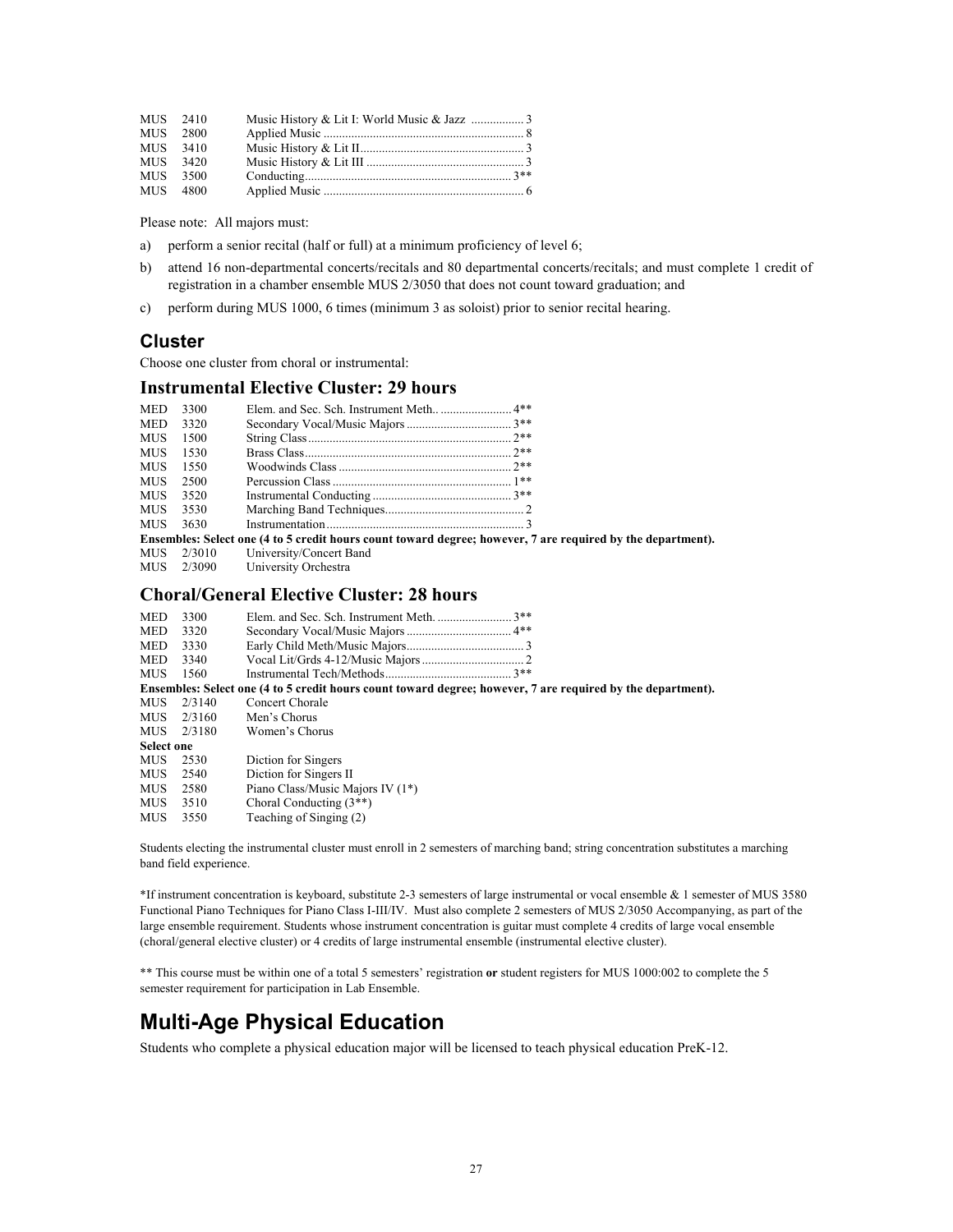| | | | |
|---|---|---|---|
| MUS | 2410 | Music History & Lit I: World Music & Jazz | 3 |
| MUS | 2800 | Applied Music | 8 |
| MUS | 3410 | Music History & Lit II | 3 |
| MUS | 3420 | Music History & Lit III | 3 |
| MUS | 3500 | Conducting | 3** |
| MUS | 4800 | Applied Music | 6 |

Please note: All majors must:

a) perform a senior recital (half or full) at a minimum proficiency of level 6;

b) attend 16 non-departmental concerts/recitals and 80 departmental concerts/recitals; and must complete 1 credit of registration in a chamber ensemble MUS 2/3050 that does not count toward graduation; and

c) perform during MUS 1000, 6 times (minimum 3 as soloist) prior to senior recital hearing.

## Cluster

Choose one cluster from choral or instrumental:

### Instrumental Elective Cluster: 29 hours

| | | | |
|---|---|---|---|
| MED | 3300 | Elem. and Sec. Sch. Instrument Meth. | 4** |
| MED | 3320 | Secondary Vocal/Music Majors | 3** |
| MUS | 1500 | String Class | 2** |
| MUS | 1530 | Brass Class | 2** |
| MUS | 1550 | Woodwinds Class | 2** |
| MUS | 2500 | Percussion Class | 1** |
| MUS | 3520 | Instrumental Conducting | 3** |
| MUS | 3530 | Marching Band Techniques | 2 |
| MUS | 3630 | Instrumentation | 3 |

**Ensembles: Select one (4 to 5 credit hours count toward degree; however, 7 are required by the department).**

| | | |
|---|---|---|
| MUS | 2/3010 | University/Concert Band |
| MUS | 2/3090 | University Orchestra |

### Choral/General Elective Cluster: 28 hours

| | | | |
|---|---|---|---|
| MED | 3300 | Elem. and Sec. Sch. Instrument Meth. | 3** |
| MED | 3320 | Secondary Vocal/Music Majors | 4** |
| MED | 3330 | Early Child Meth/Music Majors | 3 |
| MED | 3340 | Vocal Lit/Grds 4-12/Music Majors | 2 |
| MUS | 1560 | Instrumental Tech/Methods | 3** |

**Ensembles: Select one (4 to 5 credit hours count toward degree; however, 7 are required by the department).**

| | | |
|---|---|---|
| MUS | 2/3140 | Concert Chorale |
| MUS | 2/3160 | Men's Chorus |
| MUS | 2/3180 | Women's Chorus |

**Select one**

| | | |
|---|---|---|
| MUS | 2530 | Diction for Singers |
| MUS | 2540 | Diction for Singers II |
| MUS | 2580 | Piano Class/Music Majors IV (1*) |
| MUS | 3510 | Choral Conducting (3**) |
| MUS | 3550 | Teaching of Singing (2) |

Students electing the instrumental cluster must enroll in 2 semesters of marching band; string concentration substitutes a marching band field experience.

*If instrument concentration is keyboard, substitute 2-3 semesters of large instrumental or vocal ensemble & 1 semester of MUS 3580 Functional Piano Techniques for Piano Class I-III/IV. Must also complete 2 semesters of MUS 2/3050 Accompanying, as part of the large ensemble requirement. Students whose instrument concentration is guitar must complete 4 credits of large vocal ensemble (choral/general elective cluster) or 4 credits of large instrumental ensemble (instrumental elective cluster).

** This course must be within one of a total 5 semesters' registration **or** student registers for MUS 1000:002 to complete the 5 semester requirement for participation in Lab Ensemble.

# Multi-Age Physical Education

Students who complete a physical education major will be licensed to teach physical education PreK-12.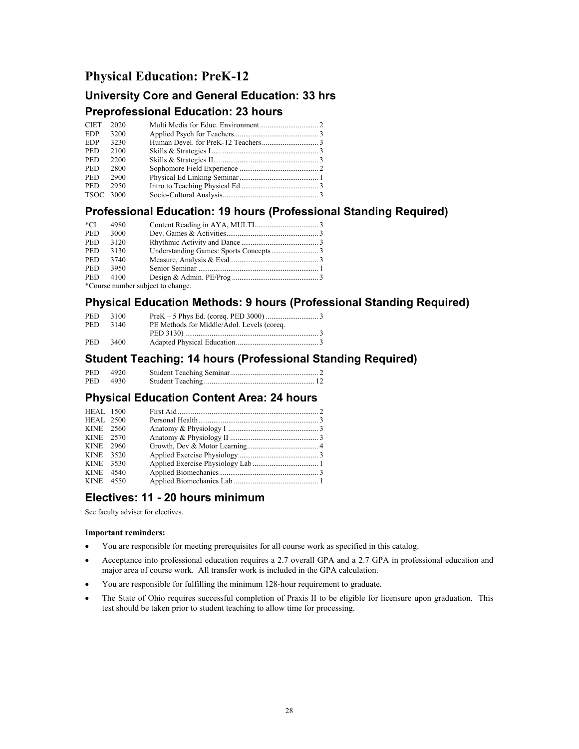# Physical Education: PreK-12

## University Core and General Education: 33 hrs

## Preprofessional Education: 23 hours

| | | | |
|---|---|---|---|
| CIET | 2020 | Multi Media for Educ. Environment | 2 |
| EDP | 3200 | Applied Psych for Teachers | 3 |
| EDP | 3230 | Human Devel. for PreK-12 Teachers | 3 |
| PED | 2100 | Skills & Strategies I | 3 |
| PED | 2200 | Skills & Strategies II | 3 |
| PED | 2800 | Sophomore Field Experience | 2 |
| PED | 2900 | Physical Ed Linking Seminar | 1 |
| PED | 2950 | Intro to Teaching Physical Ed | 3 |
| TSOC | 3000 | Socio-Cultural Analysis | 3 |

## Professional Education: 19 hours (Professional Standing Required)

| | | | |
|---|---|---|---|
| *CI | 4980 | Content Reading in AYA, MULTI | 3 |
| PED | 3000 | Dev. Games & Activities | 3 |
| PED | 3120 | Rhythmic Activity and Dance | 3 |
| PED | 3130 | Understanding Games: Sports Concepts | 3 |
| PED | 3740 | Measure, Analysis & Eval | 3 |
| PED | 3950 | Senior Seminar | 1 |
| PED | 4100 | Design & Admin. PE/Prog | 3 |

*Course number subject to change.

## Physical Education Methods: 9 hours (Professional Standing Required)

| | | | |
|---|---|---|---|
| PED | 3100 | PreK – 5 Phys Ed. (coreq. PED 3000) | 3 |
| PED | 3140 | PE Methods for Middle/Adol. Levels (coreq. PED 3130) | 3 |
| PED | 3400 | Adapted Physical Education | 3 |

## Student Teaching: 14 hours (Professional Standing Required)

| | | | |
|---|---|---|---|
| PED | 4920 | Student Teaching Seminar | 2 |
| PED | 4930 | Student Teaching | 12 |

## Physical Education Content Area: 24 hours

| | | | |
|---|---|---|---|
| HEAL | 1500 | First Aid | 2 |
| HEAL | 2500 | Personal Health | 3 |
| KINE | 2560 | Anatomy & Physiology I | 3 |
| KINE | 2570 | Anatomy & Physiology II | 3 |
| KINE | 2960 | Growth, Dev & Motor Learning | 4 |
| KINE | 3520 | Applied Exercise Physiology | 3 |
| KINE | 3530 | Applied Exercise Physiology Lab | 1 |
| KINE | 4540 | Applied Biomechanics | 3 |
| KINE | 4550 | Applied Biomechanics Lab | 1 |

## Electives: 11 - 20 hours minimum

See faculty adviser for electives.

**Important reminders:**

- You are responsible for meeting prerequisites for all course work as specified in this catalog.
- Acceptance into professional education requires a 2.7 overall GPA and a 2.7 GPA in professional education and major area of course work. All transfer work is included in the GPA calculation.
- You are responsible for fulfilling the minimum 128-hour requirement to graduate.
- The State of Ohio requires successful completion of Praxis II to be eligible for licensure upon graduation. This test should be taken prior to student teaching to allow time for processing.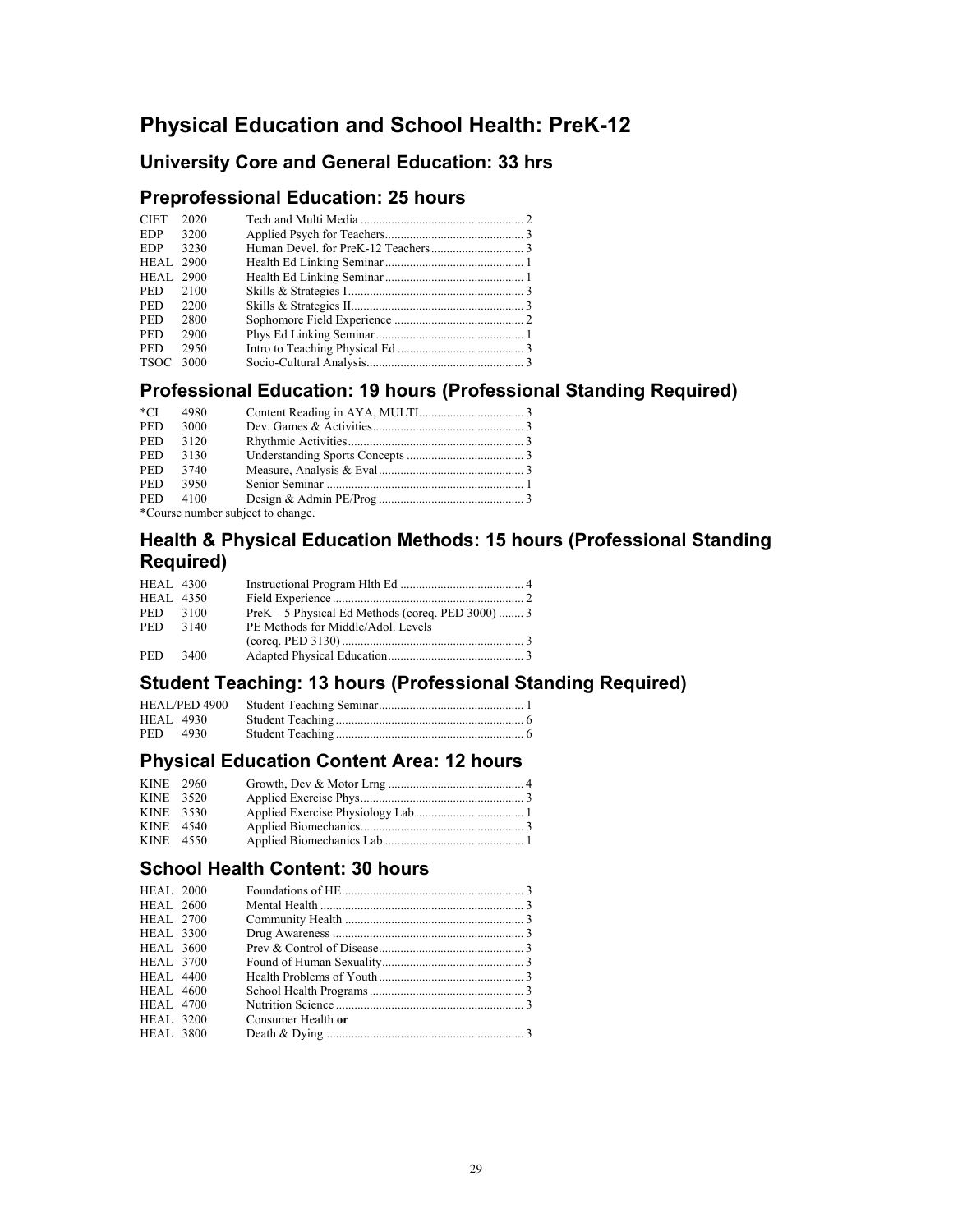# Physical Education and School Health: PreK-12

## University Core and General Education: 33 hrs

## Preprofessional Education: 25 hours

| | | | |
|---|---|---|---|
| CIET | 2020 | Tech and Multi Media | 2 |
| EDP | 3200 | Applied Psych for Teachers | 3 |
| EDP | 3230 | Human Devel. for PreK-12 Teachers | 3 |
| HEAL | 2900 | Health Ed Linking Seminar | 1 |
| HEAL | 2900 | Health Ed Linking Seminar | 1 |
| PED | 2100 | Skills & Strategies I | 3 |
| PED | 2200 | Skills & Strategies II | 3 |
| PED | 2800 | Sophomore Field Experience | 2 |
| PED | 2900 | Phys Ed Linking Seminar | 1 |
| PED | 2950 | Intro to Teaching Physical Ed | 3 |
| TSOC | 3000 | Socio-Cultural Analysis | 3 |

## Professional Education: 19 hours (Professional Standing Required)

| | | | |
|---|---|---|---|
| *CI | 4980 | Content Reading in AYA, MULTI | 3 |
| PED | 3000 | Dev. Games & Activities | 3 |
| PED | 3120 | Rhythmic Activities | 3 |
| PED | 3130 | Understanding Sports Concepts | 3 |
| PED | 3740 | Measure, Analysis & Eval | 3 |
| PED | 3950 | Senior Seminar | 1 |
| PED | 4100 | Design & Admin PE/Prog | 3 |

*Course number subject to change.

## Health & Physical Education Methods: 15 hours (Professional Standing Required)

| | | | |
|---|---|---|---|
| HEAL | 4300 | Instructional Program Hlth Ed | 4 |
| HEAL | 4350 | Field Experience | 2 |
| PED | 3100 | PreK – 5 Physical Ed Methods (coreq. PED 3000) | 3 |
| PED | 3140 | PE Methods for Middle/Adol. Levels (coreq. PED 3130) | 3 |
| PED | 3400 | Adapted Physical Education | 3 |

## Student Teaching: 13 hours (Professional Standing Required)

| | | | |
|---|---|---|---|
| HEAL/PED | 4900 | Student Teaching Seminar | 1 |
| HEAL | 4930 | Student Teaching | 6 |
| PED | 4930 | Student Teaching | 6 |

## Physical Education Content Area: 12 hours

| | | | |
|---|---|---|---|
| KINE | 2960 | Growth, Dev & Motor Lrng | 4 |
| KINE | 3520 | Applied Exercise Phys | 3 |
| KINE | 3530 | Applied Exercise Physiology Lab | 1 |
| KINE | 4540 | Applied Biomechanics | 3 |
| KINE | 4550 | Applied Biomechanics Lab | 1 |

## School Health Content: 30 hours

| | | | |
|---|---|---|---|
| HEAL | 2000 | Foundations of HE | 3 |
| HEAL | 2600 | Mental Health | 3 |
| HEAL | 2700 | Community Health | 3 |
| HEAL | 3300 | Drug Awareness | 3 |
| HEAL | 3600 | Prev & Control of Disease | 3 |
| HEAL | 3700 | Found of Human Sexuality | 3 |
| HEAL | 4400 | Health Problems of Youth | 3 |
| HEAL | 4600 | School Health Programs | 3 |
| HEAL | 4700 | Nutrition Science | 3 |
| HEAL | 3200 | Consumer Health **or** | |
| HEAL | 3800 | Death & Dying | 3 |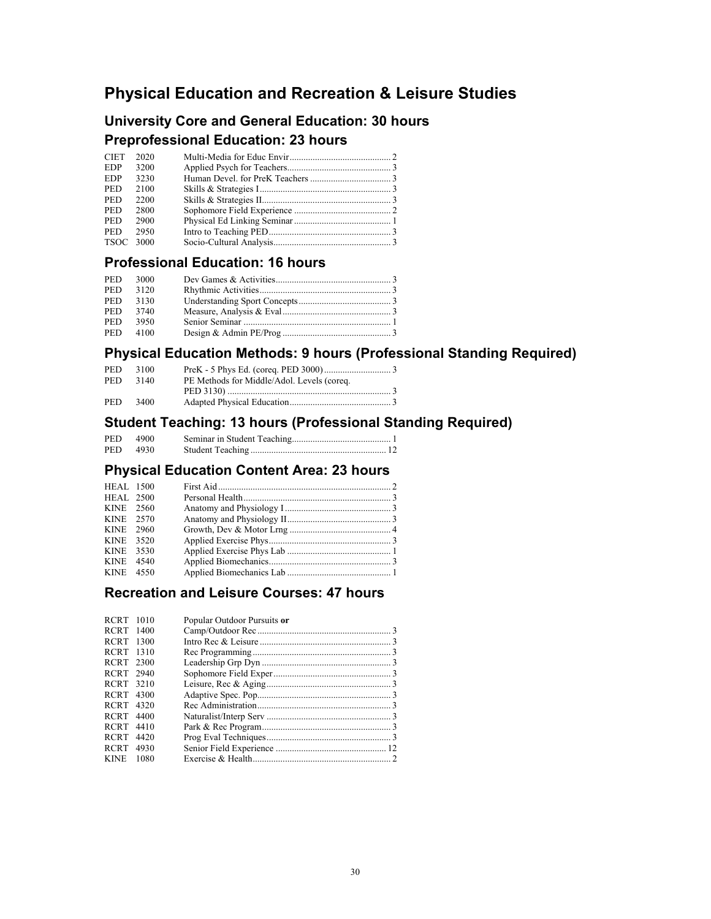# Physical Education and Recreation & Leisure Studies

## University Core and General Education: 30 hours

## Preprofessional Education: 23 hours

| | | | |
|---|---|---|---|
| CIET | 2020 | Multi-Media for Educ Envir | 2 |
| EDP | 3200 | Applied Psych for Teachers | 3 |
| EDP | 3230 | Human Devel. for PreK Teachers | 3 |
| PED | 2100 | Skills & Strategies I | 3 |
| PED | 2200 | Skills & Strategies II | 3 |
| PED | 2800 | Sophomore Field Experience | 2 |
| PED | 2900 | Physical Ed Linking Seminar | 1 |
| PED | 2950 | Intro to Teaching PED | 3 |
| TSOC | 3000 | Socio-Cultural Analysis | 3 |

## Professional Education: 16 hours

| | | | |
|---|---|---|---|
| PED | 3000 | Dev Games & Activities | 3 |
| PED | 3120 | Rhythmic Activities | 3 |
| PED | 3130 | Understanding Sport Concepts | 3 |
| PED | 3740 | Measure, Analysis & Eval | 3 |
| PED | 3950 | Senior Seminar | 1 |
| PED | 4100 | Design & Admin PE/Prog | 3 |

## Physical Education Methods: 9 hours (Professional Standing Required)

| | | | |
|---|---|---|---|
| PED | 3100 | PreK - 5 Phys Ed. (coreq. PED 3000) | 3 |
| PED | 3140 | PE Methods for Middle/Adol. Levels (coreq. PED 3130) | 3 |
| PED | 3400 | Adapted Physical Education | 3 |

## Student Teaching: 13 hours (Professional Standing Required)

| | | | |
|---|---|---|---|
| PED | 4900 | Seminar in Student Teaching | 1 |
| PED | 4930 | Student Teaching | 12 |

## Physical Education Content Area: 23 hours

| | | | |
|---|---|---|---|
| HEAL | 1500 | First Aid | 2 |
| HEAL | 2500 | Personal Health | 3 |
| KINE | 2560 | Anatomy and Physiology I | 3 |
| KINE | 2570 | Anatomy and Physiology II | 3 |
| KINE | 2960 | Growth, Dev & Motor Lrng | 4 |
| KINE | 3520 | Applied Exercise Phys | 3 |
| KINE | 3530 | Applied Exercise Phys Lab | 1 |
| KINE | 4540 | Applied Biomechanics | 3 |
| KINE | 4550 | Applied Biomechanics Lab | 1 |

## Recreation and Leisure Courses: 47 hours

| | | | |
|---|---|---|---|
| RCRT | 1010 | Popular Outdoor Pursuits **or** | |
| RCRT | 1400 | Camp/Outdoor Rec | 3 |
| RCRT | 1300 | Intro Rec & Leisure | 3 |
| RCRT | 1310 | Rec Programming | 3 |
| RCRT | 2300 | Leadership Grp Dyn | 3 |
| RCRT | 2940 | Sophomore Field Exper | 3 |
| RCRT | 3210 | Leisure, Rec & Aging | 3 |
| RCRT | 4300 | Adaptive Spec. Pop. | 3 |
| RCRT | 4320 | Rec Administration | 3 |
| RCRT | 4400 | Naturalist/Interp Serv | 3 |
| RCRT | 4410 | Park & Rec Program | 3 |
| RCRT | 4420 | Prog Eval Techniques | 3 |
| RCRT | 4930 | Senior Field Experience | 12 |
| KINE | 1080 | Exercise & Health | 2 |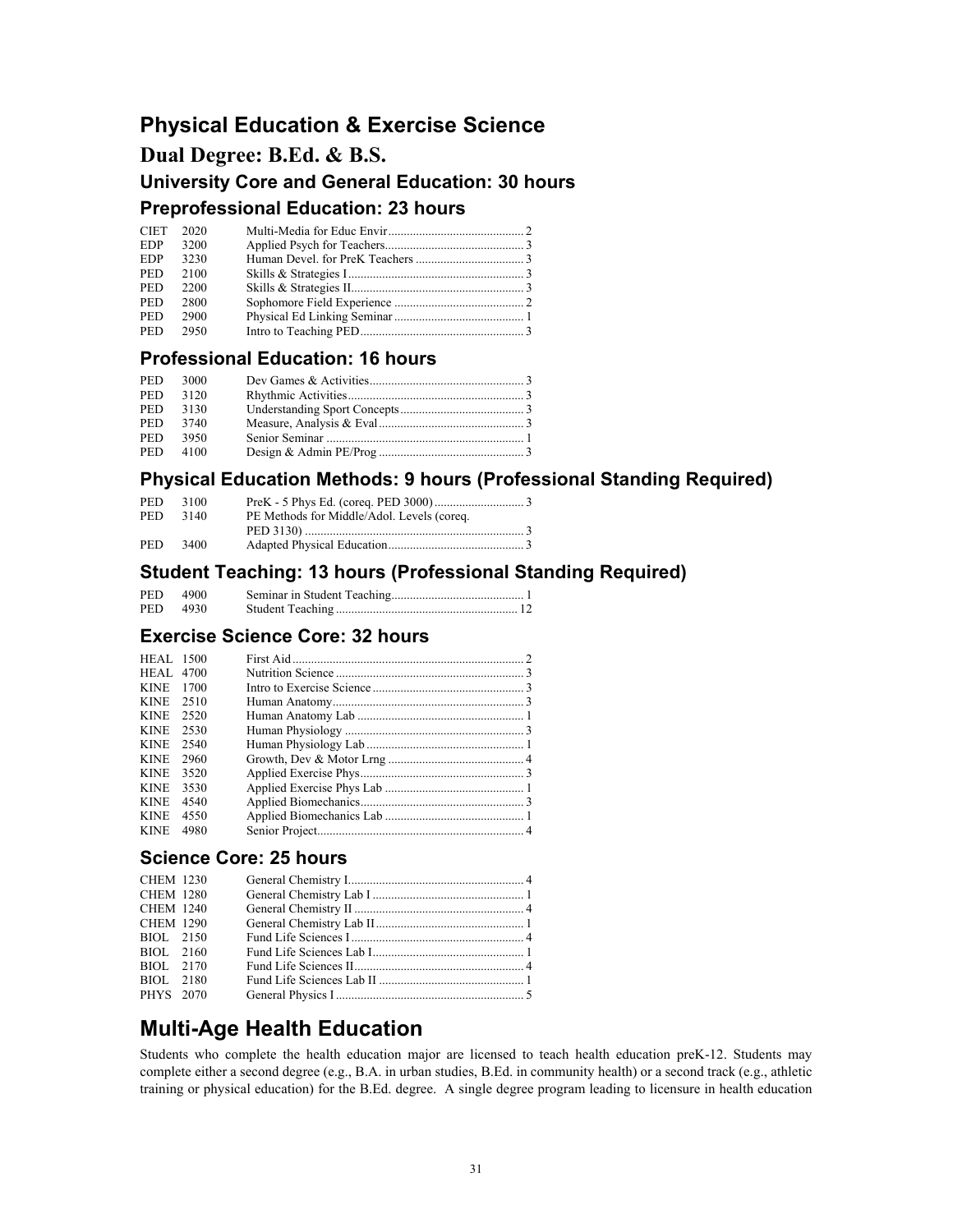# Physical Education & Exercise Science

## Dual Degree: B.Ed. & B.S.

### University Core and General Education: 30 hours

### Preprofessional Education: 23 hours

| | | | |
|---|---|---|---|
| CIET | 2020 | Multi-Media for Educ Envir | 2 |
| EDP | 3200 | Applied Psych for Teachers | 3 |
| EDP | 3230 | Human Devel. for PreK Teachers | 3 |
| PED | 2100 | Skills & Strategies I | 3 |
| PED | 2200 | Skills & Strategies II | 3 |
| PED | 2800 | Sophomore Field Experience | 2 |
| PED | 2900 | Physical Ed Linking Seminar | 1 |
| PED | 2950 | Intro to Teaching PED | 3 |

### Professional Education: 16 hours

| | | | |
|---|---|---|---|
| PED | 3000 | Dev Games & Activities | 3 |
| PED | 3120 | Rhythmic Activities | 3 |
| PED | 3130 | Understanding Sport Concepts | 3 |
| PED | 3740 | Measure, Analysis & Eval | 3 |
| PED | 3950 | Senior Seminar | 1 |
| PED | 4100 | Design & Admin PE/Prog | 3 |

### Physical Education Methods: 9 hours (Professional Standing Required)

| | | | |
|---|---|---|---|
| PED | 3100 | PreK - 5 Phys Ed. (coreq. PED 3000) | 3 |
| PED | 3140 | PE Methods for Middle/Adol. Levels (coreq. PED 3130) | 3 |
| PED | 3400 | Adapted Physical Education | 3 |

### Student Teaching: 13 hours (Professional Standing Required)

| | | | |
|---|---|---|---|
| PED | 4900 | Seminar in Student Teaching | 1 |
| PED | 4930 | Student Teaching | 12 |

### Exercise Science Core: 32 hours

| | | | |
|---|---|---|---|
| HEAL | 1500 | First Aid | 2 |
| HEAL | 4700 | Nutrition Science | 3 |
| KINE | 1700 | Intro to Exercise Science | 3 |
| KINE | 2510 | Human Anatomy | 3 |
| KINE | 2520 | Human Anatomy Lab | 1 |
| KINE | 2530 | Human Physiology | 3 |
| KINE | 2540 | Human Physiology Lab | 1 |
| KINE | 2960 | Growth, Dev & Motor Lrng | 4 |
| KINE | 3520 | Applied Exercise Phys | 3 |
| KINE | 3530 | Applied Exercise Phys Lab | 1 |
| KINE | 4540 | Applied Biomechanics | 3 |
| KINE | 4550 | Applied Biomechanics Lab | 1 |
| KINE | 4980 | Senior Project | 4 |

### Science Core: 25 hours

| | | | |
|---|---|---|---|
| CHEM | 1230 | General Chemistry I | 4 |
| CHEM | 1280 | General Chemistry Lab I | 1 |
| CHEM | 1240 | General Chemistry II | 4 |
| CHEM | 1290 | General Chemistry Lab II | 1 |
| BIOL | 2150 | Fund Life Sciences I | 4 |
| BIOL | 2160 | Fund Life Sciences Lab I | 1 |
| BIOL | 2170 | Fund Life Sciences II | 4 |
| BIOL | 2180 | Fund Life Sciences Lab II | 1 |
| PHYS | 2070 | General Physics I | 5 |

# Multi-Age Health Education

Students who complete the health education major are licensed to teach health education preK-12. Students may complete either a second degree (e.g., B.A. in urban studies, B.Ed. in community health) or a second track (e.g., athletic training or physical education) for the B.Ed. degree. A single degree program leading to licensure in health education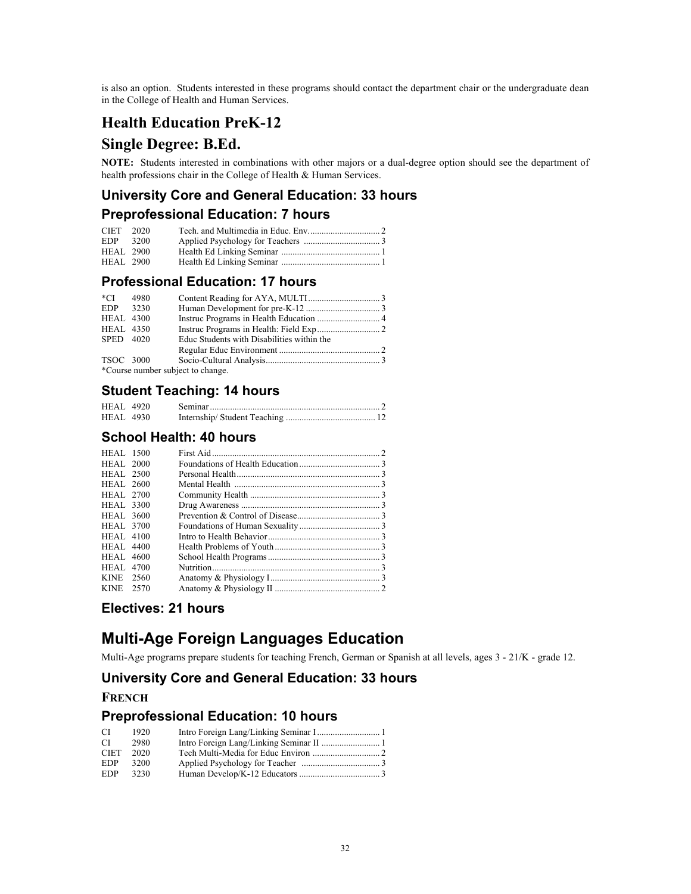is also an option. Students interested in these programs should contact the department chair or the undergraduate dean in the College of Health and Human Services.

# Health Education PreK-12

# Single Degree: B.Ed.

**NOTE:** Students interested in combinations with other majors or a dual-degree option should see the department of health professions chair in the College of Health & Human Services.

## University Core and General Education: 33 hours

## Preprofessional Education: 7 hours

| | | | |
|---|---|---|---|
| CIET | 2020 | Tech. and Multimedia in Educ. Env. | 2 |
| EDP | 3200 | Applied Psychology for Teachers | 3 |
| HEAL | 2900 | Health Ed Linking Seminar | 1 |
| HEAL | 2900 | Health Ed Linking Seminar | 1 |

## Professional Education: 17 hours

| | | | |
|---|---|---|---|
| *CI | 4980 | Content Reading for AYA, MULTI | 3 |
| EDP | 3230 | Human Development for pre-K-12 | 3 |
| HEAL | 4300 | Instruc Programs in Health Education | 4 |
| HEAL | 4350 | Instruc Programs in Health: Field Exp | 2 |
| SPED | 4020 | Educ Students with Disabilities within the Regular Educ Environment | 2 |
| TSOC | 3000 | Socio-Cultural Analysis | 3 |

*Course number subject to change.

## Student Teaching: 14 hours

| | | | |
|---|---|---|---|
| HEAL | 4920 | Seminar | 2 |
| HEAL | 4930 | Internship/ Student Teaching | 12 |

## School Health: 40 hours

| | | | |
|---|---|---|---|
| HEAL | 1500 | First Aid | 2 |
| HEAL | 2000 | Foundations of Health Education | 3 |
| HEAL | 2500 | Personal Health | 3 |
| HEAL | 2600 | Mental Health | 3 |
| HEAL | 2700 | Community Health | 3 |
| HEAL | 3300 | Drug Awareness | 3 |
| HEAL | 3600 | Prevention & Control of Disease | 3 |
| HEAL | 3700 | Foundations of Human Sexuality | 3 |
| HEAL | 4100 | Intro to Health Behavior | 3 |
| HEAL | 4400 | Health Problems of Youth | 3 |
| HEAL | 4600 | School Health Programs | 3 |
| HEAL | 4700 | Nutrition | 3 |
| KINE | 2560 | Anatomy & Physiology I | 3 |
| KINE | 2570 | Anatomy & Physiology II | 2 |

## Electives: 21 hours

# Multi-Age Foreign Languages Education

Multi-Age programs prepare students for teaching French, German or Spanish at all levels, ages 3 - 21/K - grade 12.

## University Core and General Education: 33 hours

### French

## Preprofessional Education: 10 hours

| | | | |
|---|---|---|---|
| CI | 1920 | Intro Foreign Lang/Linking Seminar I | 1 |
| CI | 2980 | Intro Foreign Lang/Linking Seminar II | 1 |
| CIET | 2020 | Tech Multi-Media for Educ Environ | 2 |
| EDP | 3200 | Applied Psychology for Teacher | 3 |
| EDP | 3230 | Human Develop/K-12 Educators | 3 |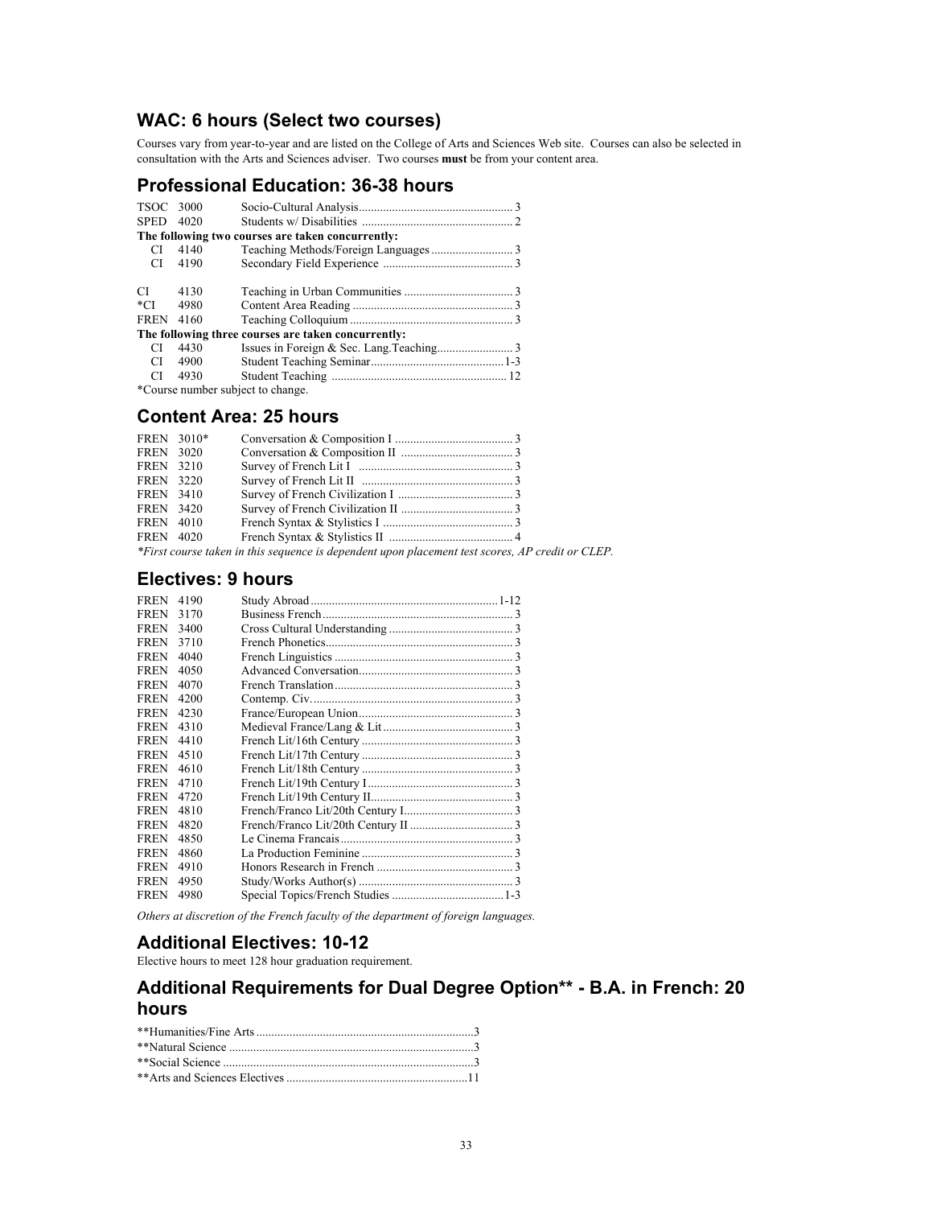## WAC: 6 hours (Select two courses)

Courses vary from year-to-year and are listed on the College of Arts and Sciences Web site. Courses can also be selected in consultation with the Arts and Sciences adviser. Two courses **must** be from your content area.

## Professional Education: 36-38 hours

| Course | Number | Title | Hours |
|---|---|---|---|
| TSOC | 3000 | Socio-Cultural Analysis | 3 |
| SPED | 4020 | Students w/ Disabilities | 2 |
| **The following two courses are taken concurrently:** | | | |
| CI | 4140 | Teaching Methods/Foreign Languages | 3 |
| CI | 4190 | Secondary Field Experience | 3 |
| CI | 4130 | Teaching in Urban Communities | 3 |
| *CI | 4980 | Content Area Reading | 3 |
| FREN | 4160 | Teaching Colloquium | 3 |
| **The following three courses are taken concurrently:** | | | |
| CI | 4430 | Issues in Foreign & Sec. Lang.Teaching | 3 |
| CI | 4900 | Student Teaching Seminar | 1-3 |
| CI | 4930 | Student Teaching | 12 |

*Course number subject to change.

## Content Area: 25 hours

| Course | Number | Title | Hours |
|---|---|---|---|
| FREN | 3010* | Conversation & Composition I | 3 |
| FREN | 3020 | Conversation & Composition II | 3 |
| FREN | 3210 | Survey of French Lit I | 3 |
| FREN | 3220 | Survey of French Lit II | 3 |
| FREN | 3410 | Survey of French Civilization I | 3 |
| FREN | 3420 | Survey of French Civilization II | 3 |
| FREN | 4010 | French Syntax & Stylistics I | 3 |
| FREN | 4020 | French Syntax & Stylistics II | 4 |

*\*First course taken in this sequence is dependent upon placement test scores, AP credit or CLEP.*

## Electives: 9 hours

| Course | Number | Title | Hours |
|---|---|---|---|
| FREN | 4190 | Study Abroad | 1-12 |
| FREN | 3170 | Business French | 3 |
| FREN | 3400 | Cross Cultural Understanding | 3 |
| FREN | 3710 | French Phonetics | 3 |
| FREN | 4040 | French Linguistics | 3 |
| FREN | 4050 | Advanced Conversation | 3 |
| FREN | 4070 | French Translation | 3 |
| FREN | 4200 | Contemp. Civ. | 3 |
| FREN | 4230 | France/European Union | 3 |
| FREN | 4310 | Medieval France/Lang & Lit | 3 |
| FREN | 4410 | French Lit/16th Century | 3 |
| FREN | 4510 | French Lit/17th Century | 3 |
| FREN | 4610 | French Lit/18th Century | 3 |
| FREN | 4710 | French Lit/19th Century I | 3 |
| FREN | 4720 | French Lit/19th Century II | 3 |
| FREN | 4810 | French/Franco Lit/20th Century I | 3 |
| FREN | 4820 | French/Franco Lit/20th Century II | 3 |
| FREN | 4850 | Le Cinema Francais | 3 |
| FREN | 4860 | La Production Feminine | 3 |
| FREN | 4910 | Honors Research in French | 3 |
| FREN | 4950 | Study/Works Author(s) | 3 |
| FREN | 4980 | Special Topics/French Studies | 1-3 |

*Others at discretion of the French faculty of the department of foreign languages.*

## Additional Electives: 10-12

Elective hours to meet 128 hour graduation requirement.

## Additional Requirements for Dual Degree Option** - B.A. in French: 20 hours

| Requirement | Hours |
|---|---|
| **Humanities/Fine Arts | 3 |
| **Natural Science | 3 |
| **Social Science | 3 |
| **Arts and Sciences Electives | 11 |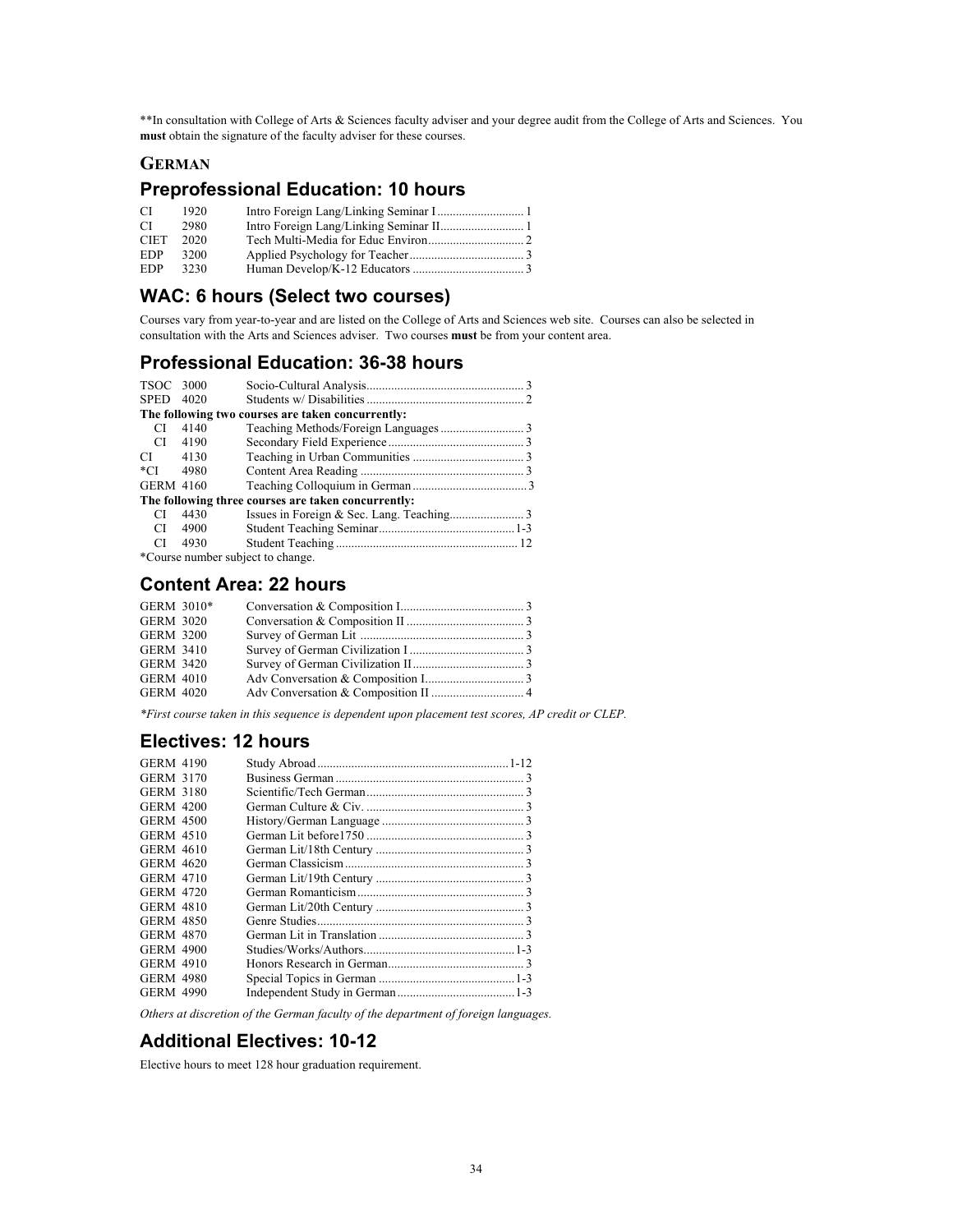**In consultation with College of Arts & Sciences faculty adviser and your degree audit from the College of Arts and Sciences. You **must** obtain the signature of the faculty adviser for these courses.

## GERMAN

### Preprofessional Education: 10 hours

| | | | |
|---|---|---|---|
| CI | 1920 | Intro Foreign Lang/Linking Seminar I | 1 |
| CI | 2980 | Intro Foreign Lang/Linking Seminar II | 1 |
| CIET | 2020 | Tech Multi-Media for Educ Environ | 2 |
| EDP | 3200 | Applied Psychology for Teacher | 3 |
| EDP | 3230 | Human Develop/K-12 Educators | 3 |

### WAC: 6 hours (Select two courses)

Courses vary from year-to-year and are listed on the College of Arts and Sciences web site. Courses can also be selected in consultation with the Arts and Sciences adviser. Two courses **must** be from your content area.

### Professional Education: 36-38 hours

| | | | |
|---|---|---|---|
| TSOC | 3000 | Socio-Cultural Analysis | 3 |
| SPED | 4020 | Students w/ Disabilities | 2 |
| **The following two courses are taken concurrently:** | | | |
| CI | 4140 | Teaching Methods/Foreign Languages | 3 |
| CI | 4190 | Secondary Field Experience | 3 |
| CI | 4130 | Teaching in Urban Communities | 3 |
| *CI | 4980 | Content Area Reading | 3 |
| GERM | 4160 | Teaching Colloquium in German | 3 |
| **The following three courses are taken concurrently:** | | | |
| CI | 4430 | Issues in Foreign & Sec. Lang. Teaching | 3 |
| CI | 4900 | Student Teaching Seminar | 1-3 |
| CI | 4930 | Student Teaching | 12 |

*Course number subject to change.

### Content Area: 22 hours

| | | | |
|---|---|---|---|
| GERM | 3010* | Conversation & Composition I | 3 |
| GERM | 3020 | Conversation & Composition II | 3 |
| GERM | 3200 | Survey of German Lit | 3 |
| GERM | 3410 | Survey of German Civilization I | 3 |
| GERM | 3420 | Survey of German Civilization II | 3 |
| GERM | 4010 | Adv Conversation & Composition I | 3 |
| GERM | 4020 | Adv Conversation & Composition II | 4 |

*First course taken in this sequence is dependent upon placement test scores, AP credit or CLEP.*

### Electives: 12 hours

| | | | |
|---|---|---|---|
| GERM | 4190 | Study Abroad | 1-12 |
| GERM | 3170 | Business German | 3 |
| GERM | 3180 | Scientific/Tech German | 3 |
| GERM | 4200 | German Culture & Civ. | 3 |
| GERM | 4500 | History/German Language | 3 |
| GERM | 4510 | German Lit before1750 | 3 |
| GERM | 4610 | German Lit/18th Century | 3 |
| GERM | 4620 | German Classicism | 3 |
| GERM | 4710 | German Lit/19th Century | 3 |
| GERM | 4720 | German Romanticism | 3 |
| GERM | 4810 | German Lit/20th Century | 3 |
| GERM | 4850 | Genre Studies | 3 |
| GERM | 4870 | German Lit in Translation | 3 |
| GERM | 4900 | Studies/Works/Authors | 1-3 |
| GERM | 4910 | Honors Research in German | 3 |
| GERM | 4980 | Special Topics in German | 1-3 |
| GERM | 4990 | Independent Study in German | 1-3 |

*Others at discretion of the German faculty of the department of foreign languages.*

### Additional Electives: 10-12

Elective hours to meet 128 hour graduation requirement.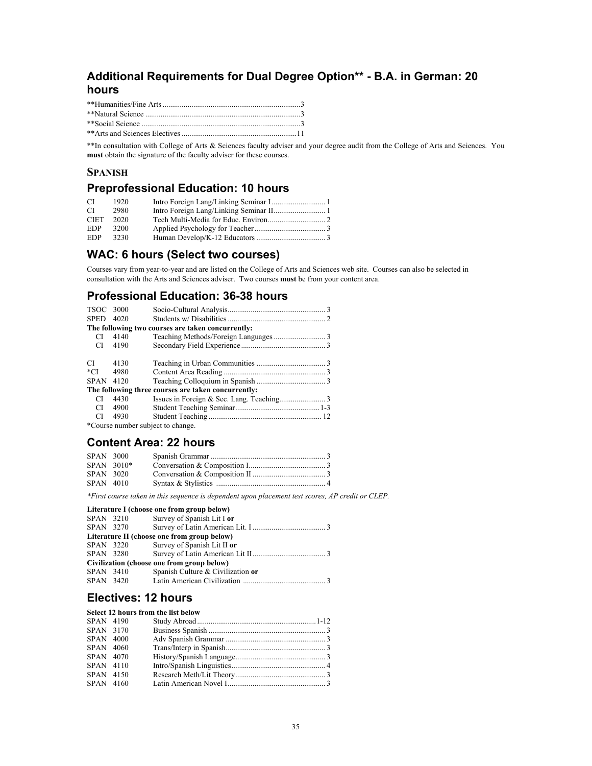## Additional Requirements for Dual Degree Option** - B.A. in German: 20 hours

**Humanities/Fine Arts ........................................................................3
**Natural Science ..................................................................................3
**Social Science ....................................................................................3
**Arts and Sciences Electives ............................................................11

**In consultation with College of Arts & Sciences faculty adviser and your degree audit from the College of Arts and Sciences. You **must** obtain the signature of the faculty adviser for these courses.

### SPANISH

## Preprofessional Education: 10 hours

| | | | |
|---|---|---|---|
| CI | 1920 | Intro Foreign Lang/Linking Seminar I | 1 |
| CI | 2980 | Intro Foreign Lang/Linking Seminar II | 1 |
| CIET | 2020 | Tech Multi-Media for Educ. Environ. | 2 |
| EDP | 3200 | Applied Psychology for Teacher | 3 |
| EDP | 3230 | Human Develop/K-12 Educators | 3 |

## WAC: 6 hours (Select two courses)

Courses vary from year-to-year and are listed on the College of Arts and Sciences web site. Courses can also be selected in consultation with the Arts and Sciences adviser. Two courses **must** be from your content area.

## Professional Education: 36-38 hours

| | | | |
|---|---|---|---|
| TSOC | 3000 | Socio-Cultural Analysis | 3 |
| SPED | 4020 | Students w/ Disabilities | 2 |
| **The following two courses are taken concurrently:** | | | |
| CI | 4140 | Teaching Methods/Foreign Languages | 3 |
| CI | 4190 | Secondary Field Experience | 3 |
| CI | 4130 | Teaching in Urban Communities | 3 |
| *CI | 4980 | Content Area Reading | 3 |
| SPAN | 4120 | Teaching Colloquium in Spanish | 3 |
| **The following three courses are taken concurrently:** | | | |
| CI | 4430 | Issues in Foreign & Sec. Lang. Teaching | 3 |
| CI | 4900 | Student Teaching Seminar | 1-3 |
| CI | 4930 | Student Teaching | 12 |

*Course number subject to change.

## Content Area: 22 hours

| | | | |
|---|---|---|---|
| SPAN | 3000 | Spanish Grammar | 3 |
| SPAN | 3010* | Conversation & Composition I | 3 |
| SPAN | 3020 | Conversation & Composition II | 3 |
| SPAN | 4010 | Syntax & Stylistics | 4 |

*\*First course taken in this sequence is dependent upon placement test scores, AP credit or CLEP.*

| | | | |
|---|---|---|---|
| **Literature I (choose one from group below)** | | | |
| SPAN | 3210 | Survey of Spanish Lit I **or** | |
| SPAN | 3270 | Survey of Latin American Lit. I | 3 |
| **Literature II (choose one from group below)** | | | |
| SPAN | 3220 | Survey of Spanish Lit II **or** | |
| SPAN | 3280 | Survey of Latin American Lit II | 3 |
| **Civilization (choose one from group below)** | | | |
| SPAN | 3410 | Spanish Culture & Civilization **or** | |
| SPAN | 3420 | Latin American Civilization | 3 |

## Electives: 12 hours

**Select 12 hours from the list below**

| | | | |
|---|---|---|---|
| SPAN | 4190 | Study Abroad | 1-12 |
| SPAN | 3170 | Business Spanish | 3 |
| SPAN | 4000 | Adv Spanish Grammar | 3 |
| SPAN | 4060 | Trans/Interp in Spanish | 3 |
| SPAN | 4070 | History/Spanish Language | 3 |
| SPAN | 4110 | Intro/Spanish Linguistics | 4 |
| SPAN | 4150 | Research Meth/Lit Theory | 3 |
| SPAN | 4160 | Latin American Novel I | 3 |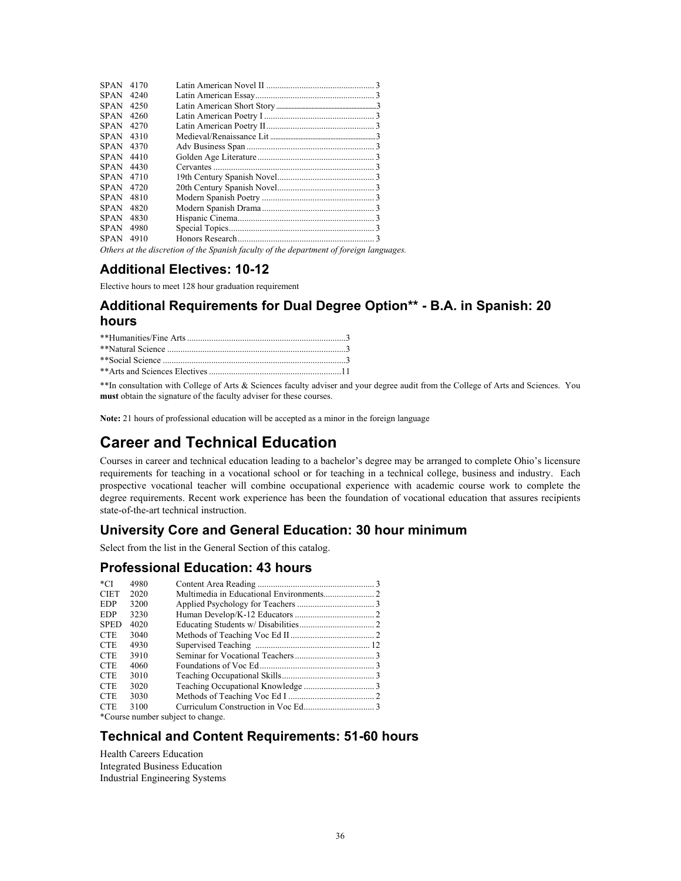| | | | |
|---|---|---|---|
| SPAN | 4170 | Latin American Novel II | 3 |
| SPAN | 4240 | Latin American Essay | 3 |
| SPAN | 4250 | Latin American Short Story | 3 |
| SPAN | 4260 | Latin American Poetry I | 3 |
| SPAN | 4270 | Latin American Poetry II | 3 |
| SPAN | 4310 | Medieval/Renaissance Lit | 3 |
| SPAN | 4370 | Adv Business Span | 3 |
| SPAN | 4410 | Golden Age Literature | 3 |
| SPAN | 4430 | Cervantes | 3 |
| SPAN | 4710 | 19th Century Spanish Novel | 3 |
| SPAN | 4720 | 20th Century Spanish Novel | 3 |
| SPAN | 4810 | Modern Spanish Poetry | 3 |
| SPAN | 4820 | Modern Spanish Drama | 3 |
| SPAN | 4830 | Hispanic Cinema | 3 |
| SPAN | 4980 | Special Topics | 3 |
| SPAN | 4910 | Honors Research | 3 |

*Others at the discretion of the Spanish faculty of the department of foreign languages.*

### Additional Electives: 10-12

Elective hours to meet 128 hour graduation requirement

### Additional Requirements for Dual Degree Option** - B.A. in Spanish: 20 hours

| | |
|---|---|
| **Humanities/Fine Arts | 3 |
| **Natural Science | 3 |
| **Social Science | 3 |
| **Arts and Sciences Electives | 11 |

**In consultation with College of Arts & Sciences faculty adviser and your degree audit from the College of Arts and Sciences. You **must** obtain the signature of the faculty adviser for these courses.

**Note:** 21 hours of professional education will be accepted as a minor in the foreign language

## Career and Technical Education

Courses in career and technical education leading to a bachelor's degree may be arranged to complete Ohio's licensure requirements for teaching in a vocational school or for teaching in a technical college, business and industry. Each prospective vocational teacher will combine occupational experience with academic course work to complete the degree requirements. Recent work experience has been the foundation of vocational education that assures recipients state-of-the-art technical instruction.

### University Core and General Education: 30 hour minimum

Select from the list in the General Section of this catalog.

### Professional Education: 43 hours

| | | | |
|---|---|---|---|
| *CI | 4980 | Content Area Reading | 3 |
| CIET | 2020 | Multimedia in Educational Environments | 2 |
| EDP | 3200 | Applied Psychology for Teachers | 3 |
| EDP | 3230 | Human Develop/K-12 Educators | 2 |
| SPED | 4020 | Educating Students w/ Disabilities | 2 |
| CTE | 3040 | Methods of Teaching Voc Ed II | 2 |
| CTE | 4930 | Supervised Teaching | 12 |
| CTE | 3910 | Seminar for Vocational Teachers | 3 |
| CTE | 4060 | Foundations of Voc Ed | 3 |
| CTE | 3010 | Teaching Occupational Skills | 3 |
| CTE | 3020 | Teaching Occupational Knowledge | 3 |
| CTE | 3030 | Methods of Teaching Voc Ed I | 2 |
| CTE | 3100 | Curriculum Construction in Voc Ed | 3 |

*Course number subject to change.

### Technical and Content Requirements: 51-60 hours

Health Careers Education
Integrated Business Education
Industrial Engineering Systems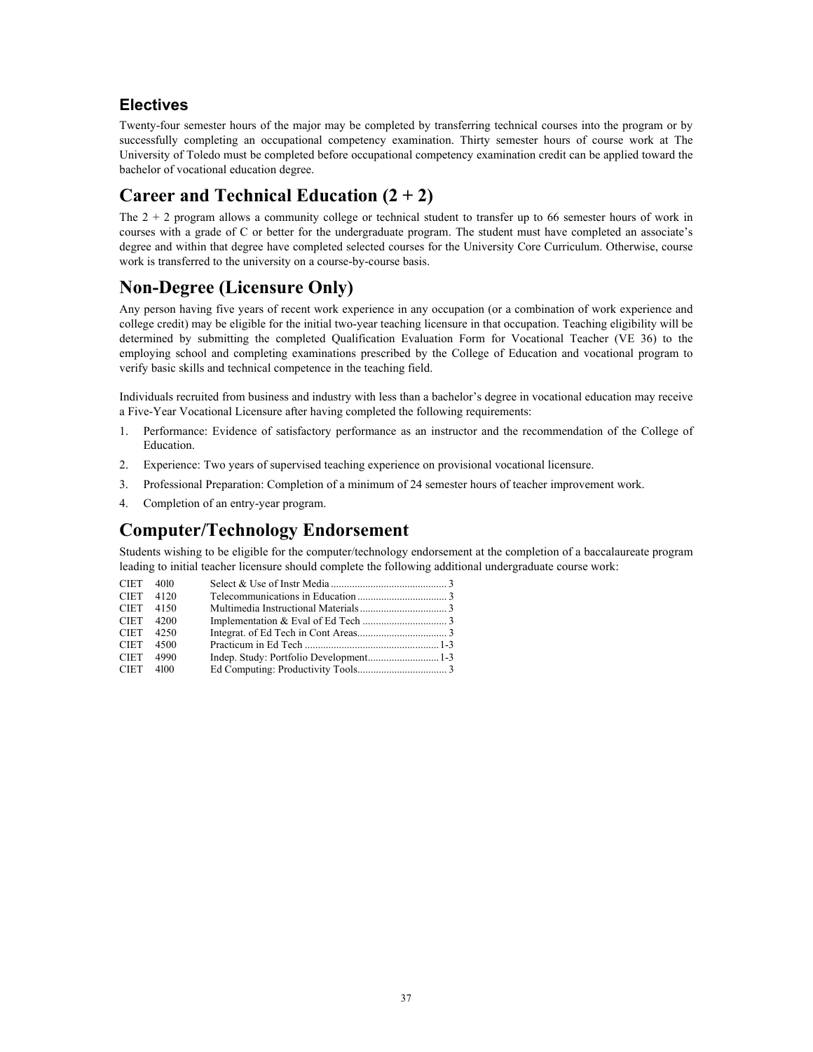### Electives

Twenty-four semester hours of the major may be completed by transferring technical courses into the program or by successfully completing an occupational competency examination. Thirty semester hours of course work at The University of Toledo must be completed before occupational competency examination credit can be applied toward the bachelor of vocational education degree.

## Career and Technical Education (2 + 2)

The 2 + 2 program allows a community college or technical student to transfer up to 66 semester hours of work in courses with a grade of C or better for the undergraduate program. The student must have completed an associate's degree and within that degree have completed selected courses for the University Core Curriculum. Otherwise, course work is transferred to the university on a course-by-course basis.

## Non-Degree (Licensure Only)

Any person having five years of recent work experience in any occupation (or a combination of work experience and college credit) may be eligible for the initial two-year teaching licensure in that occupation. Teaching eligibility will be determined by submitting the completed Qualification Evaluation Form for Vocational Teacher (VE 36) to the employing school and completing examinations prescribed by the College of Education and vocational program to verify basic skills and technical competence in the teaching field.

Individuals recruited from business and industry with less than a bachelor's degree in vocational education may receive a Five-Year Vocational Licensure after having completed the following requirements:

1. Performance: Evidence of satisfactory performance as an instructor and the recommendation of the College of Education.
2. Experience: Two years of supervised teaching experience on provisional vocational licensure.
3. Professional Preparation: Completion of a minimum of 24 semester hours of teacher improvement work.
4. Completion of an entry-year program.

## Computer/Technology Endorsement

Students wishing to be eligible for the computer/technology endorsement at the completion of a baccalaureate program leading to initial teacher licensure should complete the following additional undergraduate course work:

| | | | |
|---|---|---|---|
| CIET | 40l0 | Select & Use of Instr Media | 3 |
| CIET | 4120 | Telecommunications in Education | 3 |
| CIET | 4150 | Multimedia Instructional Materials | 3 |
| CIET | 4200 | Implementation & Eval of Ed Tech | 3 |
| CIET | 4250 | Integrat. of Ed Tech in Cont Areas | 3 |
| CIET | 4500 | Practicum in Ed Tech | 1-3 |
| CIET | 4990 | Indep. Study: Portfolio Development | 1-3 |
| CIET | 4l00 | Ed Computing: Productivity Tools | 3 |